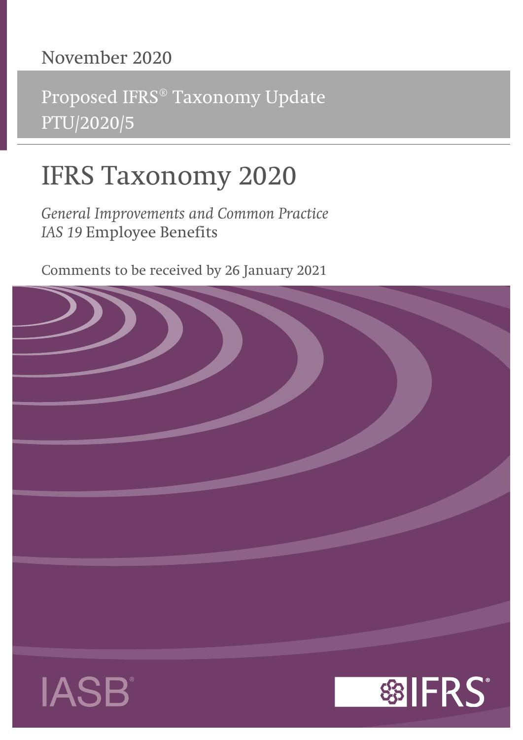November 2020

Proposed IFRS® Taxonomy Update
PTU/2020/5

# IFRS Taxonomy 2020

*General Improvements and Common Practice*
*IAS 19* Employee Benefits

Comments to be received by 26 January 2021

IASB®

IFRS®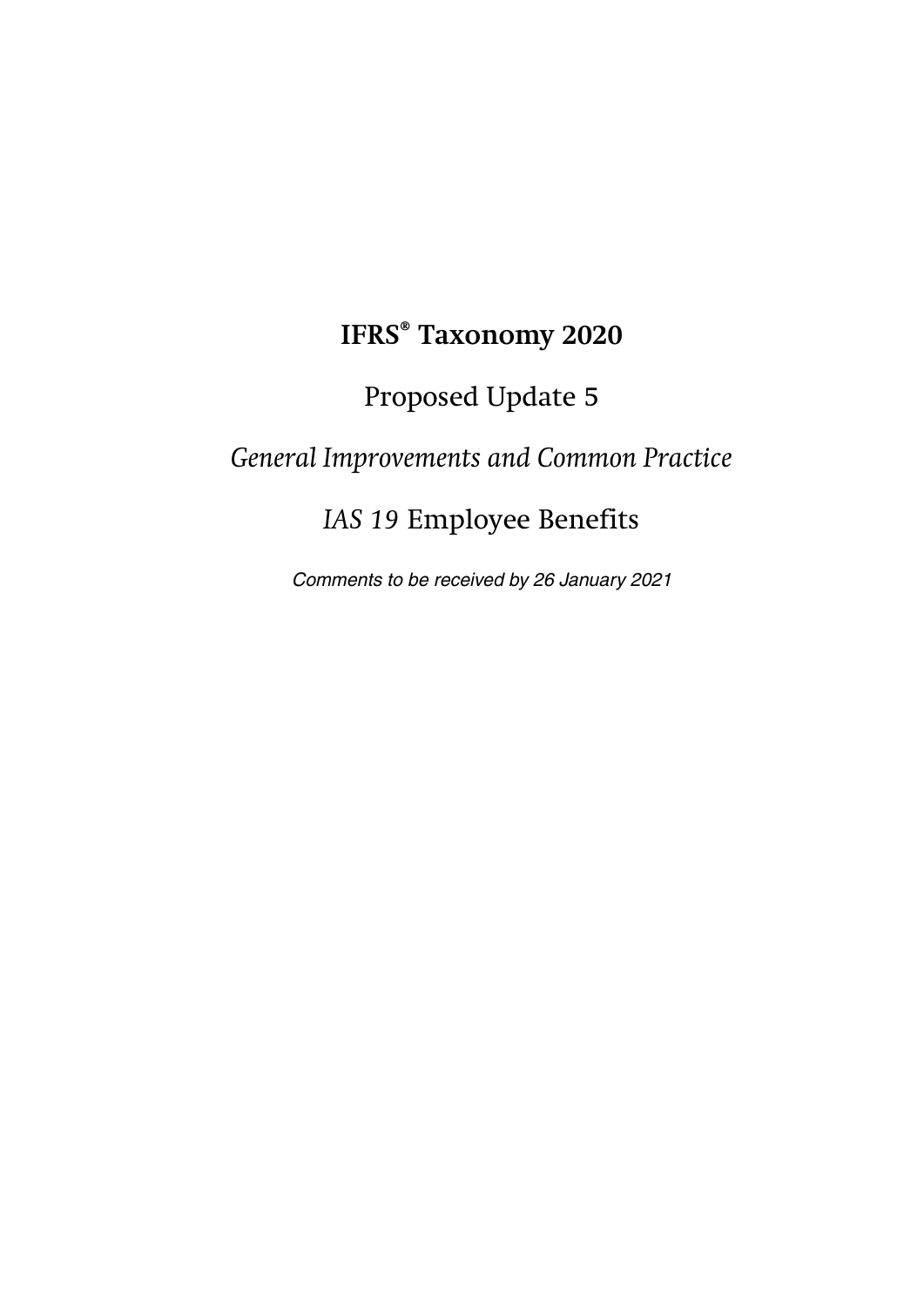# IFRS® Taxonomy 2020

## Proposed Update 5

## *General Improvements and Common Practice*

## *IAS 19* Employee Benefits

*Comments to be received by 26 January 2021*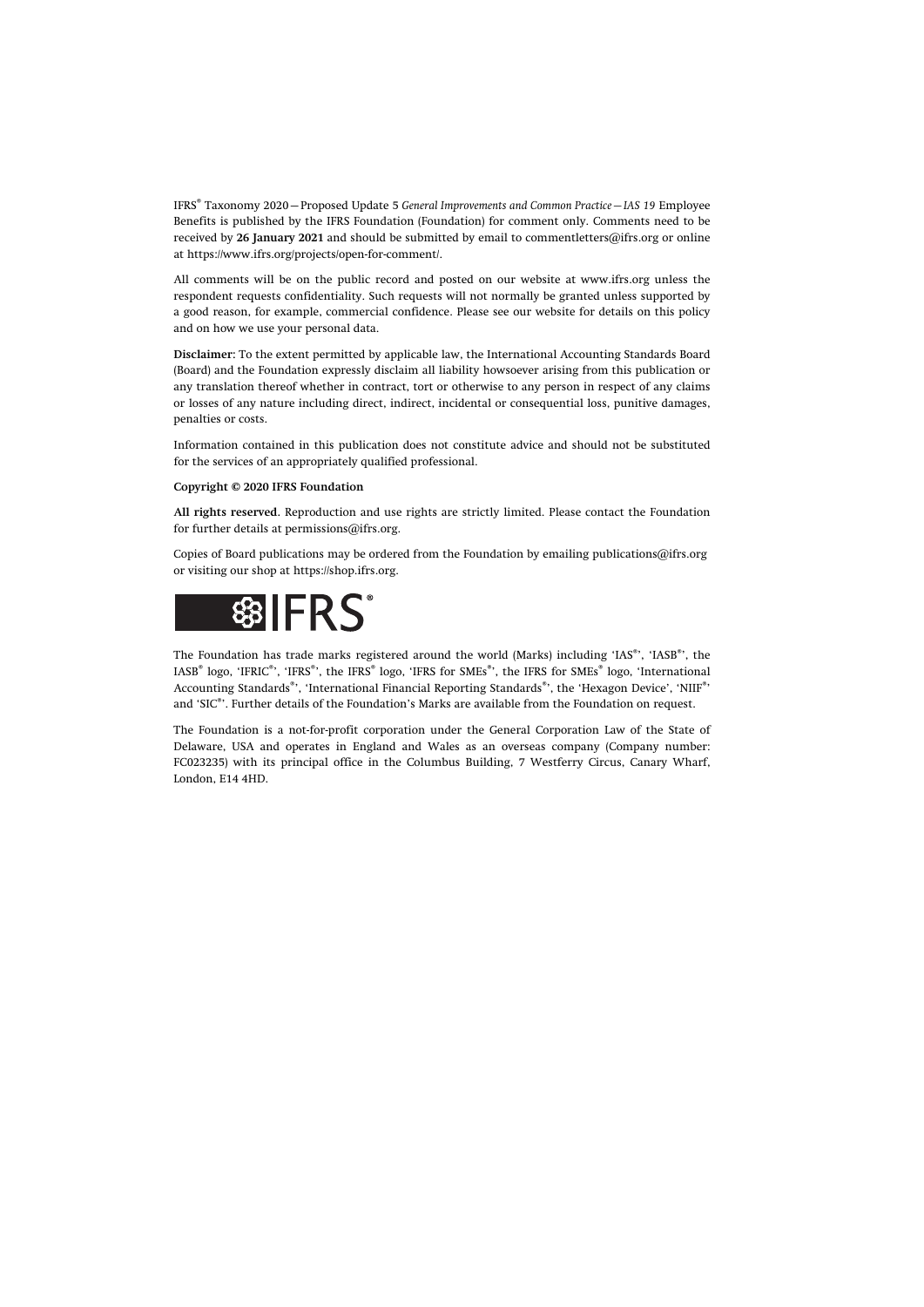IFRS® Taxonomy 2020—Proposed Update 5 *General Improvements and Common Practice—IAS 19* Employee Benefits is published by the IFRS Foundation (Foundation) for comment only. Comments need to be received by **26 January 2021** and should be submitted by email to commentletters@ifrs.org or online at https://www.ifrs.org/projects/open-for-comment/.

All comments will be on the public record and posted on our website at www.ifrs.org unless the respondent requests confidentiality. Such requests will not normally be granted unless supported by a good reason, for example, commercial confidence. Please see our website for details on this policy and on how we use your personal data.

**Disclaimer:** To the extent permitted by applicable law, the International Accounting Standards Board (Board) and the Foundation expressly disclaim all liability howsoever arising from this publication or any translation thereof whether in contract, tort or otherwise to any person in respect of any claims or losses of any nature including direct, indirect, incidental or consequential loss, punitive damages, penalties or costs.

Information contained in this publication does not constitute advice and should not be substituted for the services of an appropriately qualified professional.

**Copyright © 2020 IFRS Foundation**

**All rights reserved.** Reproduction and use rights are strictly limited. Please contact the Foundation for further details at permissions@ifrs.org.

Copies of Board publications may be ordered from the Foundation by emailing publications@ifrs.org or visiting our shop at https://shop.ifrs.org.

IFRS®

The Foundation has trade marks registered around the world (Marks) including 'IAS®', 'IASB®', the IASB® logo, 'IFRIC®', 'IFRS®', the IFRS® logo, 'IFRS for SMEs®', the IFRS for SMEs® logo, 'International Accounting Standards®', 'International Financial Reporting Standards®', the 'Hexagon Device', 'NIIF®' and 'SIC®'. Further details of the Foundation's Marks are available from the Foundation on request.

The Foundation is a not-for-profit corporation under the General Corporation Law of the State of Delaware, USA and operates in England and Wales as an overseas company (Company number: FC023235) with its principal office in the Columbus Building, 7 Westferry Circus, Canary Wharf, London, E14 4HD.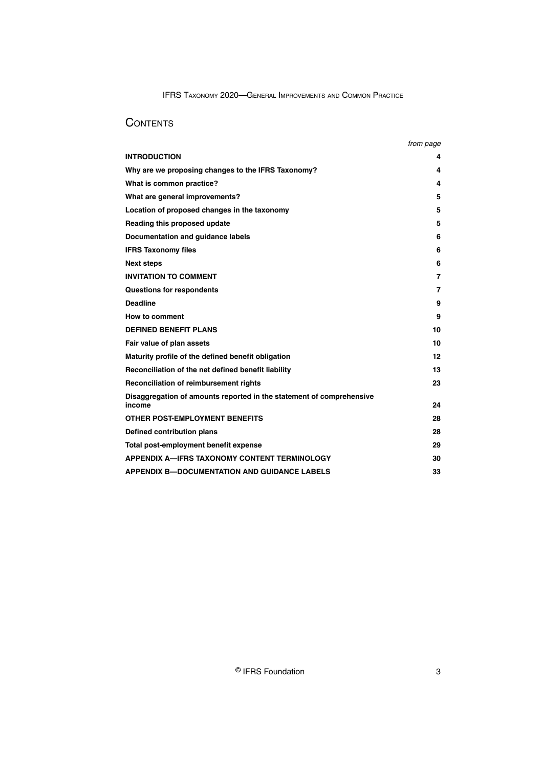# CONTENTS

| | *from page* |
|---|---|
| **INTRODUCTION** | **4** |
| **Why are we proposing changes to the IFRS Taxonomy?** | **4** |
| **What is common practice?** | **4** |
| **What are general improvements?** | **5** |
| **Location of proposed changes in the taxonomy** | **5** |
| **Reading this proposed update** | **5** |
| **Documentation and guidance labels** | **6** |
| **IFRS Taxonomy files** | **6** |
| **Next steps** | **6** |
| **INVITATION TO COMMENT** | **7** |
| **Questions for respondents** | **7** |
| **Deadline** | **9** |
| **How to comment** | **9** |
| **DEFINED BENEFIT PLANS** | **10** |
| **Fair value of plan assets** | **10** |
| **Maturity profile of the defined benefit obligation** | **12** |
| **Reconciliation of the net defined benefit liability** | **13** |
| **Reconciliation of reimbursement rights** | **23** |
| **Disaggregation of amounts reported in the statement of comprehensive income** | **24** |
| **OTHER POST-EMPLOYMENT BENEFITS** | **28** |
| **Defined contribution plans** | **28** |
| **Total post-employment benefit expense** | **29** |
| **APPENDIX A—IFRS TAXONOMY CONTENT TERMINOLOGY** | **30** |
| **APPENDIX B—DOCUMENTATION AND GUIDANCE LABELS** | **33** |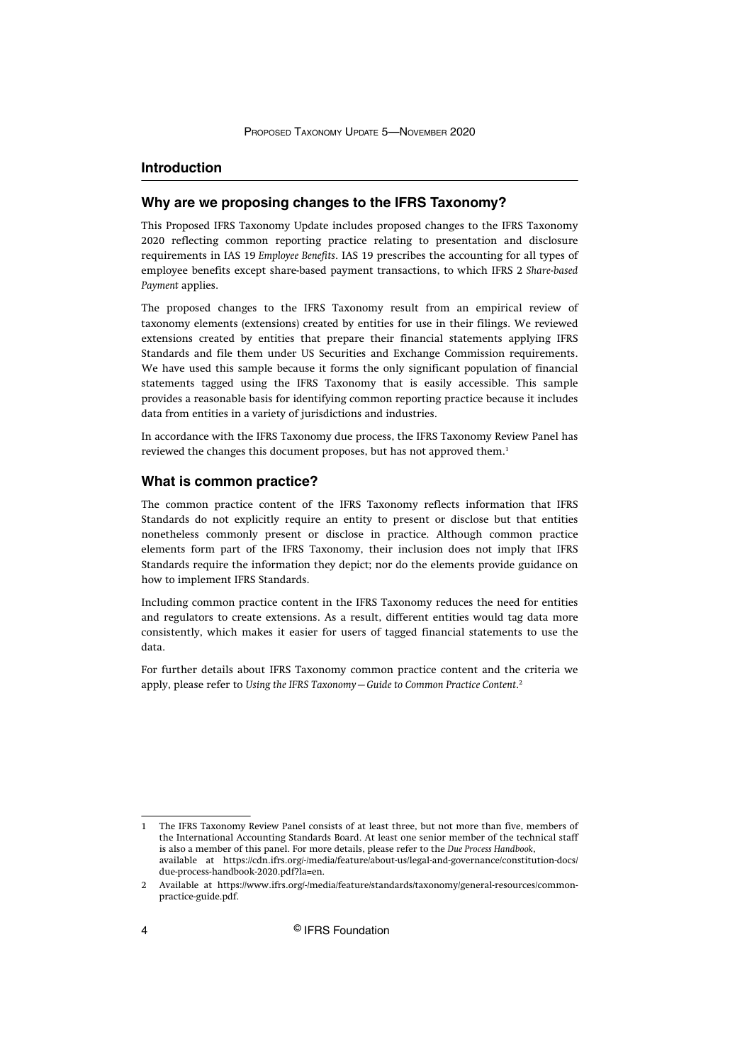## Introduction

### Why are we proposing changes to the IFRS Taxonomy?

This Proposed IFRS Taxonomy Update includes proposed changes to the IFRS Taxonomy 2020 reflecting common reporting practice relating to presentation and disclosure requirements in IAS 19 *Employee Benefits*. IAS 19 prescribes the accounting for all types of employee benefits except share-based payment transactions, to which IFRS 2 *Share-based Payment* applies.

The proposed changes to the IFRS Taxonomy result from an empirical review of taxonomy elements (extensions) created by entities for use in their filings. We reviewed extensions created by entities that prepare their financial statements applying IFRS Standards and file them under US Securities and Exchange Commission requirements. We have used this sample because it forms the only significant population of financial statements tagged using the IFRS Taxonomy that is easily accessible. This sample provides a reasonable basis for identifying common reporting practice because it includes data from entities in a variety of jurisdictions and industries.

In accordance with the IFRS Taxonomy due process, the IFRS Taxonomy Review Panel has reviewed the changes this document proposes, but has not approved them.[1]

### What is common practice?

The common practice content of the IFRS Taxonomy reflects information that IFRS Standards do not explicitly require an entity to present or disclose but that entities nonetheless commonly present or disclose in practice. Although common practice elements form part of the IFRS Taxonomy, their inclusion does not imply that IFRS Standards require the information they depict; nor do the elements provide guidance on how to implement IFRS Standards.

Including common practice content in the IFRS Taxonomy reduces the need for entities and regulators to create extensions. As a result, different entities would tag data more consistently, which makes it easier for users of tagged financial statements to use the data.

For further details about IFRS Taxonomy common practice content and the criteria we apply, please refer to *Using the IFRS Taxonomy—Guide to Common Practice Content*.[2]

---

1 The IFRS Taxonomy Review Panel consists of at least three, but not more than five, members of the International Accounting Standards Board. At least one senior member of the technical staff is also a member of this panel. For more details, please refer to the *Due Process Handbook*, available at https://cdn.ifrs.org/-/media/feature/about-us/legal-and-governance/constitution-docs/due-process-handbook-2020.pdf?la=en.

2 Available at https://www.ifrs.org/-/media/feature/standards/taxonomy/general-resources/common-practice-guide.pdf.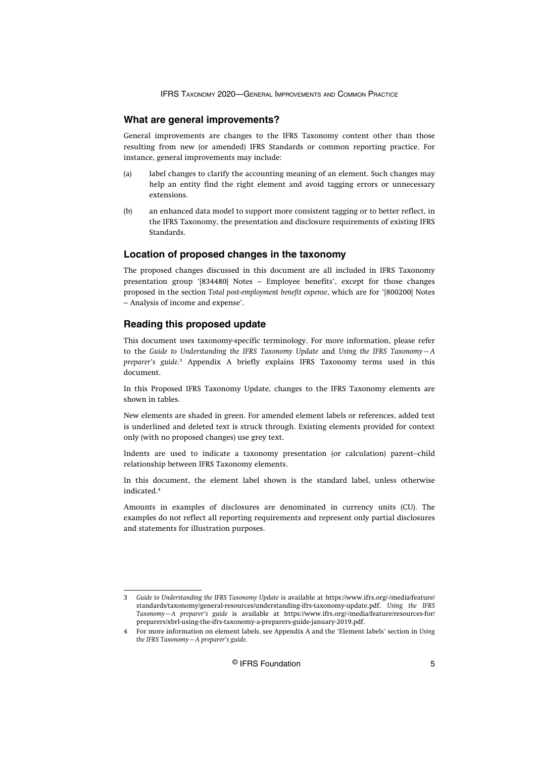## What are general improvements?

General improvements are changes to the IFRS Taxonomy content other than those resulting from new (or amended) IFRS Standards or common reporting practice. For instance, general improvements may include:

(a) label changes to clarify the accounting meaning of an element. Such changes may help an entity find the right element and avoid tagging errors or unnecessary extensions.

(b) an enhanced data model to support more consistent tagging or to better reflect, in the IFRS Taxonomy, the presentation and disclosure requirements of existing IFRS Standards.

## Location of proposed changes in the taxonomy

The proposed changes discussed in this document are all included in IFRS Taxonomy presentation group '[834480] Notes – Employee benefits', except for those changes proposed in the section *Total post-employment benefit expense*, which are for '[800200] Notes – Analysis of income and expense'.

## Reading this proposed update

This document uses taxonomy-specific terminology. For more information, please refer to the *Guide to Understanding the IFRS Taxonomy Update* and *Using the IFRS Taxonomy—A preparer's guide*.[3] Appendix A briefly explains IFRS Taxonomy terms used in this document.

In this Proposed IFRS Taxonomy Update, changes to the IFRS Taxonomy elements are shown in tables.

New elements are shaded in green. For amended element labels or references, added text is underlined and deleted text is struck through. Existing elements provided for context only (with no proposed changes) use grey text.

Indents are used to indicate a taxonomy presentation (or calculation) parent–child relationship between IFRS Taxonomy elements.

In this document, the element label shown is the standard label, unless otherwise indicated.[4]

Amounts in examples of disclosures are denominated in currency units (CU). The examples do not reflect all reporting requirements and represent only partial disclosures and statements for illustration purposes.

---

3 *Guide to Understanding the IFRS Taxonomy Update* is available at https://www.ifrs.org/-/media/feature/standards/taxonomy/general-resources/understanding-ifrs-taxonomy-update.pdf. *Using the IFRS Taxonomy—A preparer's guide* is available at https://www.ifrs.org/-/media/feature/resources-for/preparers/xbrl-using-the-ifrs-taxonomy-a-preparers-guide-january-2019.pdf.

4 For more information on element labels, see Appendix A and the 'Element labels' section in *Using the IFRS Taxonomy—A preparer's guide*.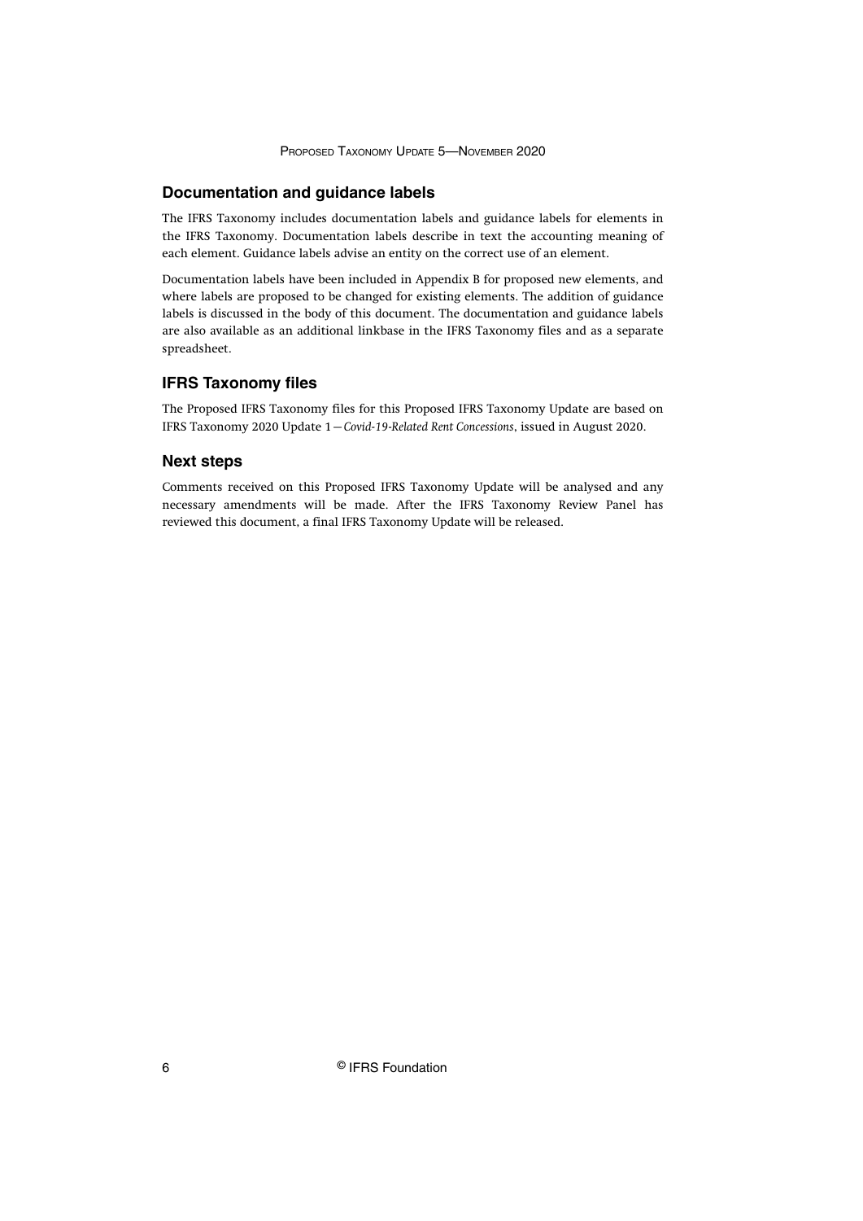## Documentation and guidance labels

The IFRS Taxonomy includes documentation labels and guidance labels for elements in the IFRS Taxonomy. Documentation labels describe in text the accounting meaning of each element. Guidance labels advise an entity on the correct use of an element.

Documentation labels have been included in Appendix B for proposed new elements, and where labels are proposed to be changed for existing elements. The addition of guidance labels is discussed in the body of this document. The documentation and guidance labels are also available as an additional linkbase in the IFRS Taxonomy files and as a separate spreadsheet.

## IFRS Taxonomy files

The Proposed IFRS Taxonomy files for this Proposed IFRS Taxonomy Update are based on IFRS Taxonomy 2020 Update 1—*Covid-19-Related Rent Concessions*, issued in August 2020.

## Next steps

Comments received on this Proposed IFRS Taxonomy Update will be analysed and any necessary amendments will be made. After the IFRS Taxonomy Review Panel has reviewed this document, a final IFRS Taxonomy Update will be released.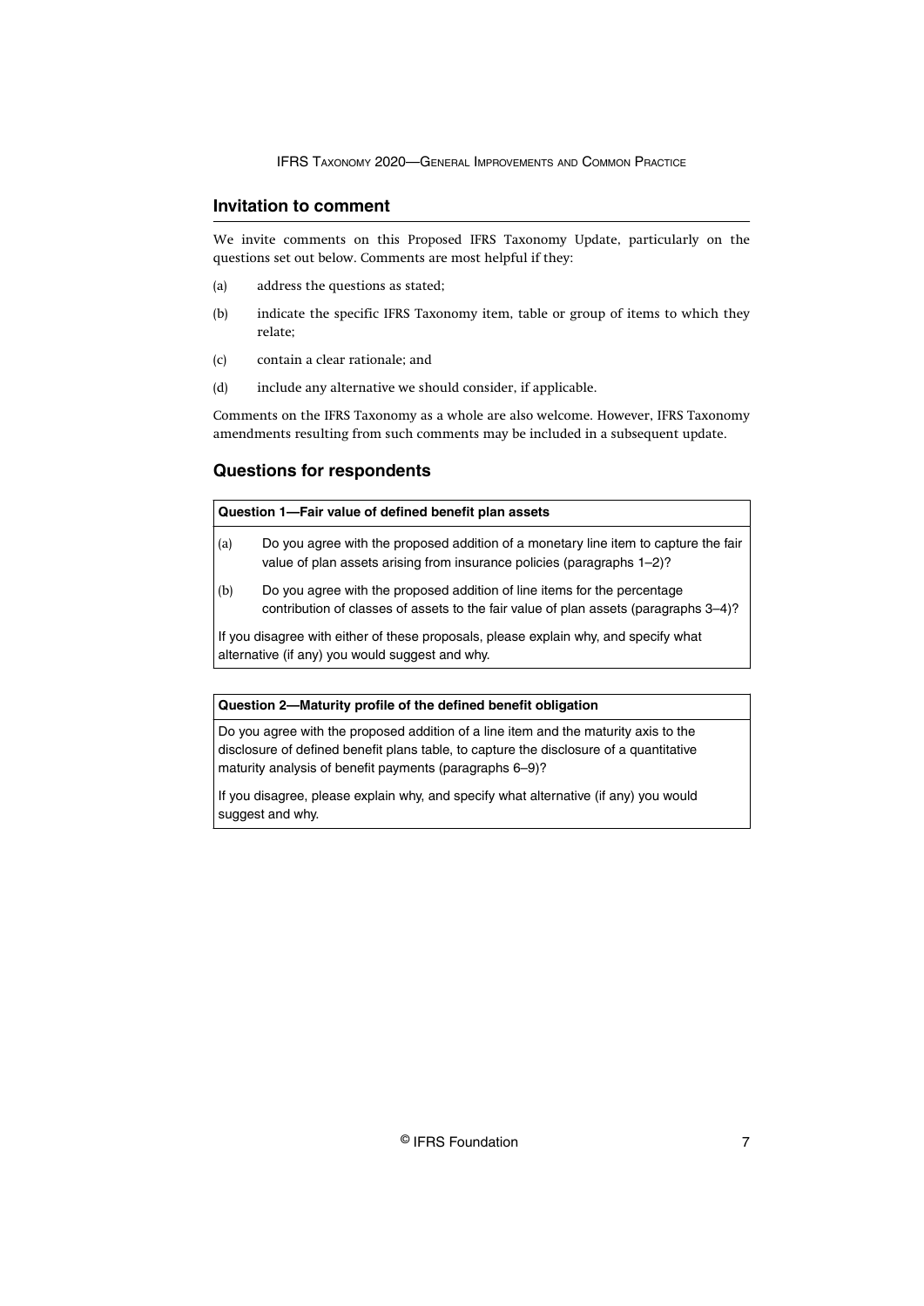## Invitation to comment

We invite comments on this Proposed IFRS Taxonomy Update, particularly on the questions set out below. Comments are most helpful if they:

(a) address the questions as stated;

(b) indicate the specific IFRS Taxonomy item, table or group of items to which they relate;

(c) contain a clear rationale; and

(d) include any alternative we should consider, if applicable.

Comments on the IFRS Taxonomy as a whole are also welcome. However, IFRS Taxonomy amendments resulting from such comments may be included in a subsequent update.

## Questions for respondents

**Question 1—Fair value of defined benefit plan assets**

(a) Do you agree with the proposed addition of a monetary line item to capture the fair value of plan assets arising from insurance policies (paragraphs 1–2)?

(b) Do you agree with the proposed addition of line items for the percentage contribution of classes of assets to the fair value of plan assets (paragraphs 3–4)?

If you disagree with either of these proposals, please explain why, and specify what alternative (if any) you would suggest and why.

**Question 2—Maturity profile of the defined benefit obligation**

Do you agree with the proposed addition of a line item and the maturity axis to the disclosure of defined benefit plans table, to capture the disclosure of a quantitative maturity analysis of benefit payments (paragraphs 6–9)?

If you disagree, please explain why, and specify what alternative (if any) you would suggest and why.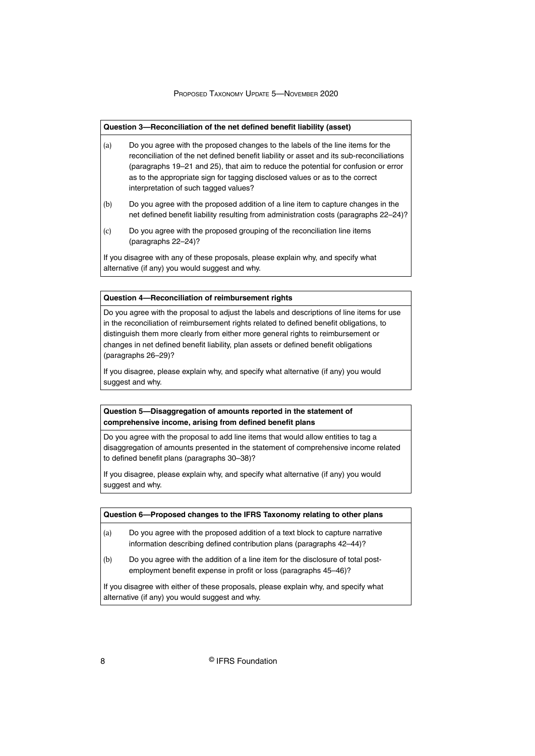**Question 3—Reconciliation of the net defined benefit liability (asset)**

(a) Do you agree with the proposed changes to the labels of the line items for the reconciliation of the net defined benefit liability or asset and its sub-reconciliations (paragraphs 19–21 and 25), that aim to reduce the potential for confusion or error as to the appropriate sign for tagging disclosed values or as to the correct interpretation of such tagged values?

(b) Do you agree with the proposed addition of a line item to capture changes in the net defined benefit liability resulting from administration costs (paragraphs 22–24)?

(c) Do you agree with the proposed grouping of the reconciliation line items (paragraphs 22–24)?

If you disagree with any of these proposals, please explain why, and specify what alternative (if any) you would suggest and why.

**Question 4—Reconciliation of reimbursement rights**

Do you agree with the proposal to adjust the labels and descriptions of line items for use in the reconciliation of reimbursement rights related to defined benefit obligations, to distinguish them more clearly from either more general rights to reimbursement or changes in net defined benefit liability, plan assets or defined benefit obligations (paragraphs 26–29)?

If you disagree, please explain why, and specify what alternative (if any) you would suggest and why.

**Question 5—Disaggregation of amounts reported in the statement of comprehensive income, arising from defined benefit plans**

Do you agree with the proposal to add line items that would allow entities to tag a disaggregation of amounts presented in the statement of comprehensive income related to defined benefit plans (paragraphs 30–38)?

If you disagree, please explain why, and specify what alternative (if any) you would suggest and why.

**Question 6—Proposed changes to the IFRS Taxonomy relating to other plans**

(a) Do you agree with the proposed addition of a text block to capture narrative information describing defined contribution plans (paragraphs 42–44)?

(b) Do you agree with the addition of a line item for the disclosure of total post-employment benefit expense in profit or loss (paragraphs 45–46)?

If you disagree with either of these proposals, please explain why, and specify what alternative (if any) you would suggest and why.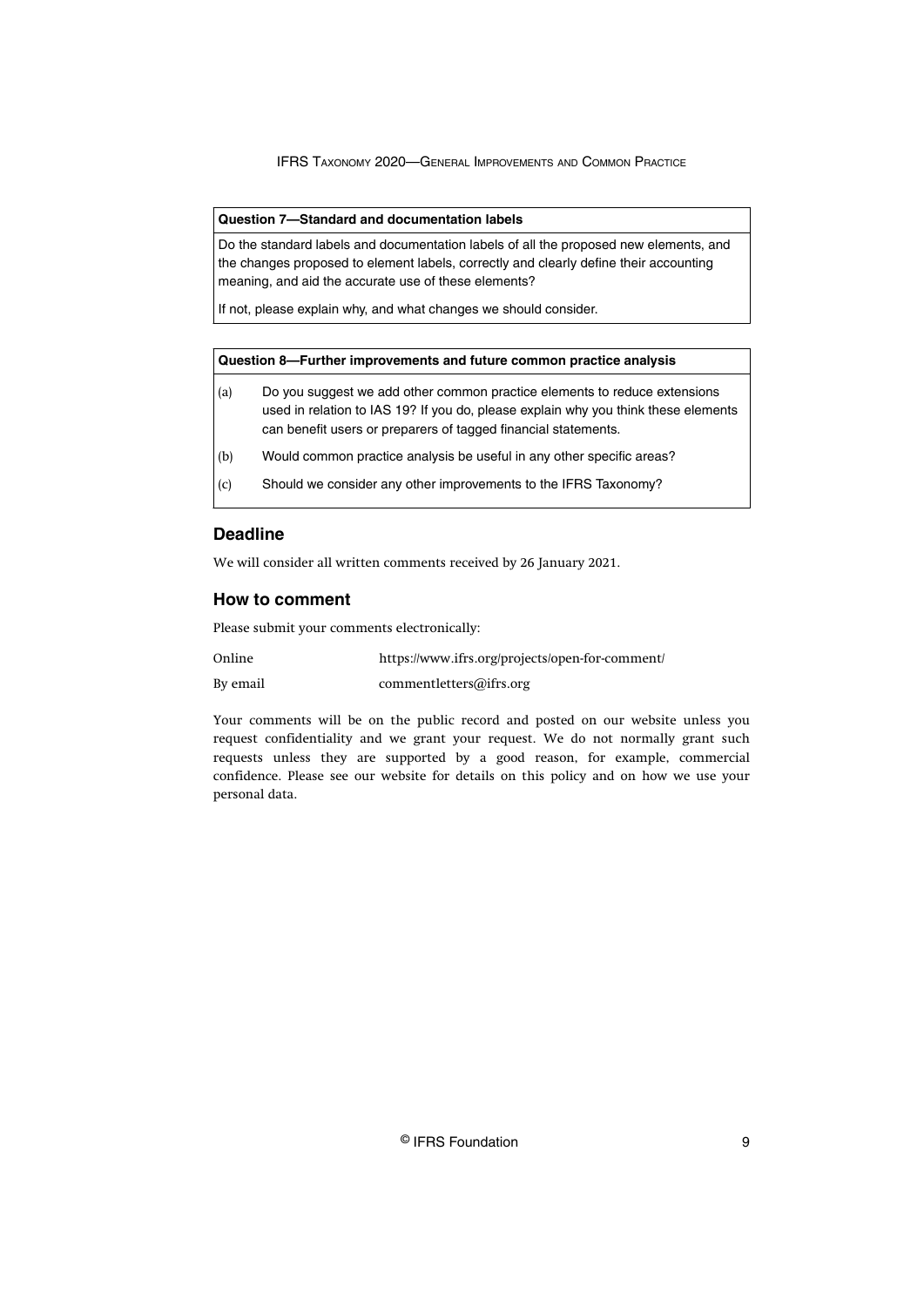**Question 7—Standard and documentation labels**

Do the standard labels and documentation labels of all the proposed new elements, and the changes proposed to element labels, correctly and clearly define their accounting meaning, and aid the accurate use of these elements?

If not, please explain why, and what changes we should consider.

**Question 8—Further improvements and future common practice analysis**

(a) Do you suggest we add other common practice elements to reduce extensions used in relation to IAS 19? If you do, please explain why you think these elements can benefit users or preparers of tagged financial statements.

(b) Would common practice analysis be useful in any other specific areas?

(c) Should we consider any other improvements to the IFRS Taxonomy?

## Deadline

We will consider all written comments received by 26 January 2021.

## How to comment

Please submit your comments electronically:

| | |
|---|---|
| Online | https://www.ifrs.org/projects/open-for-comment/ |
| By email | commentletters@ifrs.org |

Your comments will be on the public record and posted on our website unless you request confidentiality and we grant your request. We do not normally grant such requests unless they are supported by a good reason, for example, commercial confidence. Please see our website for details on this policy and on how we use your personal data.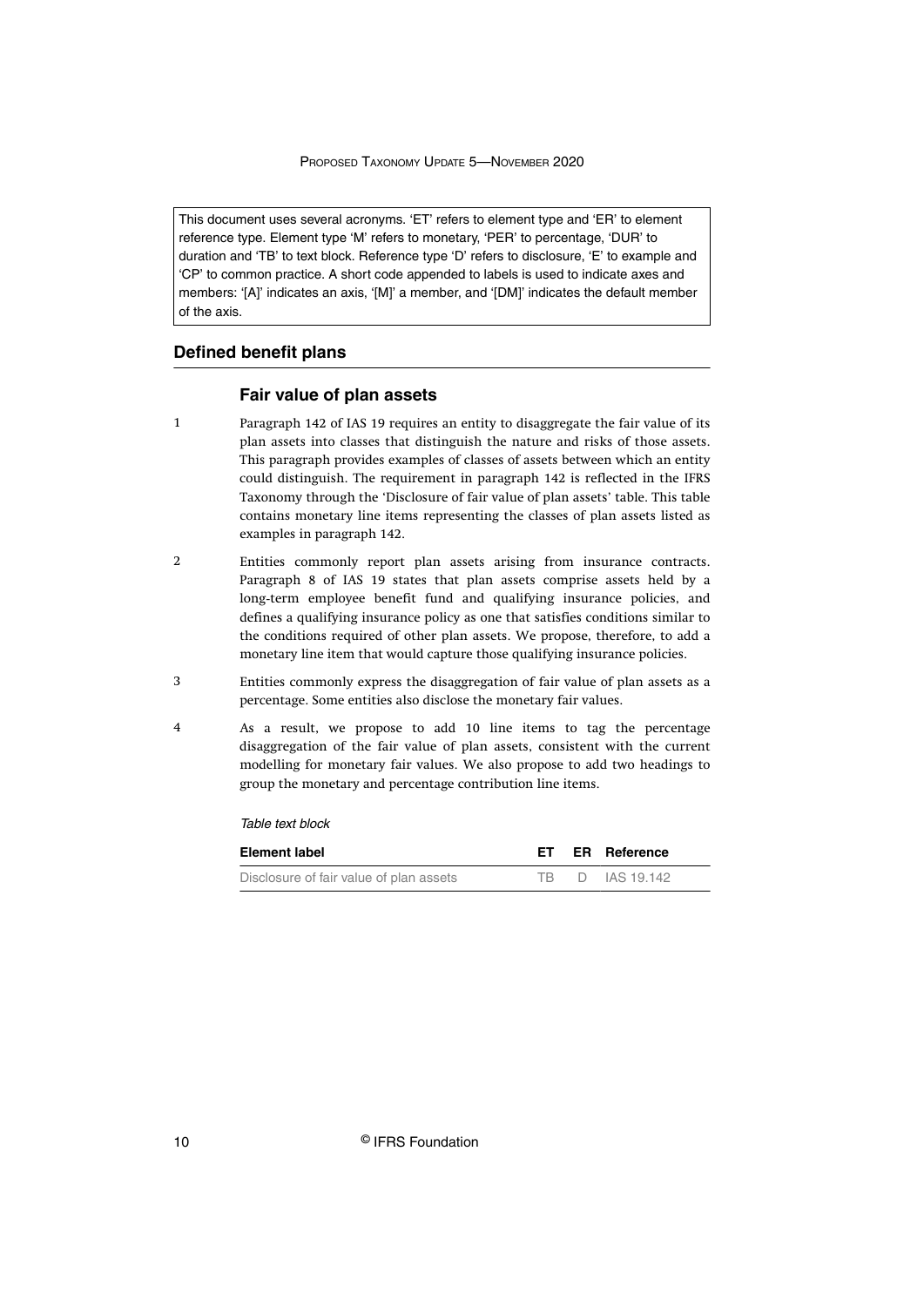This document uses several acronyms. 'ET' refers to element type and 'ER' to element reference type. Element type 'M' refers to monetary, 'PER' to percentage, 'DUR' to duration and 'TB' to text block. Reference type 'D' refers to disclosure, 'E' to example and 'CP' to common practice. A short code appended to labels is used to indicate axes and members: '[A]' indicates an axis, '[M]' a member, and '[DM]' indicates the default member of the axis.

## Defined benefit plans

### Fair value of plan assets

1 Paragraph 142 of IAS 19 requires an entity to disaggregate the fair value of its plan assets into classes that distinguish the nature and risks of those assets. This paragraph provides examples of classes of assets between which an entity could distinguish. The requirement in paragraph 142 is reflected in the IFRS Taxonomy through the 'Disclosure of fair value of plan assets' table. This table contains monetary line items representing the classes of plan assets listed as examples in paragraph 142.

2 Entities commonly report plan assets arising from insurance contracts. Paragraph 8 of IAS 19 states that plan assets comprise assets held by a long-term employee benefit fund and qualifying insurance policies, and defines a qualifying insurance policy as one that satisfies conditions similar to the conditions required of other plan assets. We propose, therefore, to add a monetary line item that would capture those qualifying insurance policies.

3 Entities commonly express the disaggregation of fair value of plan assets as a percentage. Some entities also disclose the monetary fair values.

4 As a result, we propose to add 10 line items to tag the percentage disaggregation of the fair value of plan assets, consistent with the current modelling for monetary fair values. We also propose to add two headings to group the monetary and percentage contribution line items.

*Table text block*

| Element label | ET | ER | Reference |
|---|---|---|---|
| Disclosure of fair value of plan assets | TB | D | IAS 19.142 |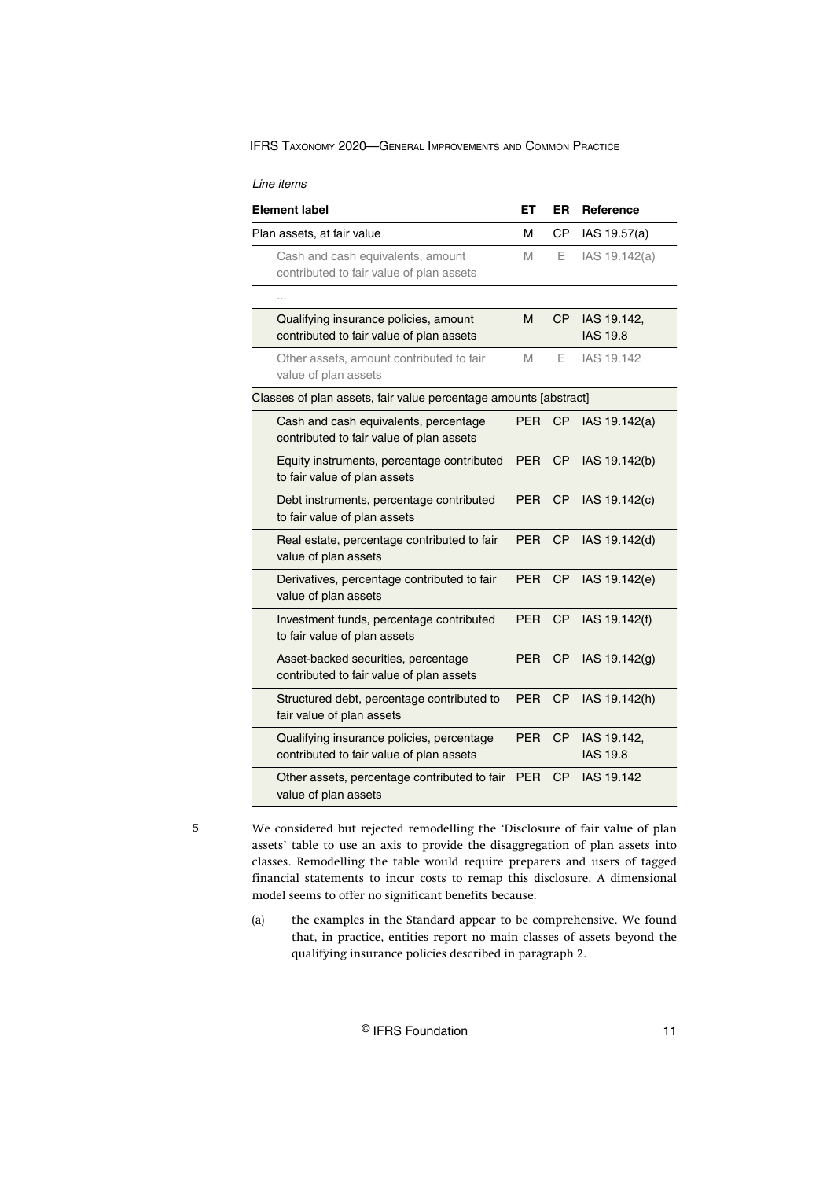*Line items*

| Element label | ET | ER | Reference |
|---|---|---|---|
| Plan assets, at fair value | M | CP | IAS 19.57(a) |
| Cash and cash equivalents, amount contributed to fair value of plan assets | M | E | IAS 19.142(a) |
| ... | | | |
| Qualifying insurance policies, amount contributed to fair value of plan assets | M | CP | IAS 19.142, IAS 19.8 |
| Other assets, amount contributed to fair value of plan assets | M | E | IAS 19.142 |
| Classes of plan assets, fair value percentage amounts [abstract] | | | |
| Cash and cash equivalents, percentage contributed to fair value of plan assets | PER | CP | IAS 19.142(a) |
| Equity instruments, percentage contributed to fair value of plan assets | PER | CP | IAS 19.142(b) |
| Debt instruments, percentage contributed to fair value of plan assets | PER | CP | IAS 19.142(c) |
| Real estate, percentage contributed to fair value of plan assets | PER | CP | IAS 19.142(d) |
| Derivatives, percentage contributed to fair value of plan assets | PER | CP | IAS 19.142(e) |
| Investment funds, percentage contributed to fair value of plan assets | PER | CP | IAS 19.142(f) |
| Asset-backed securities, percentage contributed to fair value of plan assets | PER | CP | IAS 19.142(g) |
| Structured debt, percentage contributed to fair value of plan assets | PER | CP | IAS 19.142(h) |
| Qualifying insurance policies, percentage contributed to fair value of plan assets | PER | CP | IAS 19.142, IAS 19.8 |
| Other assets, percentage contributed to fair value of plan assets | PER | CP | IAS 19.142 |

5 We considered but rejected remodelling the 'Disclosure of fair value of plan assets' table to use an axis to provide the disaggregation of plan assets into classes. Remodelling the table would require preparers and users of tagged financial statements to incur costs to remap this disclosure. A dimensional model seems to offer no significant benefits because:

(a) the examples in the Standard appear to be comprehensive. We found that, in practice, entities report no main classes of assets beyond the qualifying insurance policies described in paragraph 2.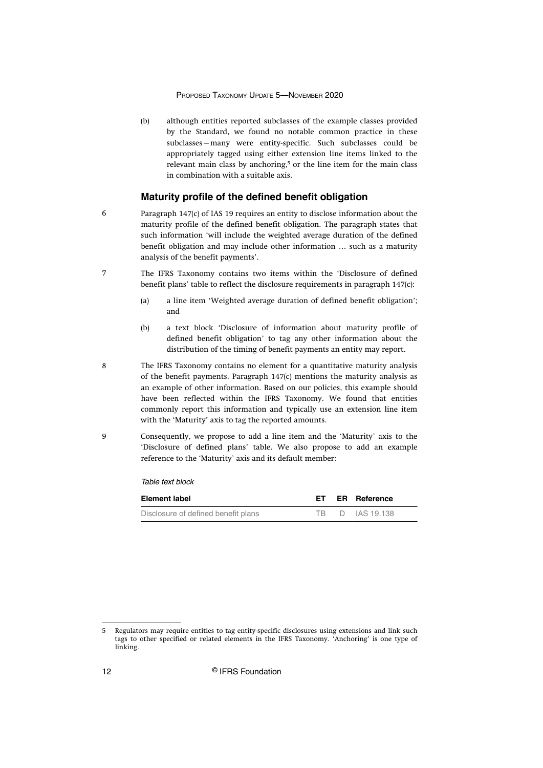(b) although entities reported subclasses of the example classes provided by the Standard, we found no notable common practice in these subclasses—many were entity-specific. Such subclasses could be appropriately tagged using either extension line items linked to the relevant main class by anchoring,[5] or the line item for the main class in combination with a suitable axis.

## Maturity profile of the defined benefit obligation

6 Paragraph 147(c) of IAS 19 requires an entity to disclose information about the maturity profile of the defined benefit obligation. The paragraph states that such information 'will include the weighted average duration of the defined benefit obligation and may include other information … such as a maturity analysis of the benefit payments'.

7 The IFRS Taxonomy contains two items within the 'Disclosure of defined benefit plans' table to reflect the disclosure requirements in paragraph 147(c):

(a) a line item 'Weighted average duration of defined benefit obligation'; and

(b) a text block 'Disclosure of information about maturity profile of defined benefit obligation' to tag any other information about the distribution of the timing of benefit payments an entity may report.

8 The IFRS Taxonomy contains no element for a quantitative maturity analysis of the benefit payments. Paragraph 147(c) mentions the maturity analysis as an example of other information. Based on our policies, this example should have been reflected within the IFRS Taxonomy. We found that entities commonly report this information and typically use an extension line item with the 'Maturity' axis to tag the reported amounts.

9 Consequently, we propose to add a line item and the 'Maturity' axis to the 'Disclosure of defined plans' table. We also propose to add an example reference to the 'Maturity' axis and its default member:

*Table text block*

| Element label | ET | ER | Reference |
|---|---|---|---|
| Disclosure of defined benefit plans | TB | D | IAS 19.138 |

5 Regulators may require entities to tag entity-specific disclosures using extensions and link such tags to other specified or related elements in the IFRS Taxonomy. 'Anchoring' is one type of linking.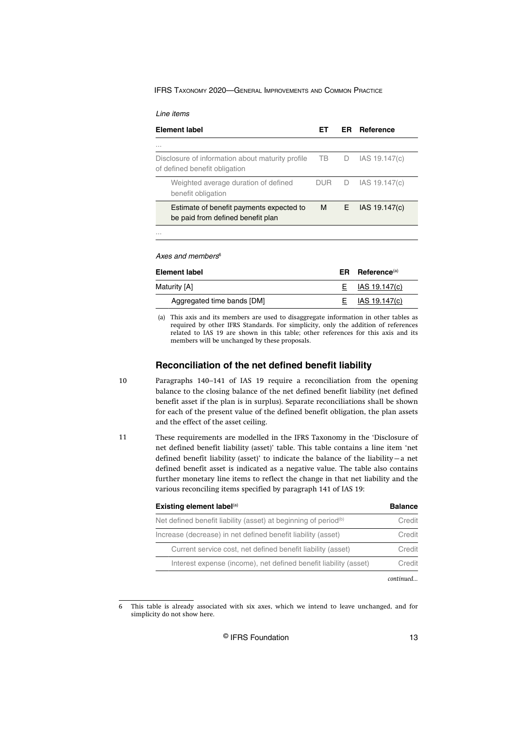*Line items*

| Element label | ET | ER | Reference |
|---|---|---|---|
| ... | | | |
| Disclosure of information about maturity profile of defined benefit obligation | TB | D | IAS 19.147(c) |
| Weighted average duration of defined benefit obligation | DUR | D | IAS 19.147(c) |
| Estimate of benefit payments expected to be paid from defined benefit plan | M | E | IAS 19.147(c) |
| ... | | | |

*Axes and members*[6]

| Element label | ER | Reference[(a)] |
|---|---|---|
| Maturity [A] | E | IAS 19.147(c) |
| Aggregated time bands [DM] | E | IAS 19.147(c) |

(a) This axis and its members are used to disaggregate information in other tables as required by other IFRS Standards. For simplicity, only the addition of references related to IAS 19 are shown in this table; other references for this axis and its members will be unchanged by these proposals.

## Reconciliation of the net defined benefit liability

10 Paragraphs 140–141 of IAS 19 require a reconciliation from the opening balance to the closing balance of the net defined benefit liability (net defined benefit asset if the plan is in surplus). Separate reconciliations shall be shown for each of the present value of the defined benefit obligation, the plan assets and the effect of the asset ceiling.

11 These requirements are modelled in the IFRS Taxonomy in the 'Disclosure of net defined benefit liability (asset)' table. This table contains a line item 'net defined benefit liability (asset)' to indicate the balance of the liability—a net defined benefit asset is indicated as a negative value. The table also contains further monetary line items to reflect the change in that net liability and the various reconciling items specified by paragraph 141 of IAS 19:

| Existing element label[(a)] | Balance |
|---|---|
| Net defined benefit liability (asset) at beginning of period[(b)] | Credit |
| Increase (decrease) in net defined benefit liability (asset) | Credit |
| Current service cost, net defined benefit liability (asset) | Credit |
| Interest expense (income), net defined benefit liability (asset) | Credit |

*continued...*

6 This table is already associated with six axes, which we intend to leave unchanged, and for simplicity do not show here.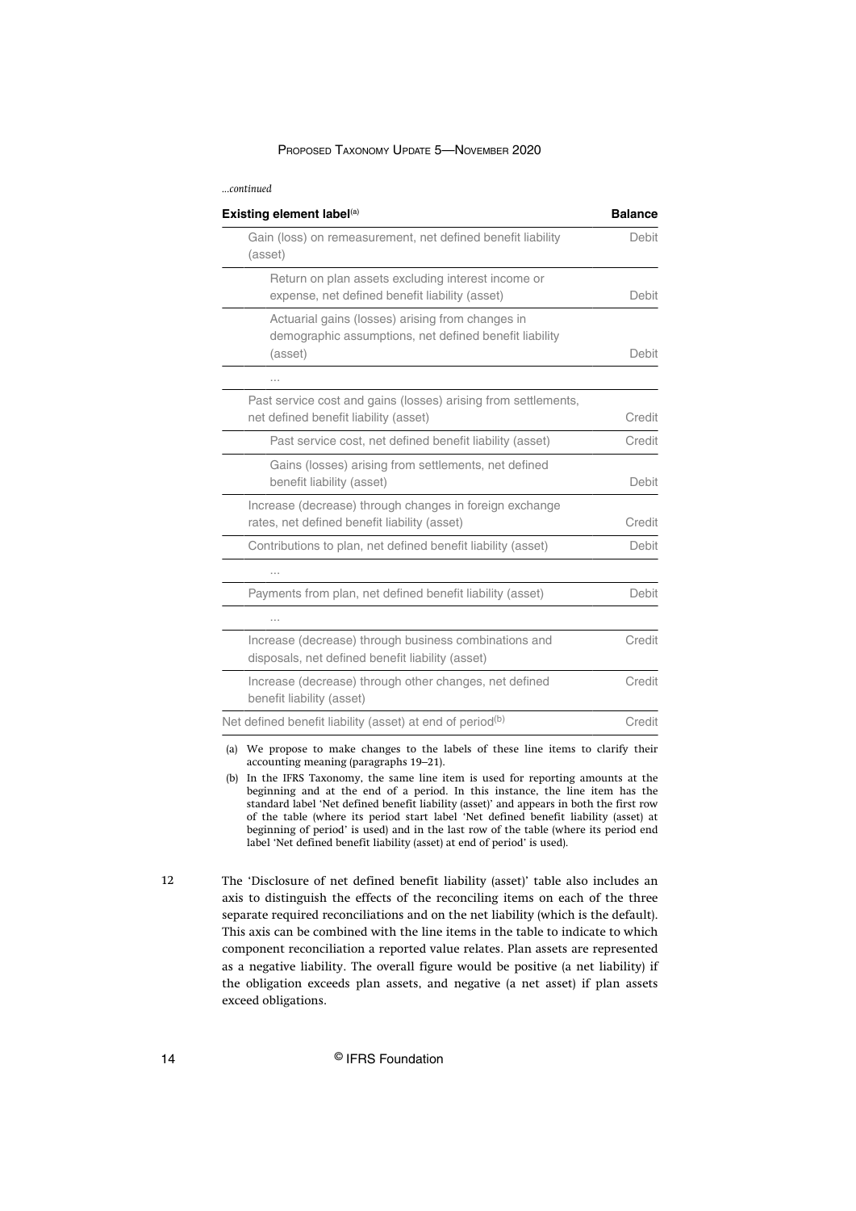*...continued*

| Existing element label[(a)] | Balance |
|---|---|
| Gain (loss) on remeasurement, net defined benefit liability (asset) | Debit |
| Return on plan assets excluding interest income or expense, net defined benefit liability (asset) | Debit |
| Actuarial gains (losses) arising from changes in demographic assumptions, net defined benefit liability (asset) | Debit |
| ... | |
| Past service cost and gains (losses) arising from settlements, net defined benefit liability (asset) | Credit |
| Past service cost, net defined benefit liability (asset) | Credit |
| Gains (losses) arising from settlements, net defined benefit liability (asset) | Debit |
| Increase (decrease) through changes in foreign exchange rates, net defined benefit liability (asset) | Credit |
| Contributions to plan, net defined benefit liability (asset) | Debit |
| ... | |
| Payments from plan, net defined benefit liability (asset) | Debit |
| ... | |
| Increase (decrease) through business combinations and disposals, net defined benefit liability (asset) | Credit |
| Increase (decrease) through other changes, net defined benefit liability (asset) | Credit |
| Net defined benefit liability (asset) at end of period[(b)] | Credit |

(a) We propose to make changes to the labels of these line items to clarify their accounting meaning (paragraphs 19–21).

(b) In the IFRS Taxonomy, the same line item is used for reporting amounts at the beginning and at the end of a period. In this instance, the line item has the standard label 'Net defined benefit liability (asset)' and appears in both the first row of the table (where its period start label 'Net defined benefit liability (asset) at beginning of period' is used) and in the last row of the table (where its period end label 'Net defined benefit liability (asset) at end of period' is used).

12 The 'Disclosure of net defined benefit liability (asset)' table also includes an axis to distinguish the effects of the reconciling items on each of the three separate required reconciliations and on the net liability (which is the default). This axis can be combined with the line items in the table to indicate to which component reconciliation a reported value relates. Plan assets are represented as a negative liability. The overall figure would be positive (a net liability) if the obligation exceeds plan assets, and negative (a net asset) if plan assets exceed obligations.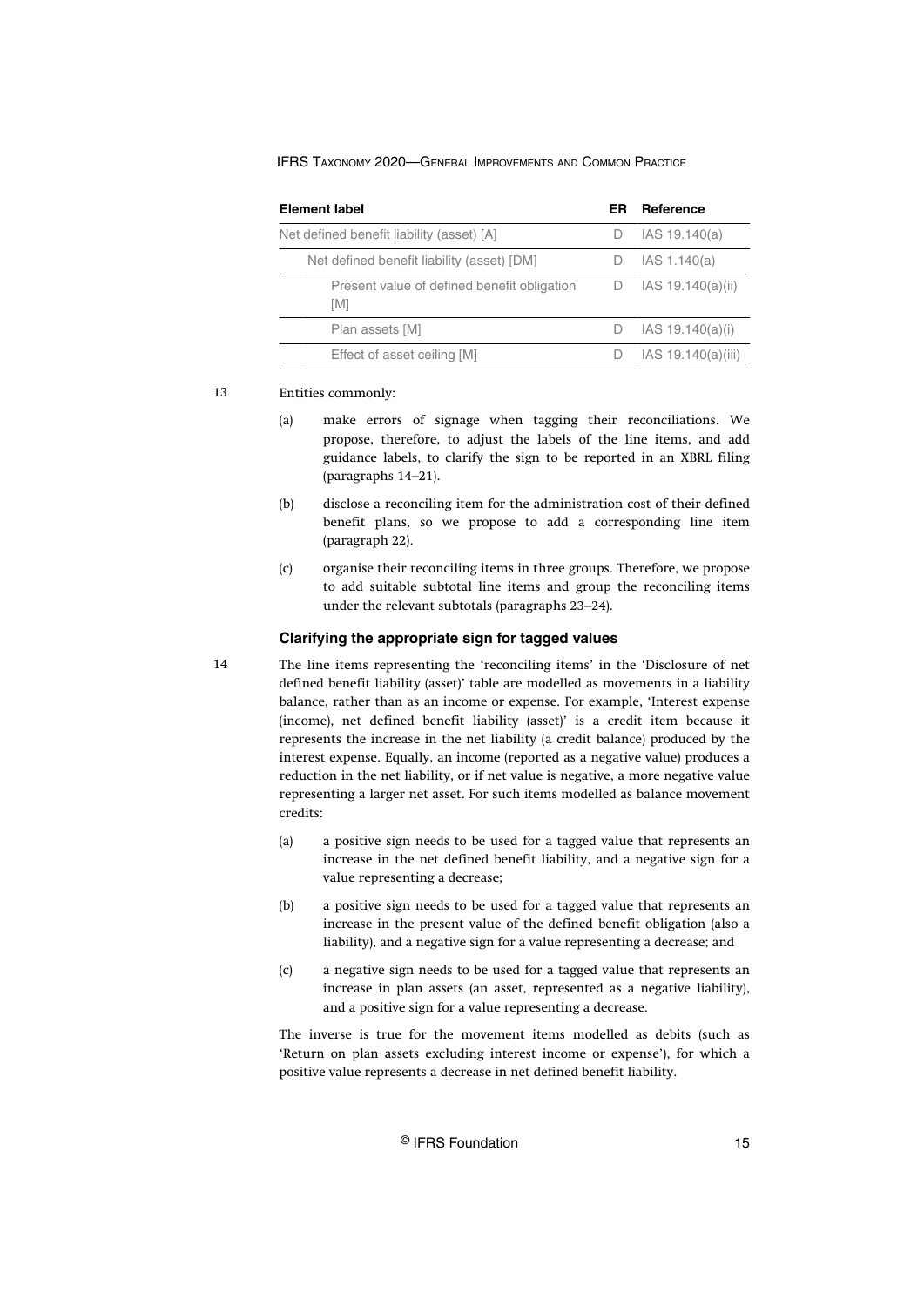| Element label | ER | Reference |
| --- | --- | --- |
| Net defined benefit liability (asset) [A] | D | IAS 19.140(a) |
| Net defined benefit liability (asset) [DM] | D | IAS 1.140(a) |
| Present value of defined benefit obligation [M] | D | IAS 19.140(a)(ii) |
| Plan assets [M] | D | IAS 19.140(a)(i) |
| Effect of asset ceiling [M] | D | IAS 19.140(a)(iii) |

13 Entities commonly:

(a) make errors of signage when tagging their reconciliations. We propose, therefore, to adjust the labels of the line items, and add guidance labels, to clarify the sign to be reported in an XBRL filing (paragraphs 14–21).

(b) disclose a reconciling item for the administration cost of their defined benefit plans, so we propose to add a corresponding line item (paragraph 22).

(c) organise their reconciling items in three groups. Therefore, we propose to add suitable subtotal line items and group the reconciling items under the relevant subtotals (paragraphs 23–24).

### Clarifying the appropriate sign for tagged values

14 The line items representing the 'reconciling items' in the 'Disclosure of net defined benefit liability (asset)' table are modelled as movements in a liability balance, rather than as an income or expense. For example, 'Interest expense (income), net defined benefit liability (asset)' is a credit item because it represents the increase in the net liability (a credit balance) produced by the interest expense. Equally, an income (reported as a negative value) produces a reduction in the net liability, or if net value is negative, a more negative value representing a larger net asset. For such items modelled as balance movement credits:

(a) a positive sign needs to be used for a tagged value that represents an increase in the net defined benefit liability, and a negative sign for a value representing a decrease;

(b) a positive sign needs to be used for a tagged value that represents an increase in the present value of the defined benefit obligation (also a liability), and a negative sign for a value representing a decrease; and

(c) a negative sign needs to be used for a tagged value that represents an increase in plan assets (an asset, represented as a negative liability), and a positive sign for a value representing a decrease.

The inverse is true for the movement items modelled as debits (such as 'Return on plan assets excluding interest income or expense'), for which a positive value represents a decrease in net defined benefit liability.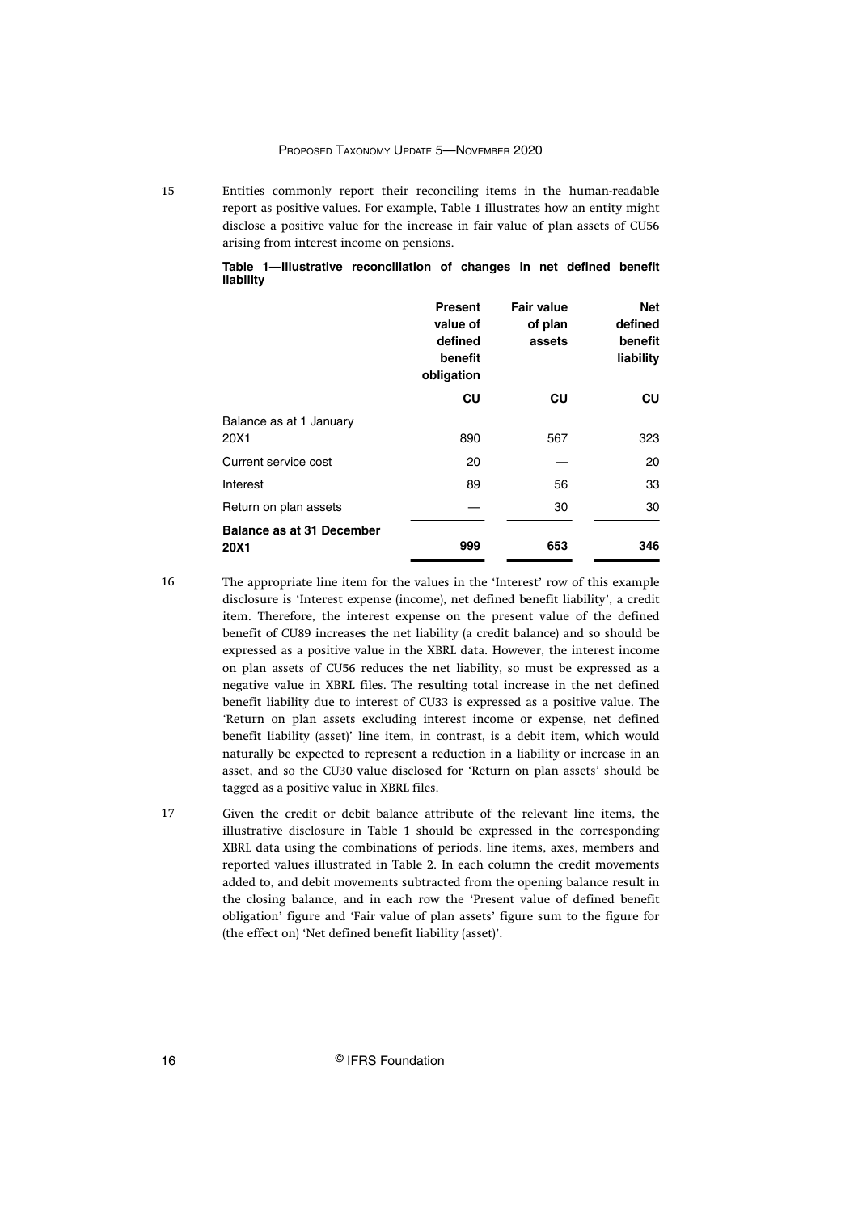15 Entities commonly report their reconciling items in the human-readable report as positive values. For example, Table 1 illustrates how an entity might disclose a positive value for the increase in fair value of plan assets of CU56 arising from interest income on pensions.

**Table 1—Illustrative reconciliation of changes in net defined benefit liability**

| | Present value of defined benefit obligation | Fair value of plan assets | Net defined benefit liability |
|---|---|---|---|
| | **CU** | **CU** | **CU** |
| Balance as at 1 January 20X1 | 890 | 567 | 323 |
| Current service cost | 20 | — | 20 |
| Interest | 89 | 56 | 33 |
| Return on plan assets | — | 30 | 30 |
| **Balance as at 31 December 20X1** | **999** | **653** | **346** |

16 The appropriate line item for the values in the 'Interest' row of this example disclosure is 'Interest expense (income), net defined benefit liability', a credit item. Therefore, the interest expense on the present value of the defined benefit of CU89 increases the net liability (a credit balance) and so should be expressed as a positive value in the XBRL data. However, the interest income on plan assets of CU56 reduces the net liability, so must be expressed as a negative value in XBRL files. The resulting total increase in the net defined benefit liability due to interest of CU33 is expressed as a positive value. The 'Return on plan assets excluding interest income or expense, net defined benefit liability (asset)' line item, in contrast, is a debit item, which would naturally be expected to represent a reduction in a liability or increase in an asset, and so the CU30 value disclosed for 'Return on plan assets' should be tagged as a positive value in XBRL files.

17 Given the credit or debit balance attribute of the relevant line items, the illustrative disclosure in Table 1 should be expressed in the corresponding XBRL data using the combinations of periods, line items, axes, members and reported values illustrated in Table 2. In each column the credit movements added to, and debit movements subtracted from the opening balance result in the closing balance, and in each row the 'Present value of defined benefit obligation' figure and 'Fair value of plan assets' figure sum to the figure for (the effect on) 'Net defined benefit liability (asset)'.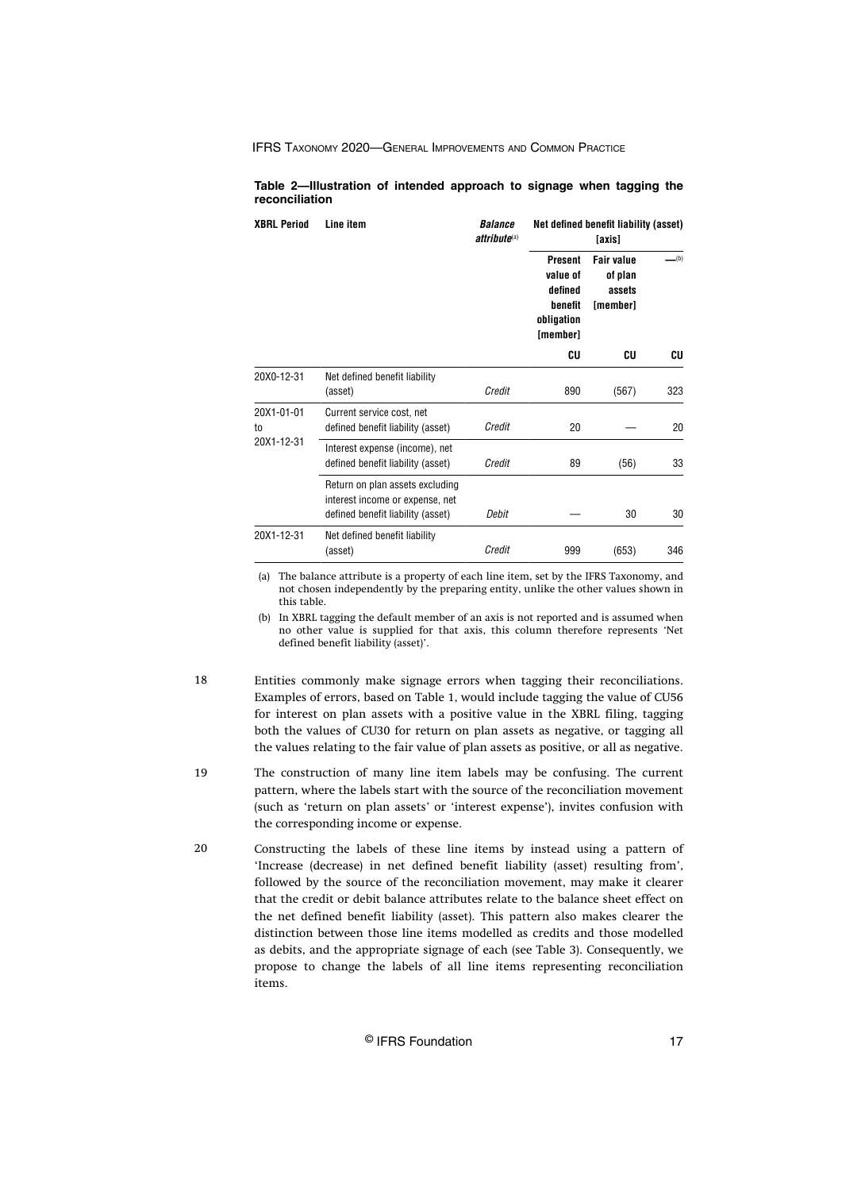**Table 2—Illustration of intended approach to signage when tagging the reconciliation**

| XBRL Period | Line item | *Balance attribute*[(a)] | Net defined benefit liability (asset) [axis] | | |
|---|---|---|---|---|---|
| | | | Present value of defined benefit obligation [member] | Fair value of plan assets [member] | —[(b)] |
| | | | CU | CU | CU |
| 20X0-12-31 | Net defined benefit liability (asset) | *Credit* | 890 | (567) | 323 |
| 20X1-01-01 to 20X1-12-31 | Current service cost, net defined benefit liability (asset) | *Credit* | 20 | — | 20 |
| | Interest expense (income), net defined benefit liability (asset) | *Credit* | 89 | (56) | 33 |
| | Return on plan assets excluding interest income or expense, net defined benefit liability (asset) | *Debit* | — | 30 | 30 |
| 20X1-12-31 | Net defined benefit liability (asset) | *Credit* | 999 | (653) | 346 |

(a) The balance attribute is a property of each line item, set by the IFRS Taxonomy, and not chosen independently by the preparing entity, unlike the other values shown in this table.

(b) In XBRL tagging the default member of an axis is not reported and is assumed when no other value is supplied for that axis, this column therefore represents 'Net defined benefit liability (asset)'.

18 Entities commonly make signage errors when tagging their reconciliations. Examples of errors, based on Table 1, would include tagging the value of CU56 for interest on plan assets with a positive value in the XBRL filing, tagging both the values of CU30 for return on plan assets as negative, or tagging all the values relating to the fair value of plan assets as positive, or all as negative.

19 The construction of many line item labels may be confusing. The current pattern, where the labels start with the source of the reconciliation movement (such as 'return on plan assets' or 'interest expense'), invites confusion with the corresponding income or expense.

20 Constructing the labels of these line items by instead using a pattern of 'Increase (decrease) in net defined benefit liability (asset) resulting from', followed by the source of the reconciliation movement, may make it clearer that the credit or debit balance attributes relate to the balance sheet effect on the net defined benefit liability (asset). This pattern also makes clearer the distinction between those line items modelled as credits and those modelled as debits, and the appropriate signage of each (see Table 3). Consequently, we propose to change the labels of all line items representing reconciliation items.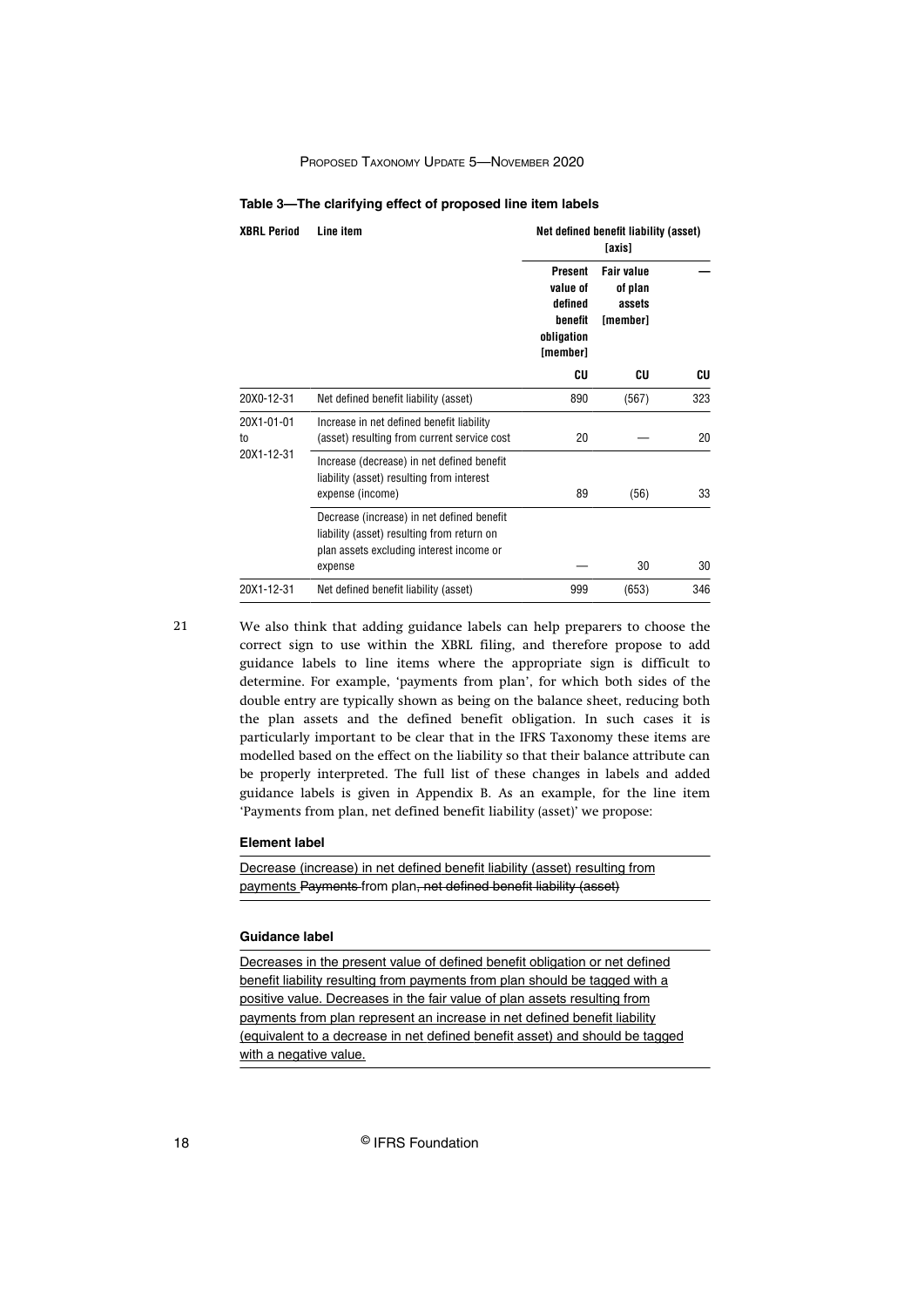**Table 3—The clarifying effect of proposed line item labels**

| XBRL Period | Line item | Net defined benefit liability (asset) [axis] | | |
|---|---|---|---|---|
| | | Present value of defined benefit obligation [member] | Fair value of plan assets [member] | — |
| | | CU | CU | CU |
| 20X0-12-31 | Net defined benefit liability (asset) | 890 | (567) | 323 |
| 20X1-01-01 to 20X1-12-31 | Increase in net defined benefit liability (asset) resulting from current service cost | 20 | — | 20 |
| | Increase (decrease) in net defined benefit liability (asset) resulting from interest expense (income) | 89 | (56) | 33 |
| | Decrease (increase) in net defined benefit liability (asset) resulting from return on plan assets excluding interest income or expense | — | 30 | 30 |
| 20X1-12-31 | Net defined benefit liability (asset) | 999 | (653) | 346 |

21 We also think that adding guidance labels can help preparers to choose the correct sign to use within the XBRL filing, and therefore propose to add guidance labels to line items where the appropriate sign is difficult to determine. For example, 'payments from plan', for which both sides of the double entry are typically shown as being on the balance sheet, reducing both the plan assets and the defined benefit obligation. In such cases it is particularly important to be clear that in the IFRS Taxonomy these items are modelled based on the effect on the liability so that their balance attribute can be properly interpreted. The full list of these changes in labels and added guidance labels is given in Appendix B. As an example, for the line item 'Payments from plan, net defined benefit liability (asset)' we propose:

**Element label**

<u>Decrease (increase) in net defined benefit liability (asset) resulting from payments</u> ~~Payments~~ from plan~~, net defined benefit liability (asset)~~

**Guidance label**

<u>Decreases in the present value of defined benefit obligation or net defined benefit liability resulting from payments from plan should be tagged with a positive value. Decreases in the fair value of plan assets resulting from payments from plan represent an increase in net defined benefit liability (equivalent to a decrease in net defined benefit asset) and should be tagged with a negative value.</u>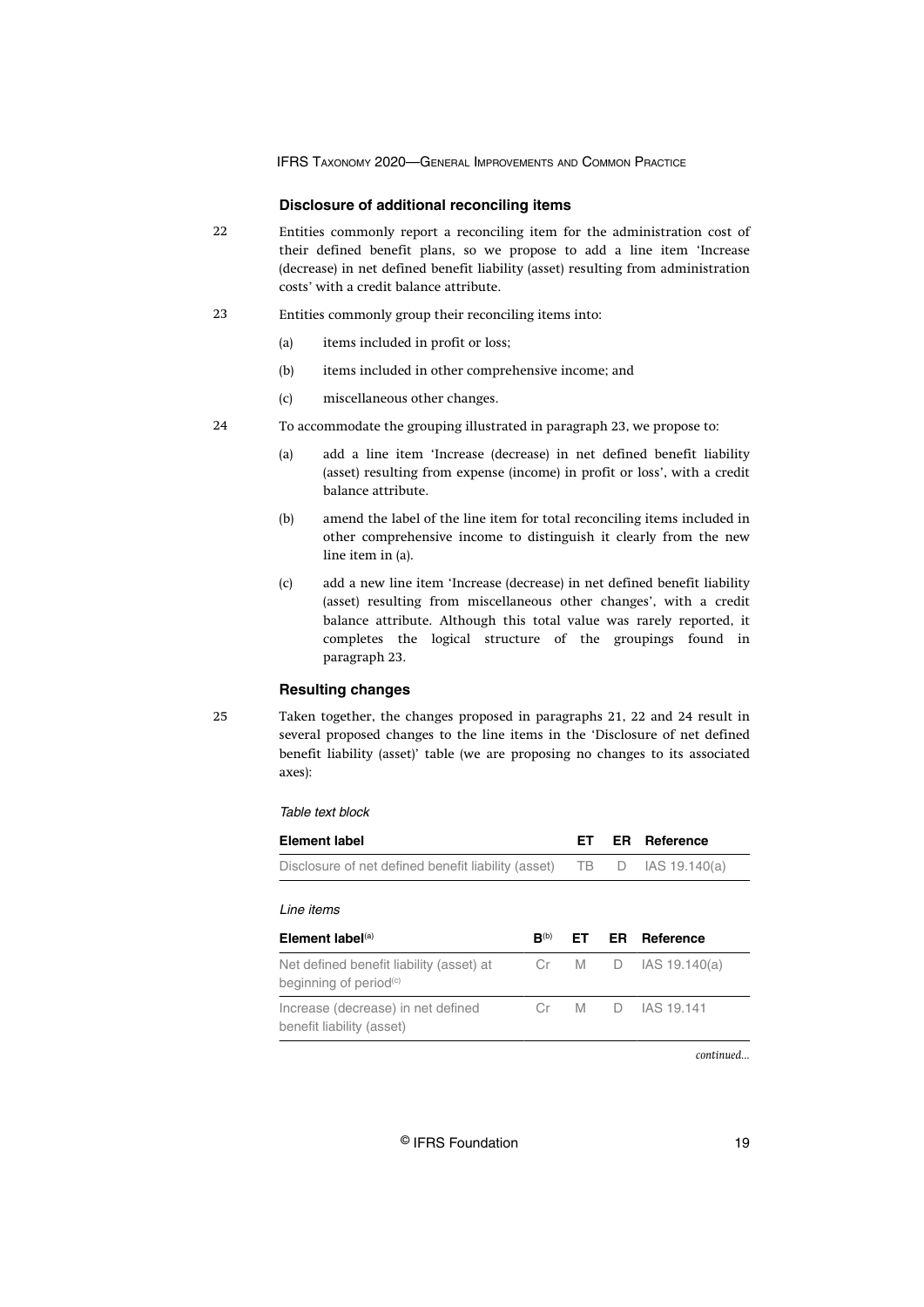### Disclosure of additional reconciling items

22 Entities commonly report a reconciling item for the administration cost of their defined benefit plans, so we propose to add a line item 'Increase (decrease) in net defined benefit liability (asset) resulting from administration costs' with a credit balance attribute.

23 Entities commonly group their reconciling items into:

(a) items included in profit or loss;

(b) items included in other comprehensive income; and

(c) miscellaneous other changes.

24 To accommodate the grouping illustrated in paragraph 23, we propose to:

(a) add a line item 'Increase (decrease) in net defined benefit liability (asset) resulting from expense (income) in profit or loss', with a credit balance attribute.

(b) amend the label of the line item for total reconciling items included in other comprehensive income to distinguish it clearly from the new line item in (a).

(c) add a new line item 'Increase (decrease) in net defined benefit liability (asset) resulting from miscellaneous other changes', with a credit balance attribute. Although this total value was rarely reported, it completes the logical structure of the groupings found in paragraph 23.

### Resulting changes

25 Taken together, the changes proposed in paragraphs 21, 22 and 24 result in several proposed changes to the line items in the 'Disclosure of net defined benefit liability (asset)' table (we are proposing no changes to its associated axes):

*Table text block*

| Element label | ET | ER | Reference |
|---|---|---|---|
| Disclosure of net defined benefit liability (asset) | TB | D | IAS 19.140(a) |

*Line items*

| Element label[(a)] | B[(b)] | ET | ER | Reference |
|---|---|---|---|---|
| Net defined benefit liability (asset) at beginning of period[(c)] | Cr | M | D | IAS 19.140(a) |
| Increase (decrease) in net defined benefit liability (asset) | Cr | M | D | IAS 19.141 |

*continued...*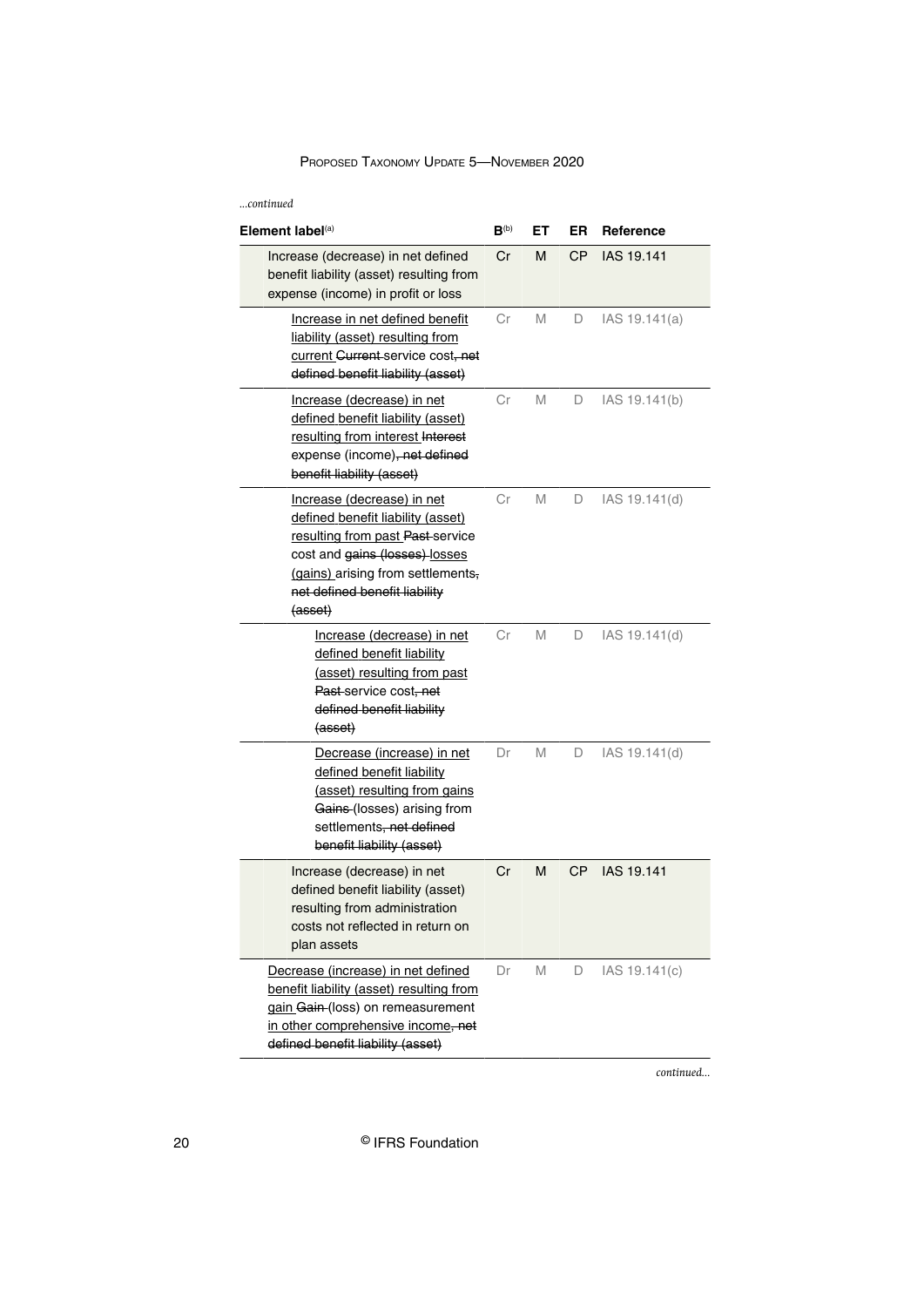*...continued*

| Element label[(a)] | B[(b)] | ET | ER | Reference |
|---|---|---|---|---|
| Increase (decrease) in net defined benefit liability (asset) resulting from expense (income) in profit or loss | Cr | M | CP | IAS 19.141 |
| Increase in net defined benefit liability (asset) resulting from current ~~Current~~ service cost~~, net defined benefit liability (asset)~~ | Cr | M | D | IAS 19.141(a) |
| Increase (decrease) in net defined benefit liability (asset) resulting from interest ~~Interest~~ expense (income)~~, net defined benefit liability (asset)~~ | Cr | M | D | IAS 19.141(b) |
| Increase (decrease) in net defined benefit liability (asset) resulting from past ~~Past~~ service cost and ~~gains (losses)~~ losses (gains) arising from settlements~~, net defined benefit liability (asset)~~ | Cr | M | D | IAS 19.141(d) |
| Increase (decrease) in net defined benefit liability (asset) resulting from past ~~Past~~ service cost~~, net defined benefit liability (asset)~~ | Cr | M | D | IAS 19.141(d) |
| Decrease (increase) in net defined benefit liability (asset) resulting from gains ~~Gains~~ (losses) arising from settlements~~, net defined benefit liability (asset)~~ | Dr | M | D | IAS 19.141(d) |
| Increase (decrease) in net defined benefit liability (asset) resulting from administration costs not reflected in return on plan assets | Cr | M | CP | IAS 19.141 |
| Decrease (increase) in net defined benefit liability (asset) resulting from gain ~~Gain~~ (loss) on remeasurement in other comprehensive income~~, net defined benefit liability (asset)~~ | Dr | M | D | IAS 19.141(c) |

*continued...*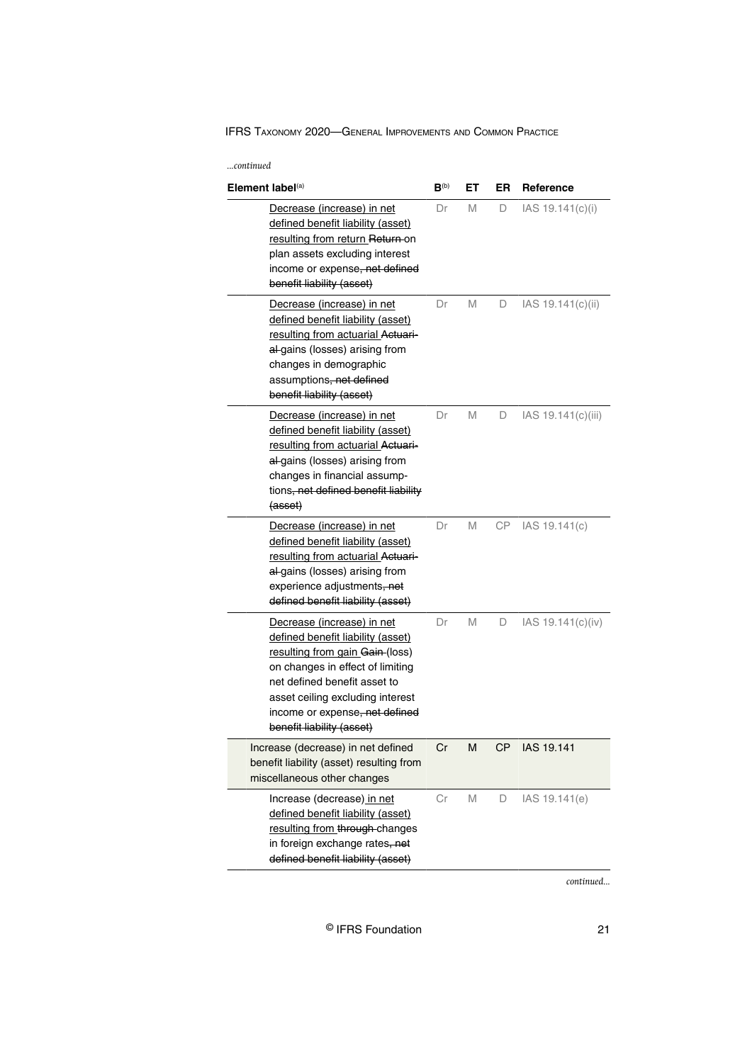*...continued*

| Element label[(a)] | B[(b)] | ET | ER | Reference |
|---|---|---|---|---|
| Decrease (increase) in net defined benefit liability (asset) resulting from return ~~Return~~ on plan assets excluding interest income or expense~~, net defined benefit liability (asset)~~ | Dr | M | D | IAS 19.141(c)(i) |
| Decrease (increase) in net defined benefit liability (asset) resulting from actuarial ~~Actuarial~~ gains (losses) arising from changes in demographic assumptions~~, net defined benefit liability (asset)~~ | Dr | M | D | IAS 19.141(c)(ii) |
| Decrease (increase) in net defined benefit liability (asset) resulting from actuarial ~~Actuarial~~ gains (losses) arising from changes in financial assumptions~~, net defined benefit liability (asset)~~ | Dr | M | D | IAS 19.141(c)(iii) |
| Decrease (increase) in net defined benefit liability (asset) resulting from actuarial ~~Actuarial~~ gains (losses) arising from experience adjustments~~, net defined benefit liability (asset)~~ | Dr | M | CP | IAS 19.141(c) |
| Decrease (increase) in net defined benefit liability (asset) resulting from gain ~~Gain~~ (loss) on changes in effect of limiting net defined benefit asset to asset ceiling excluding interest income or expense~~, net defined benefit liability (asset)~~ | Dr | M | D | IAS 19.141(c)(iv) |
| Increase (decrease) in net defined benefit liability (asset) resulting from miscellaneous other changes | Cr | M | CP | IAS 19.141 |
| Increase (decrease) in net defined benefit liability (asset) resulting from ~~through~~ changes in foreign exchange rates~~, net defined benefit liability (asset)~~ | Cr | M | D | IAS 19.141(e) |

*continued...*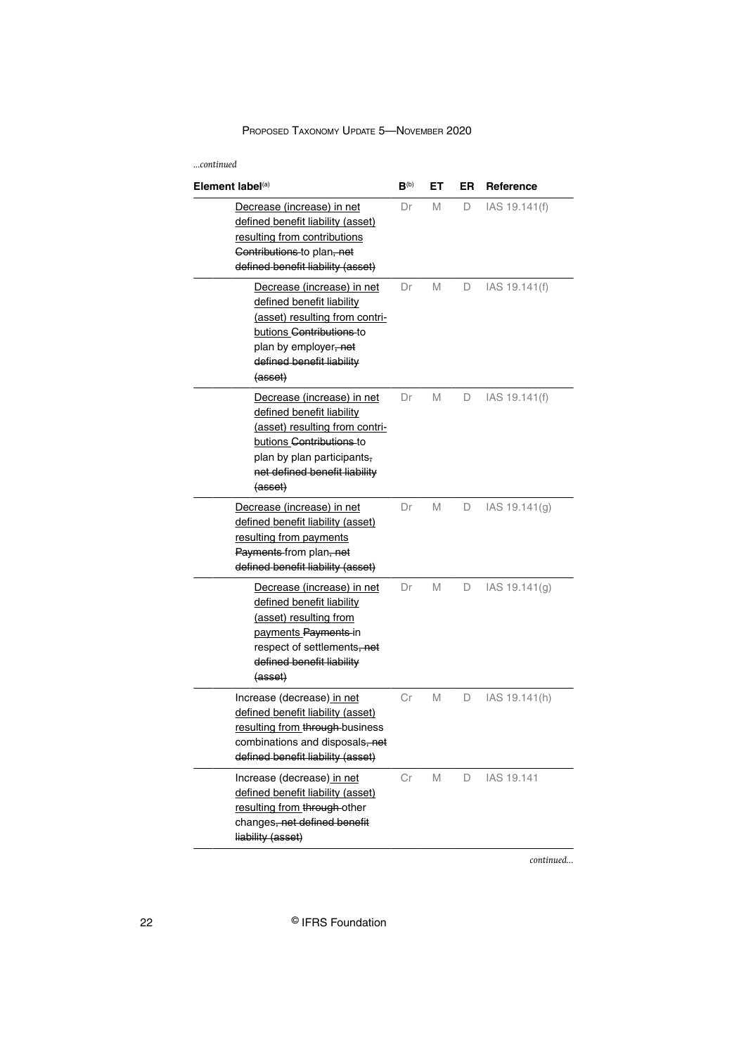*...continued*

| Element label[(a)] | B[(b)] | ET | ER | Reference |
|---|---|---|---|---|
| Decrease (increase) in net defined benefit liability (asset) resulting from contributions ~~Contributions~~ to plan~~, net defined benefit liability (asset)~~ | Dr | M | D | IAS 19.141(f) |
| Decrease (increase) in net defined benefit liability (asset) resulting from contributions ~~Contributions~~ to plan by employer~~, net defined benefit liability (asset)~~ | Dr | M | D | IAS 19.141(f) |
| Decrease (increase) in net defined benefit liability (asset) resulting from contributions ~~Contributions~~ to plan by plan participants~~, net defined benefit liability (asset)~~ | Dr | M | D | IAS 19.141(f) |
| Decrease (increase) in net defined benefit liability (asset) resulting from payments ~~Payments~~ from plan~~, net defined benefit liability (asset)~~ | Dr | M | D | IAS 19.141(g) |
| Decrease (increase) in net defined benefit liability (asset) resulting from payments ~~Payments~~ in respect of settlements~~, net defined benefit liability (asset)~~ | Dr | M | D | IAS 19.141(g) |
| Increase (decrease) in net defined benefit liability (asset) resulting from ~~through~~ business combinations and disposals~~, net defined benefit liability (asset)~~ | Cr | M | D | IAS 19.141(h) |
| Increase (decrease) in net defined benefit liability (asset) resulting from ~~through~~ other changes~~, net defined benefit liability (asset)~~ | Cr | M | D | IAS 19.141 |

*continued...*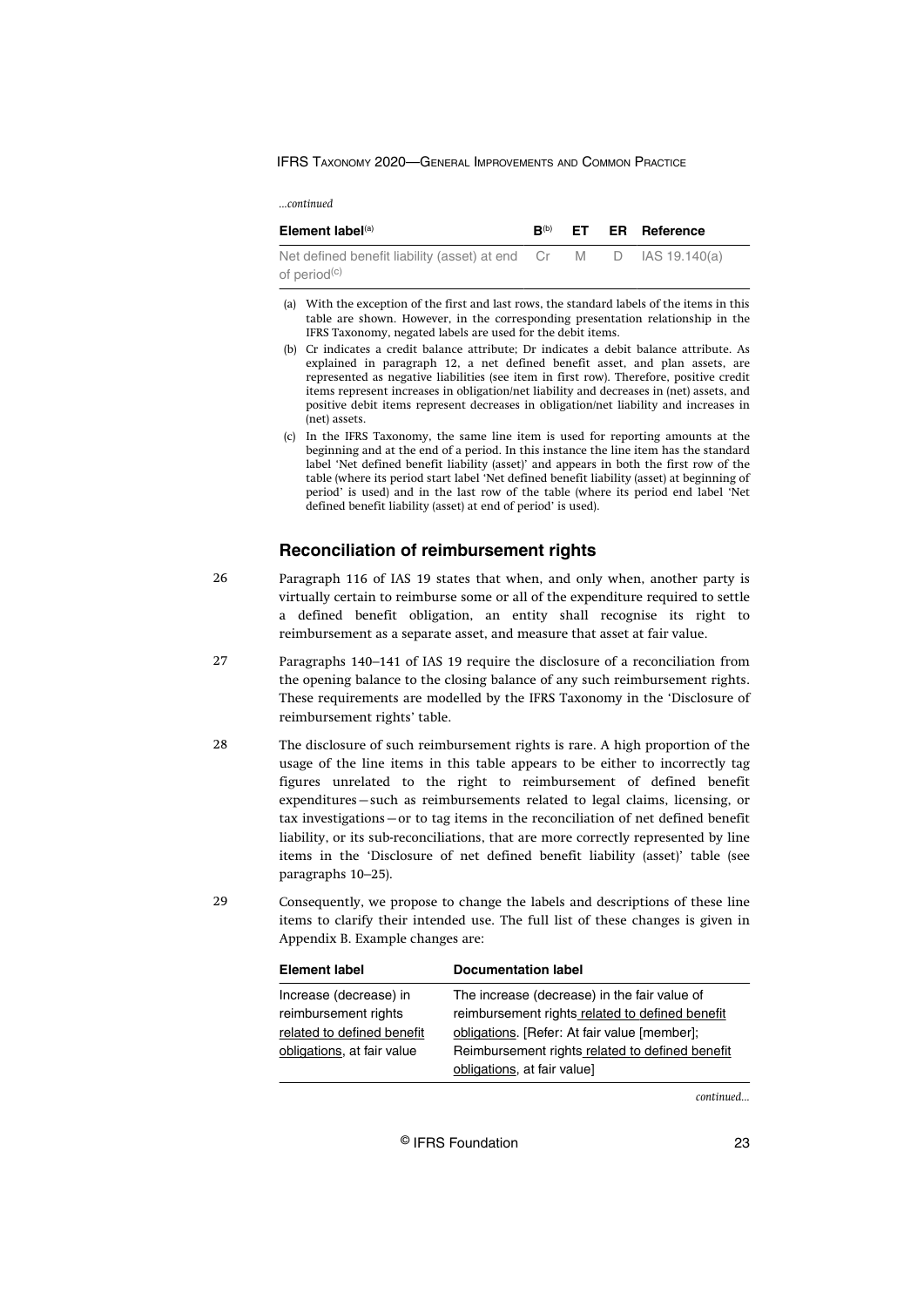*...continued*

| Element label(a) | B(b) | ET | ER | Reference |
|---|---|---|---|---|
| Net defined benefit liability (asset) at end of period(c) | Cr | M | D | IAS 19.140(a) |

(a) With the exception of the first and last rows, the standard labels of the items in this table are shown. However, in the corresponding presentation relationship in the IFRS Taxonomy, negated labels are used for the debit items.

(b) Cr indicates a credit balance attribute; Dr indicates a debit balance attribute. As explained in paragraph 12, a net defined benefit asset, and plan assets, are represented as negative liabilities (see item in first row). Therefore, positive credit items represent increases in obligation/net liability and decreases in (net) assets, and positive debit items represent decreases in obligation/net liability and increases in (net) assets.

(c) In the IFRS Taxonomy, the same line item is used for reporting amounts at the beginning and at the end of a period. In this instance the line item has the standard label 'Net defined benefit liability (asset)' and appears in both the first row of the table (where its period start label 'Net defined benefit liability (asset) at beginning of period' is used) and in the last row of the table (where its period end label 'Net defined benefit liability (asset) at end of period' is used).

## Reconciliation of reimbursement rights

26 Paragraph 116 of IAS 19 states that when, and only when, another party is virtually certain to reimburse some or all of the expenditure required to settle a defined benefit obligation, an entity shall recognise its right to reimbursement as a separate asset, and measure that asset at fair value.

27 Paragraphs 140–141 of IAS 19 require the disclosure of a reconciliation from the opening balance to the closing balance of any such reimbursement rights. These requirements are modelled by the IFRS Taxonomy in the 'Disclosure of reimbursement rights' table.

28 The disclosure of such reimbursement rights is rare. A high proportion of the usage of the line items in this table appears to be either to incorrectly tag figures unrelated to the right to reimbursement of defined benefit expenditures—such as reimbursements related to legal claims, licensing, or tax investigations—or to tag items in the reconciliation of net defined benefit liability, or its sub-reconciliations, that are more correctly represented by line items in the 'Disclosure of net defined benefit liability (asset)' table (see paragraphs 10–25).

29 Consequently, we propose to change the labels and descriptions of these line items to clarify their intended use. The full list of these changes is given in Appendix B. Example changes are:

| Element label | Documentation label |
|---|---|
| Increase (decrease) in reimbursement rights related to defined benefit obligations, at fair value | The increase (decrease) in the fair value of reimbursement rights related to defined benefit obligations. [Refer: At fair value [member]; Reimbursement rights related to defined benefit obligations, at fair value] |

*continued...*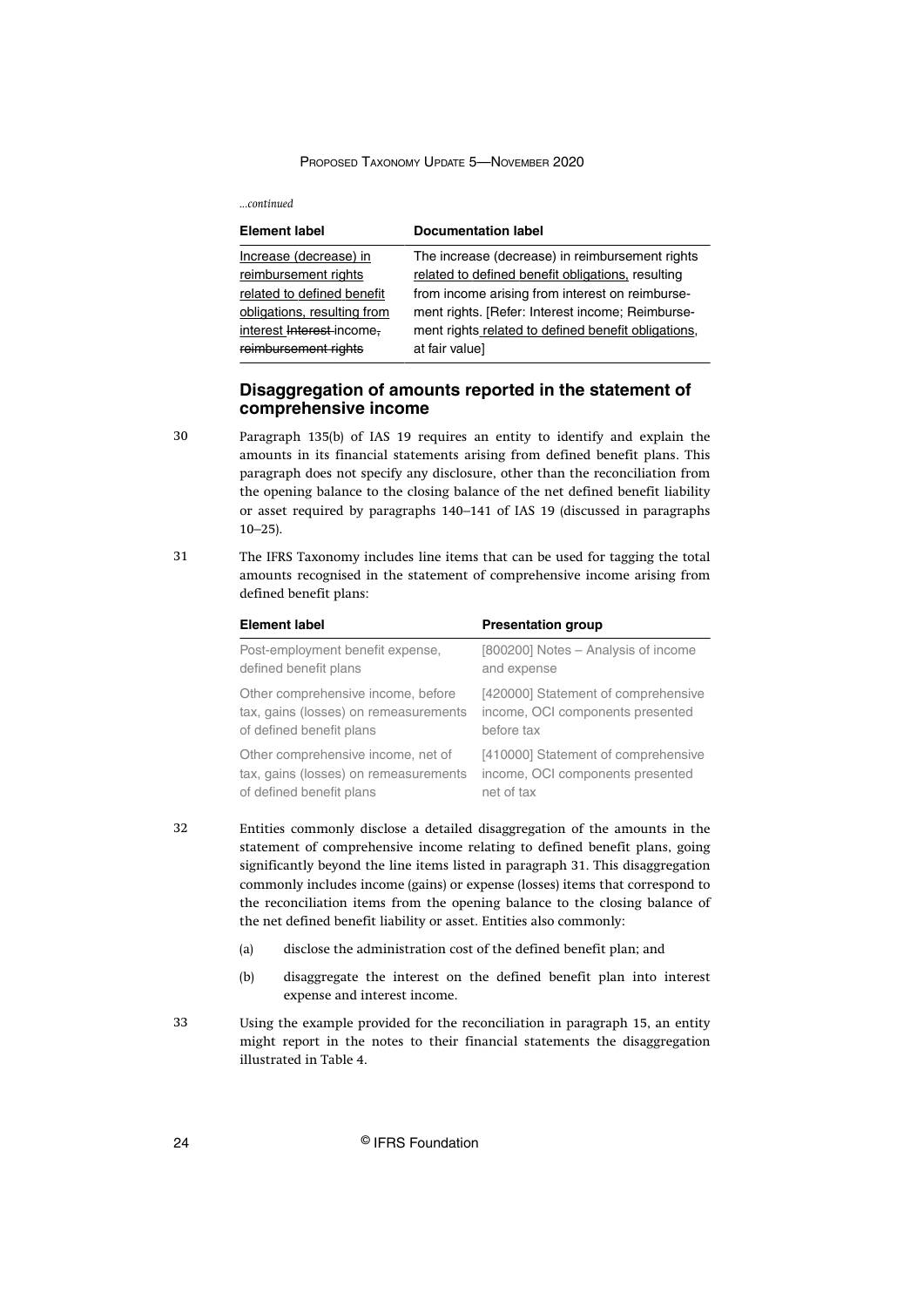*...continued*

| Element label | Documentation label |
|---|---|
| <u>Increase (decrease) in reimbursement rights related to defined benefit obligations, resulting from interest</u> ~~Interest~~ income~~, reimbursement rights~~ | The increase (decrease) in reimbursement rights <u>related to defined benefit obligations,</u> resulting from income arising from interest on reimbursement rights. [Refer: Interest income; Reimbursement rights<u> related to defined benefit obligations</u>, at fair value] |

## Disaggregation of amounts reported in the statement of comprehensive income

30 Paragraph 135(b) of IAS 19 requires an entity to identify and explain the amounts in its financial statements arising from defined benefit plans. This paragraph does not specify any disclosure, other than the reconciliation from the opening balance to the closing balance of the net defined benefit liability or asset required by paragraphs 140–141 of IAS 19 (discussed in paragraphs 10–25).

31 The IFRS Taxonomy includes line items that can be used for tagging the total amounts recognised in the statement of comprehensive income arising from defined benefit plans:

| Element label | Presentation group |
|---|---|
| Post-employment benefit expense, defined benefit plans | [800200] Notes – Analysis of income and expense |
| Other comprehensive income, before tax, gains (losses) on remeasurements of defined benefit plans | [420000] Statement of comprehensive income, OCI components presented before tax |
| Other comprehensive income, net of tax, gains (losses) on remeasurements of defined benefit plans | [410000] Statement of comprehensive income, OCI components presented net of tax |

32 Entities commonly disclose a detailed disaggregation of the amounts in the statement of comprehensive income relating to defined benefit plans, going significantly beyond the line items listed in paragraph 31. This disaggregation commonly includes income (gains) or expense (losses) items that correspond to the reconciliation items from the opening balance to the closing balance of the net defined benefit liability or asset. Entities also commonly:

(a) disclose the administration cost of the defined benefit plan; and

(b) disaggregate the interest on the defined benefit plan into interest expense and interest income.

33 Using the example provided for the reconciliation in paragraph 15, an entity might report in the notes to their financial statements the disaggregation illustrated in Table 4.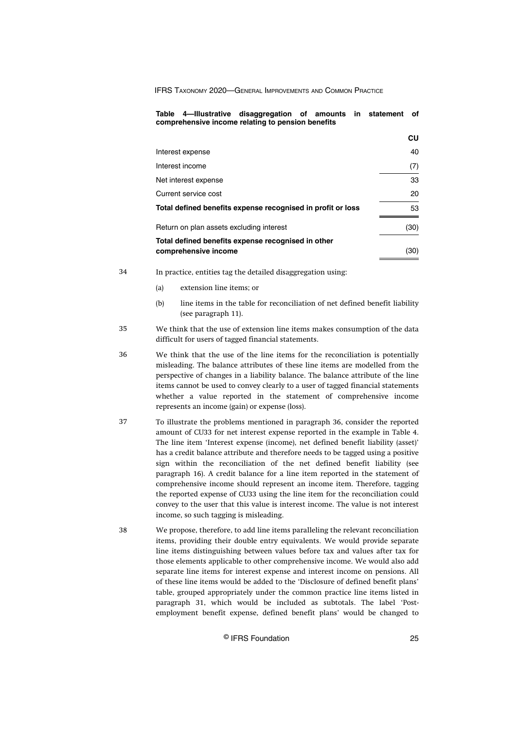**Table 4—Illustrative disaggregation of amounts in statement of comprehensive income relating to pension benefits**

| | CU |
|---|---|
| Interest expense | 40 |
| Interest income | (7) |
| Net interest expense | 33 |
| Current service cost | 20 |
| **Total defined benefits expense recognised in profit or loss** | 53 |
| Return on plan assets excluding interest | (30) |
| **Total defined benefits expense recognised in other comprehensive income** | (30) |

34 In practice, entities tag the detailed disaggregation using:

(a) extension line items; or

(b) line items in the table for reconciliation of net defined benefit liability (see paragraph 11).

35 We think that the use of extension line items makes consumption of the data difficult for users of tagged financial statements.

36 We think that the use of the line items for the reconciliation is potentially misleading. The balance attributes of these line items are modelled from the perspective of changes in a liability balance. The balance attribute of the line items cannot be used to convey clearly to a user of tagged financial statements whether a value reported in the statement of comprehensive income represents an income (gain) or expense (loss).

37 To illustrate the problems mentioned in paragraph 36, consider the reported amount of CU33 for net interest expense reported in the example in Table 4. The line item 'Interest expense (income), net defined benefit liability (asset)' has a credit balance attribute and therefore needs to be tagged using a positive sign within the reconciliation of the net defined benefit liability (see paragraph 16). A credit balance for a line item reported in the statement of comprehensive income should represent an income item. Therefore, tagging the reported expense of CU33 using the line item for the reconciliation could convey to the user that this value is interest income. The value is not interest income, so such tagging is misleading.

38 We propose, therefore, to add line items paralleling the relevant reconciliation items, providing their double entry equivalents. We would provide separate line items distinguishing between values before tax and values after tax for those elements applicable to other comprehensive income. We would also add separate line items for interest expense and interest income on pensions. All of these line items would be added to the 'Disclosure of defined benefit plans' table, grouped appropriately under the common practice line items listed in paragraph 31, which would be included as subtotals. The label 'Post-employment benefit expense, defined benefit plans' would be changed to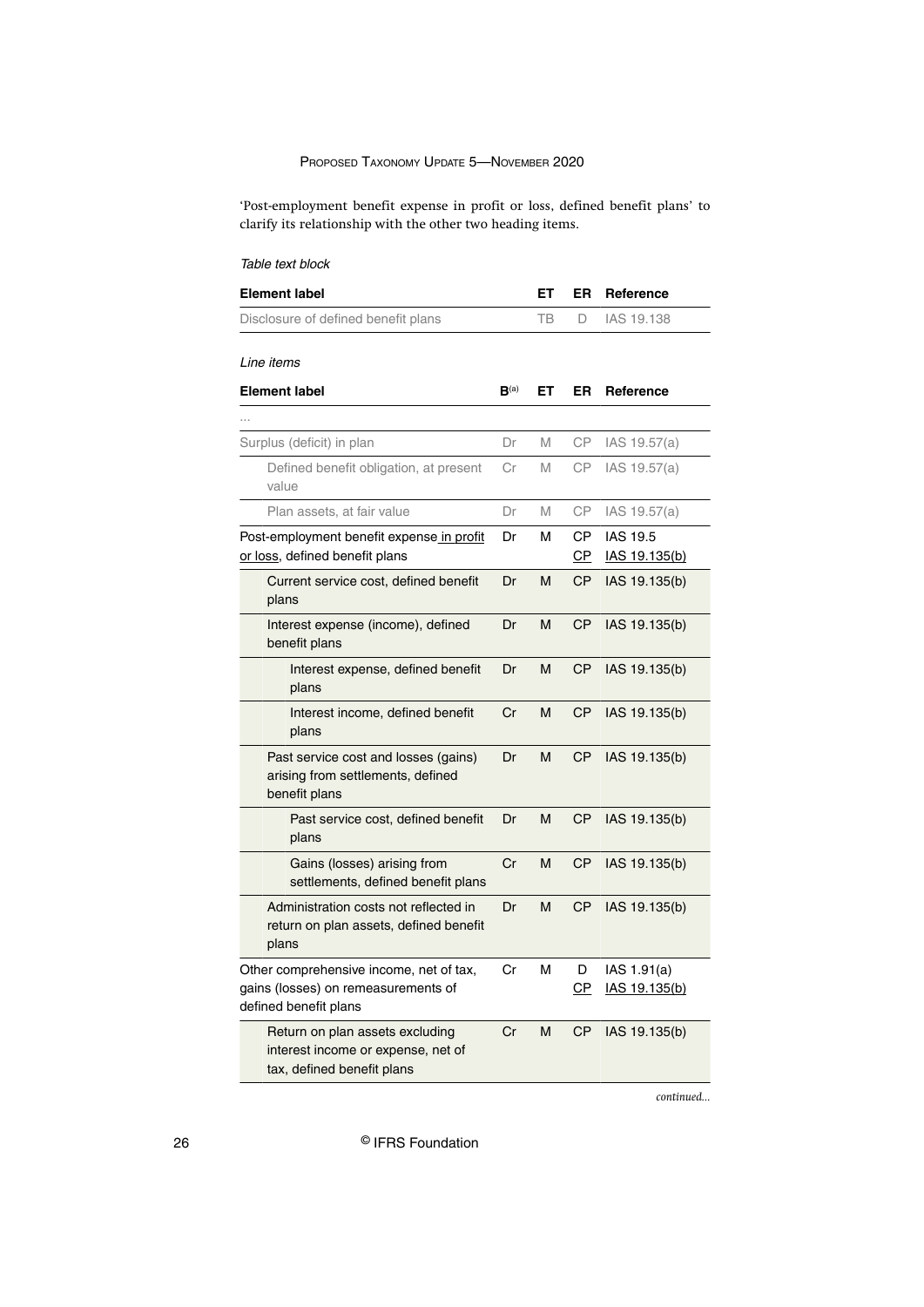'Post-employment benefit expense in profit or loss, defined benefit plans' to clarify its relationship with the other two heading items.

*Table text block*

| Element label | ET | ER | Reference |
|---|---|---|---|
| Disclosure of defined benefit plans | TB | D | IAS 19.138 |

*Line items*

| Element label | B(a) | ET | ER | Reference |
|---|---|---|---|---|
| ... | | | | |
| Surplus (deficit) in plan | Dr | M | CP | IAS 19.57(a) |
| Defined benefit obligation, at present value | Cr | M | CP | IAS 19.57(a) |
| Plan assets, at fair value | Dr | M | CP | IAS 19.57(a) |
| Post-employment benefit expense in profit or loss, defined benefit plans | Dr | M | CP<br>CP | IAS 19.5<br>IAS 19.135(b) |
| Current service cost, defined benefit plans | Dr | M | CP | IAS 19.135(b) |
| Interest expense (income), defined benefit plans | Dr | M | CP | IAS 19.135(b) |
| Interest expense, defined benefit plans | Dr | M | CP | IAS 19.135(b) |
| Interest income, defined benefit plans | Cr | M | CP | IAS 19.135(b) |
| Past service cost and losses (gains) arising from settlements, defined benefit plans | Dr | M | CP | IAS 19.135(b) |
| Past service cost, defined benefit plans | Dr | M | CP | IAS 19.135(b) |
| Gains (losses) arising from settlements, defined benefit plans | Cr | M | CP | IAS 19.135(b) |
| Administration costs not reflected in return on plan assets, defined benefit plans | Dr | M | CP | IAS 19.135(b) |
| Other comprehensive income, net of tax, gains (losses) on remeasurements of defined benefit plans | Cr | M | D<br>CP | IAS 1.91(a)<br>IAS 19.135(b) |
| Return on plan assets excluding interest income or expense, net of tax, defined benefit plans | Cr | M | CP | IAS 19.135(b) |

*continued...*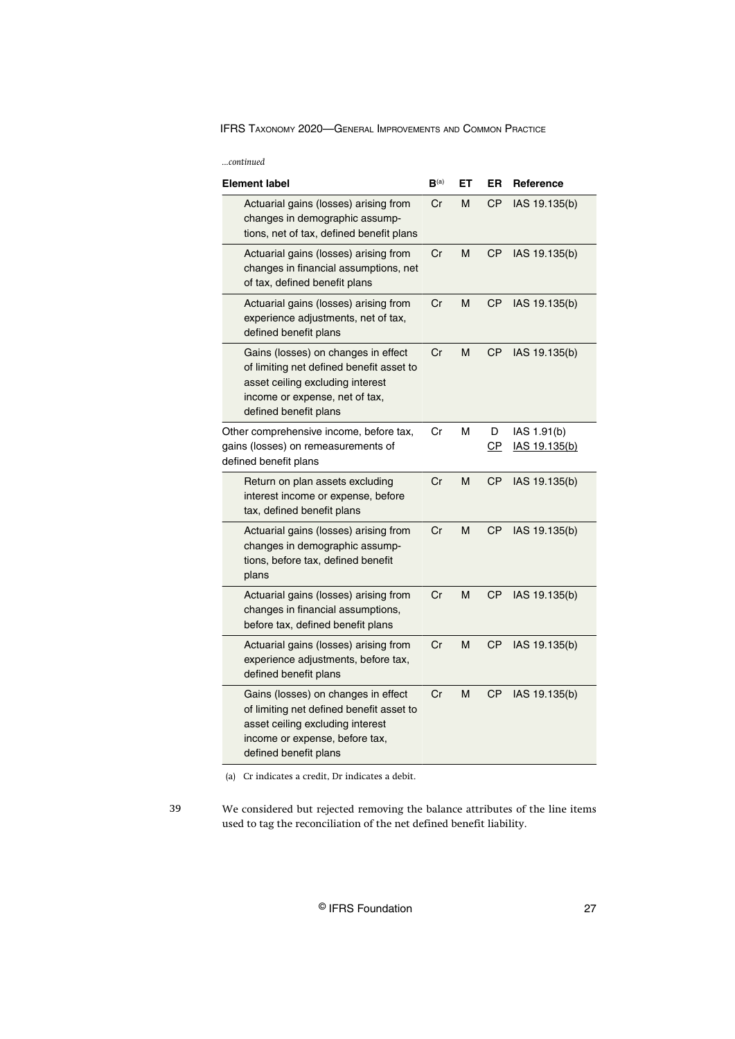*...continued*

| Element label | B[(a)] | ET | ER | Reference |
|---|---|---|---|---|
| Actuarial gains (losses) arising from changes in demographic assumptions, net of tax, defined benefit plans | Cr | M | CP | IAS 19.135(b) |
| Actuarial gains (losses) arising from changes in financial assumptions, net of tax, defined benefit plans | Cr | M | CP | IAS 19.135(b) |
| Actuarial gains (losses) arising from experience adjustments, net of tax, defined benefit plans | Cr | M | CP | IAS 19.135(b) |
| Gains (losses) on changes in effect of limiting net defined benefit asset to asset ceiling excluding interest income or expense, net of tax, defined benefit plans | Cr | M | CP | IAS 19.135(b) |
| Other comprehensive income, before tax, gains (losses) on remeasurements of defined benefit plans | Cr | M | D <u>CP</u> | IAS 1.91(b) <u>IAS 19.135(b)</u> |
| Return on plan assets excluding interest income or expense, before tax, defined benefit plans | Cr | M | CP | IAS 19.135(b) |
| Actuarial gains (losses) arising from changes in demographic assumptions, before tax, defined benefit plans | Cr | M | CP | IAS 19.135(b) |
| Actuarial gains (losses) arising from changes in financial assumptions, before tax, defined benefit plans | Cr | M | CP | IAS 19.135(b) |
| Actuarial gains (losses) arising from experience adjustments, before tax, defined benefit plans | Cr | M | CP | IAS 19.135(b) |
| Gains (losses) on changes in effect of limiting net defined benefit asset to asset ceiling excluding interest income or expense, before tax, defined benefit plans | Cr | M | CP | IAS 19.135(b) |

(a) Cr indicates a credit, Dr indicates a debit.

39 We considered but rejected removing the balance attributes of the line items used to tag the reconciliation of the net defined benefit liability.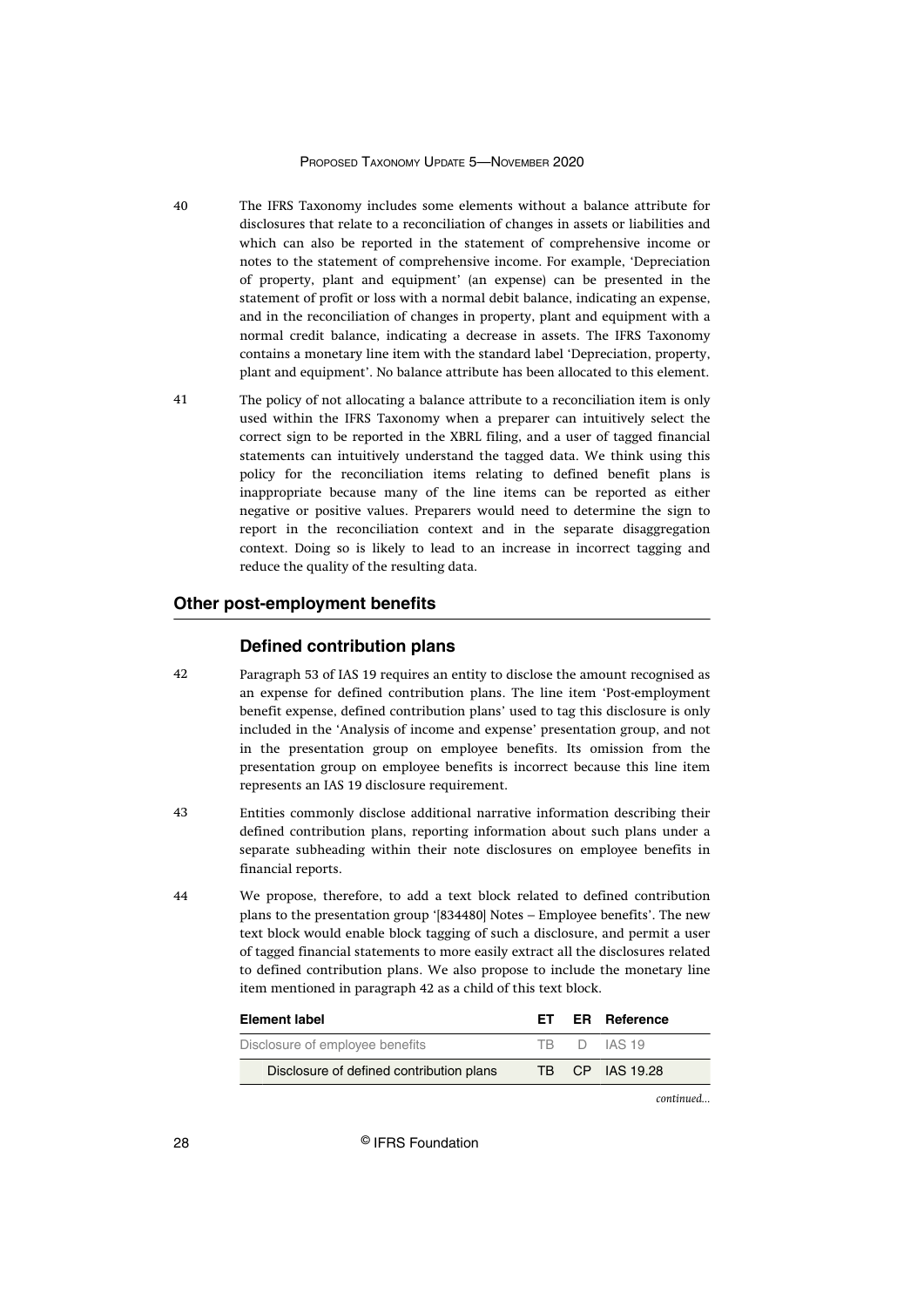40 The IFRS Taxonomy includes some elements without a balance attribute for disclosures that relate to a reconciliation of changes in assets or liabilities and which can also be reported in the statement of comprehensive income or notes to the statement of comprehensive income. For example, 'Depreciation of property, plant and equipment' (an expense) can be presented in the statement of profit or loss with a normal debit balance, indicating an expense, and in the reconciliation of changes in property, plant and equipment with a normal credit balance, indicating a decrease in assets. The IFRS Taxonomy contains a monetary line item with the standard label 'Depreciation, property, plant and equipment'. No balance attribute has been allocated to this element.

41 The policy of not allocating a balance attribute to a reconciliation item is only used within the IFRS Taxonomy when a preparer can intuitively select the correct sign to be reported in the XBRL filing, and a user of tagged financial statements can intuitively understand the tagged data. We think using this policy for the reconciliation items relating to defined benefit plans is inappropriate because many of the line items can be reported as either negative or positive values. Preparers would need to determine the sign to report in the reconciliation context and in the separate disaggregation context. Doing so is likely to lead to an increase in incorrect tagging and reduce the quality of the resulting data.

## Other post-employment benefits

### Defined contribution plans

42 Paragraph 53 of IAS 19 requires an entity to disclose the amount recognised as an expense for defined contribution plans. The line item 'Post-employment benefit expense, defined contribution plans' used to tag this disclosure is only included in the 'Analysis of income and expense' presentation group, and not in the presentation group on employee benefits. Its omission from the presentation group on employee benefits is incorrect because this line item represents an IAS 19 disclosure requirement.

43 Entities commonly disclose additional narrative information describing their defined contribution plans, reporting information about such plans under a separate subheading within their note disclosures on employee benefits in financial reports.

44 We propose, therefore, to add a text block related to defined contribution plans to the presentation group '[834480] Notes – Employee benefits'. The new text block would enable block tagging of such a disclosure, and permit a user of tagged financial statements to more easily extract all the disclosures related to defined contribution plans. We also propose to include the monetary line item mentioned in paragraph 42 as a child of this text block.

| Element label | ET | ER | Reference |
|---|---|---|---|
| Disclosure of employee benefits | TB | D | IAS 19 |
| Disclosure of defined contribution plans | TB | CP | IAS 19.28 |

*continued...*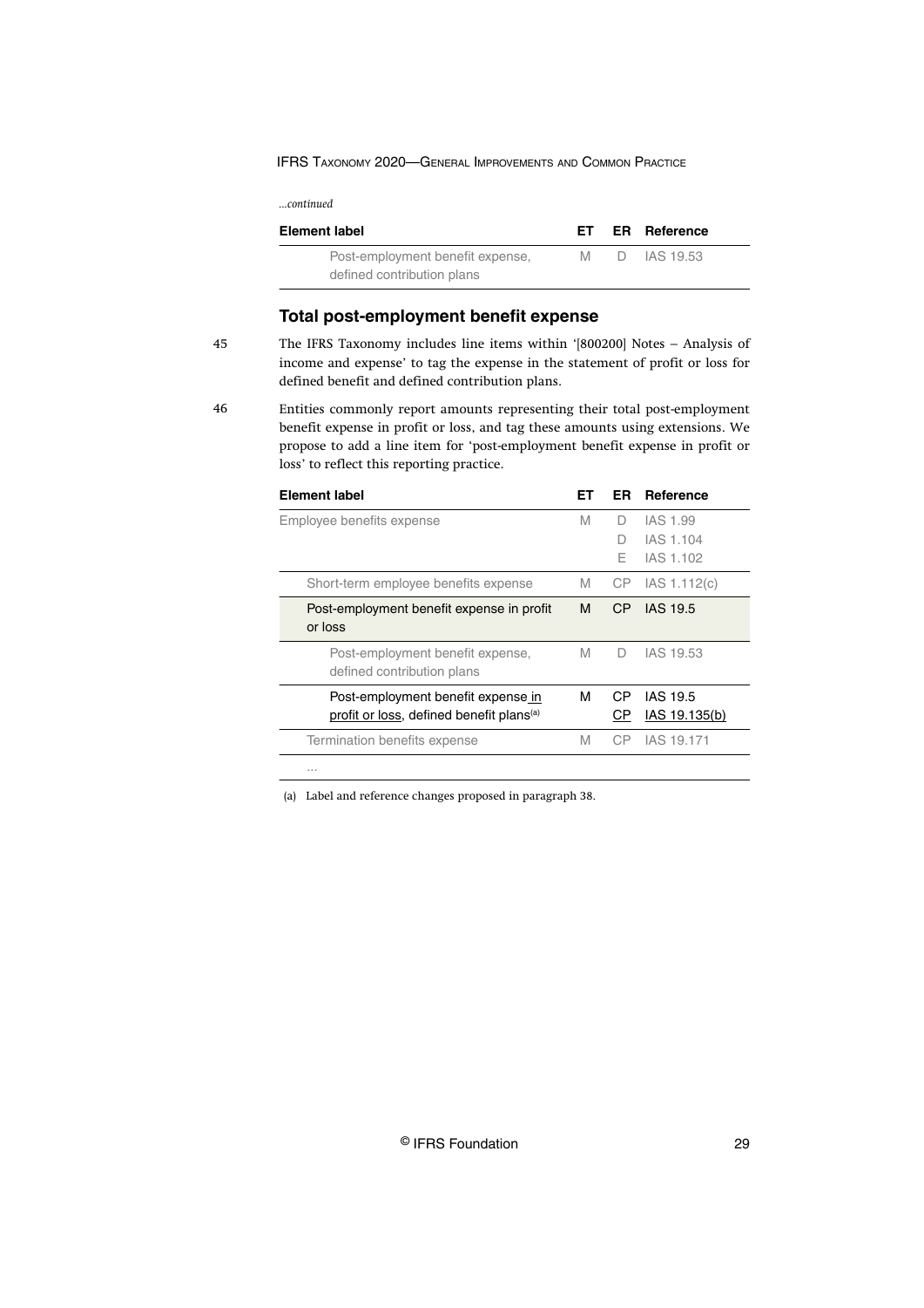*...continued*

| Element label | ET | ER | Reference |
|---|---|---|---|
| Post-employment benefit expense, defined contribution plans | M | D | IAS 19.53 |

## Total post-employment benefit expense

45 The IFRS Taxonomy includes line items within '[800200] Notes – Analysis of income and expense' to tag the expense in the statement of profit or loss for defined benefit and defined contribution plans.

46 Entities commonly report amounts representing their total post-employment benefit expense in profit or loss, and tag these amounts using extensions. We propose to add a line item for 'post-employment benefit expense in profit or loss' to reflect this reporting practice.

| Element label | ET | ER | Reference |
|---|---|---|---|
| Employee benefits expense | M | D<br>D<br>E | IAS 1.99<br>IAS 1.104<br>IAS 1.102 |
| Short-term employee benefits expense | M | CP | IAS 1.112(c) |
| **Post-employment benefit expense in profit or loss** | **M** | **CP** | **IAS 19.5** |
| Post-employment benefit expense, defined contribution plans | M | D | IAS 19.53 |
| Post-employment benefit expense in profit or loss, defined benefit plans[(a)] | M | CP<br>CP | IAS 19.5<br>IAS 19.135(b) |
| Termination benefits expense | M | CP | IAS 19.171 |
| ... | | | |

(a) Label and reference changes proposed in paragraph 38.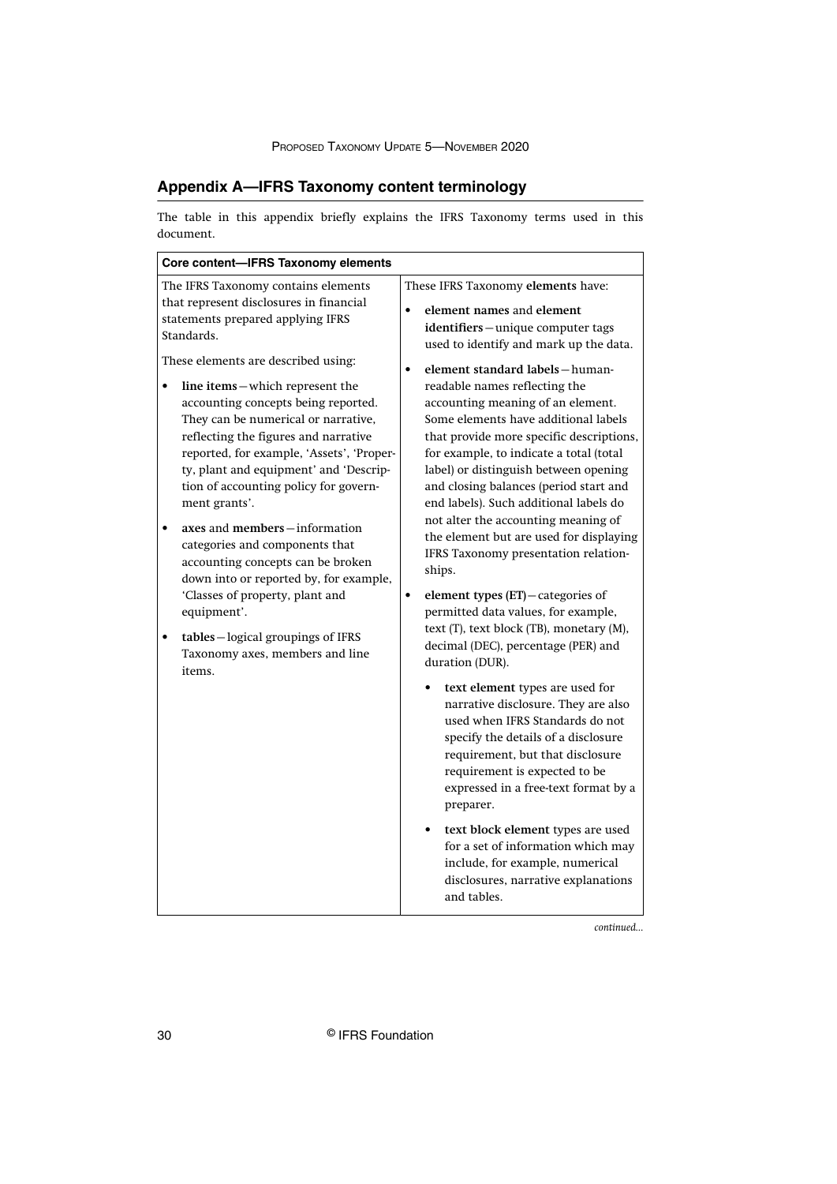## Appendix A—IFRS Taxonomy content terminology

The table in this appendix briefly explains the IFRS Taxonomy terms used in this document.

| Core content—IFRS Taxonomy elements | |
|---|---|
| The IFRS Taxonomy contains elements that represent disclosures in financial statements prepared applying IFRS Standards.<br><br>These elements are described using:<br><br>• **line items**—which represent the accounting concepts being reported. They can be numerical or narrative, reflecting the figures and narrative reported, for example, 'Assets', 'Property, plant and equipment' and 'Description of accounting policy for government grants'.<br><br>• **axes** and **members**—information categories and components that accounting concepts can be broken down into or reported by, for example, 'Classes of property, plant and equipment'.<br><br>• **tables**—logical groupings of IFRS Taxonomy axes, members and line items. | These IFRS Taxonomy **elements** have:<br><br>• **element names** and **element identifiers**—unique computer tags used to identify and mark up the data.<br><br>• **element standard labels**—human-readable names reflecting the accounting meaning of an element. Some elements have additional labels that provide more specific descriptions, for example, to indicate a total (total label) or distinguish between opening and closing balances (period start and end labels). Such additional labels do not alter the accounting meaning of the element but are used for displaying IFRS Taxonomy presentation relationships.<br><br>• **element types (ET)**—categories of permitted data values, for example, text (T), text block (TB), monetary (M), decimal (DEC), percentage (PER) and duration (DUR).<br><br>&nbsp;&nbsp;&nbsp;&nbsp;• **text element** types are used for narrative disclosure. They are also used when IFRS Standards do not specify the details of a disclosure requirement, but that disclosure requirement is expected to be expressed in a free-text format by a preparer.<br><br>&nbsp;&nbsp;&nbsp;&nbsp;• **text block element** types are used for a set of information which may include, for example, numerical disclosures, narrative explanations and tables. |

*continued...*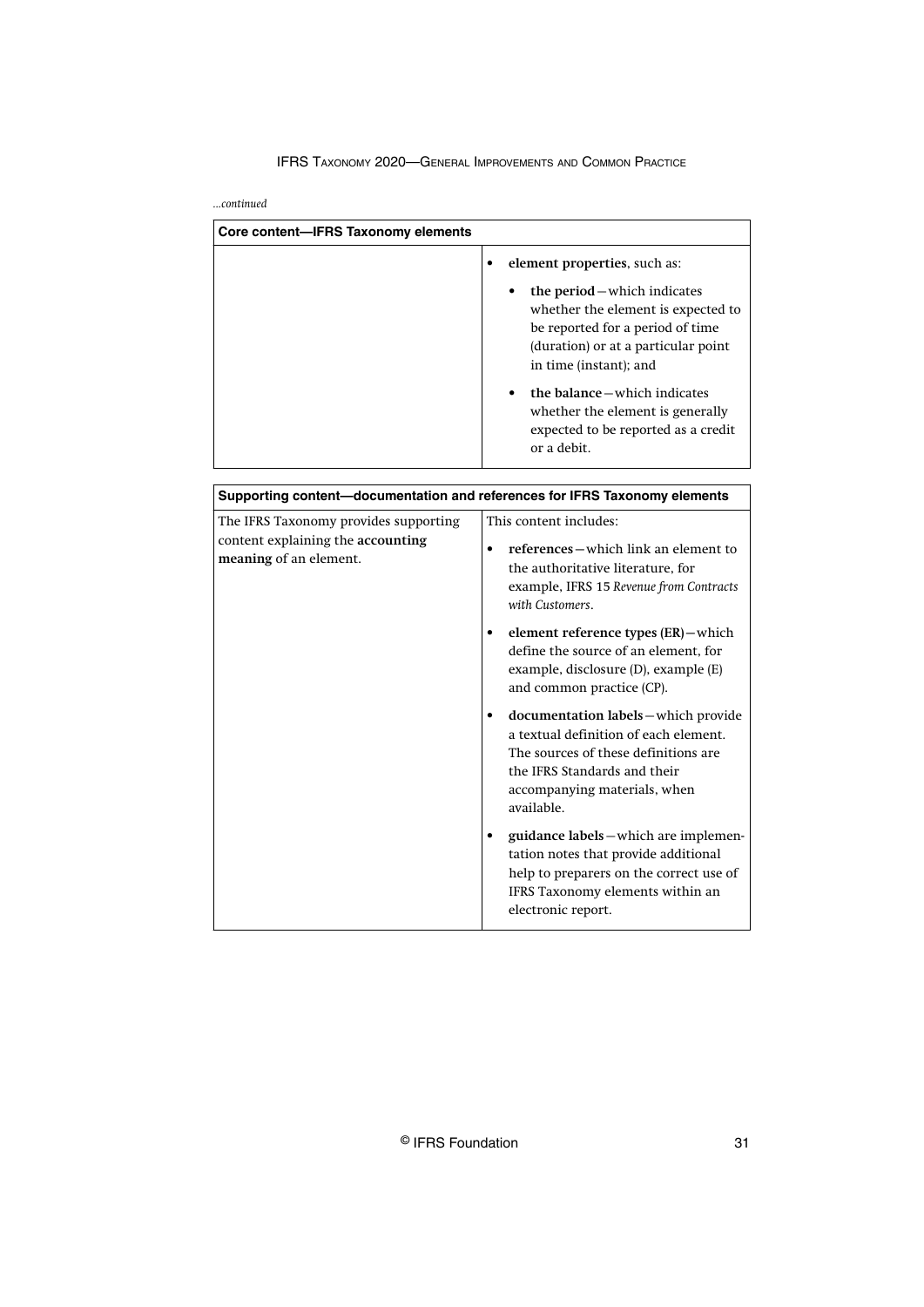*...continued*

| Core content—IFRS Taxonomy elements | |
|---|---|
| | • **element properties**, such as:<br>  • **the period**—which indicates whether the element is expected to be reported for a period of time (duration) or at a particular point in time (instant); and<br>  • **the balance**—which indicates whether the element is generally expected to be reported as a credit or a debit. |

| Supporting content—documentation and references for IFRS Taxonomy elements | |
|---|---|
| The IFRS Taxonomy provides supporting content explaining the **accounting meaning** of an element. | This content includes:<br>• **references**—which link an element to the authoritative literature, for example, IFRS 15 *Revenue from Contracts with Customers*.<br>• **element reference types (ER)**—which define the source of an element, for example, disclosure (D), example (E) and common practice (CP).<br>• **documentation labels**—which provide a textual definition of each element. The sources of these definitions are the IFRS Standards and their accompanying materials, when available.<br>• **guidance labels**—which are implementation notes that provide additional help to preparers on the correct use of IFRS Taxonomy elements within an electronic report. |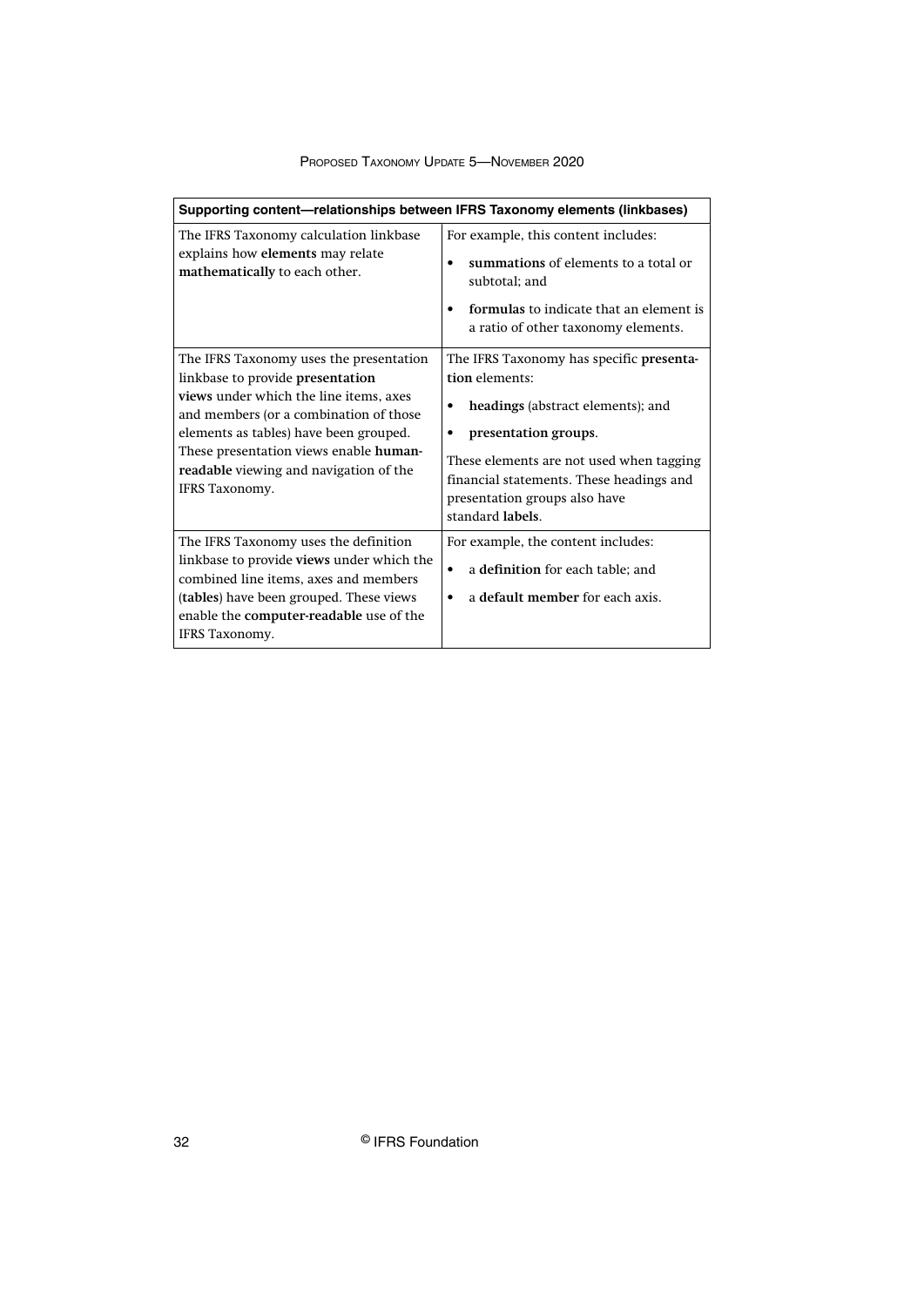| Supporting content—relationships between IFRS Taxonomy elements (linkbases) | |
|---|---|
| The IFRS Taxonomy calculation linkbase explains how **elements** may relate **mathematically** to each other. | For example, this content includes:<br>• **summations** of elements to a total or subtotal; and<br>• **formulas** to indicate that an element is a ratio of other taxonomy elements. |
| The IFRS Taxonomy uses the presentation linkbase to provide **presentation views** under which the line items, axes and members (or a combination of those elements as tables) have been grouped. These presentation views enable **human-readable** viewing and navigation of the IFRS Taxonomy. | The IFRS Taxonomy has specific **presentation** elements:<br>• **headings** (abstract elements); and<br>• **presentation groups**.<br>These elements are not used when tagging financial statements. These headings and presentation groups also have standard **labels**. |
| The IFRS Taxonomy uses the definition linkbase to provide **views** under which the combined line items, axes and members (**tables**) have been grouped. These views enable the **computer-readable** use of the IFRS Taxonomy. | For example, the content includes:<br>• a **definition** for each table; and<br>• a **default member** for each axis. |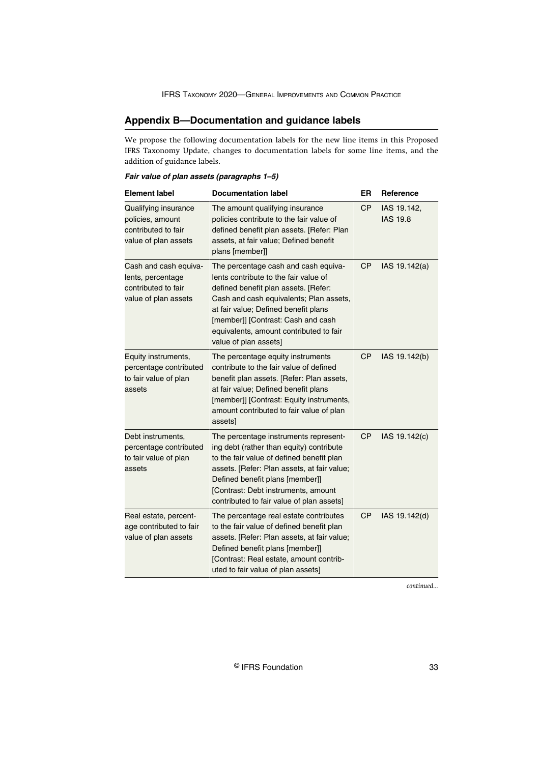## Appendix B—Documentation and guidance labels

We propose the following documentation labels for the new line items in this Proposed IFRS Taxonomy Update, changes to documentation labels for some line items, and the addition of guidance labels.

***Fair value of plan assets (paragraphs 1–5)***

| Element label | Documentation label | ER | Reference |
|---|---|---|---|
| Qualifying insurance policies, amount contributed to fair value of plan assets | The amount qualifying insurance policies contribute to the fair value of defined benefit plan assets. [Refer: Plan assets, at fair value; Defined benefit plans [member]] | CP | IAS 19.142, IAS 19.8 |
| Cash and cash equivalents, percentage contributed to fair value of plan assets | The percentage cash and cash equivalents contribute to the fair value of defined benefit plan assets. [Refer: Cash and cash equivalents; Plan assets, at fair value; Defined benefit plans [member]] [Contrast: Cash and cash equivalents, amount contributed to fair value of plan assets] | CP | IAS 19.142(a) |
| Equity instruments, percentage contributed to fair value of plan assets | The percentage equity instruments contribute to the fair value of defined benefit plan assets. [Refer: Plan assets, at fair value; Defined benefit plans [member]] [Contrast: Equity instruments, amount contributed to fair value of plan assets] | CP | IAS 19.142(b) |
| Debt instruments, percentage contributed to fair value of plan assets | The percentage instruments representing debt (rather than equity) contribute to the fair value of defined benefit plan assets. [Refer: Plan assets, at fair value; Defined benefit plans [member]] [Contrast: Debt instruments, amount contributed to fair value of plan assets] | CP | IAS 19.142(c) |
| Real estate, percentage contributed to fair value of plan assets | The percentage real estate contributes to the fair value of defined benefit plan assets. [Refer: Plan assets, at fair value; Defined benefit plans [member]] [Contrast: Real estate, amount contributed to fair value of plan assets] | CP | IAS 19.142(d) |

*continued...*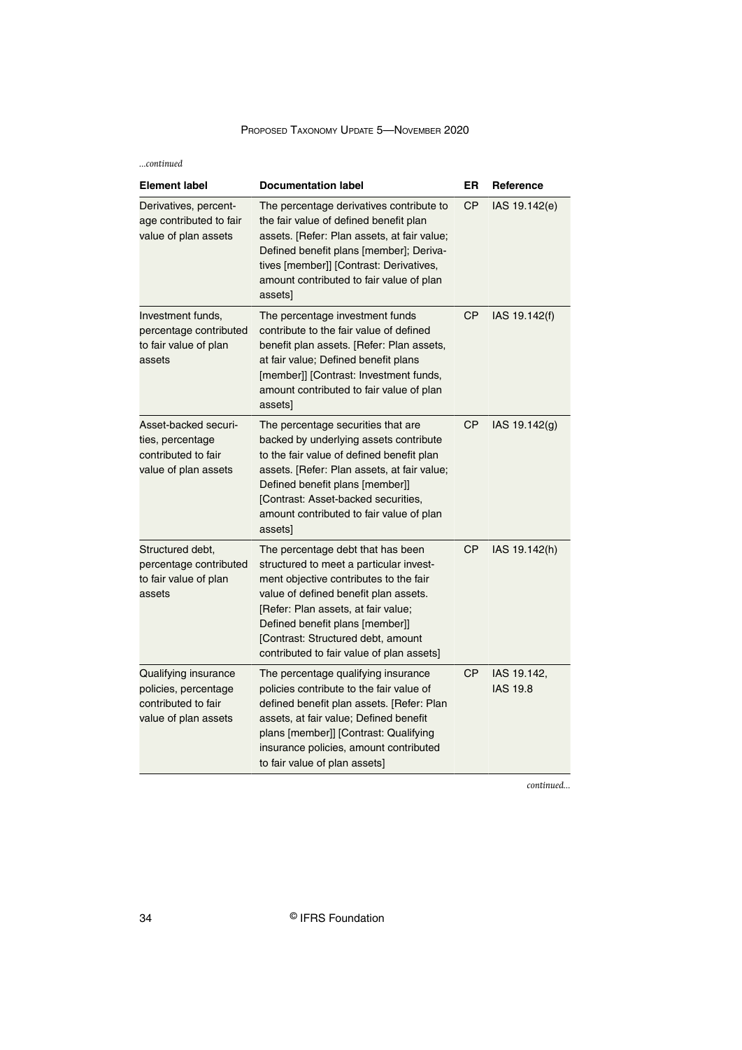*...continued*

| Element label | Documentation label | ER | Reference |
|---|---|---|---|
| Derivatives, percentage contributed to fair value of plan assets | The percentage derivatives contribute to the fair value of defined benefit plan assets. [Refer: Plan assets, at fair value; Defined benefit plans [member]; Derivatives [member]] [Contrast: Derivatives, amount contributed to fair value of plan assets] | CP | IAS 19.142(e) |
| Investment funds, percentage contributed to fair value of plan assets | The percentage investment funds contribute to the fair value of defined benefit plan assets. [Refer: Plan assets, at fair value; Defined benefit plans [member]] [Contrast: Investment funds, amount contributed to fair value of plan assets] | CP | IAS 19.142(f) |
| Asset-backed securities, percentage contributed to fair value of plan assets | The percentage securities that are backed by underlying assets contribute to the fair value of defined benefit plan assets. [Refer: Plan assets, at fair value; Defined benefit plans [member]] [Contrast: Asset-backed securities, amount contributed to fair value of plan assets] | CP | IAS 19.142(g) |
| Structured debt, percentage contributed to fair value of plan assets | The percentage debt that has been structured to meet a particular investment objective contributes to the fair value of defined benefit plan assets. [Refer: Plan assets, at fair value; Defined benefit plans [member]] [Contrast: Structured debt, amount contributed to fair value of plan assets] | CP | IAS 19.142(h) |
| Qualifying insurance policies, percentage contributed to fair value of plan assets | The percentage qualifying insurance policies contribute to the fair value of defined benefit plan assets. [Refer: Plan assets, at fair value; Defined benefit plans [member]] [Contrast: Qualifying insurance policies, amount contributed to fair value of plan assets] | CP | IAS 19.142, IAS 19.8 |

*continued...*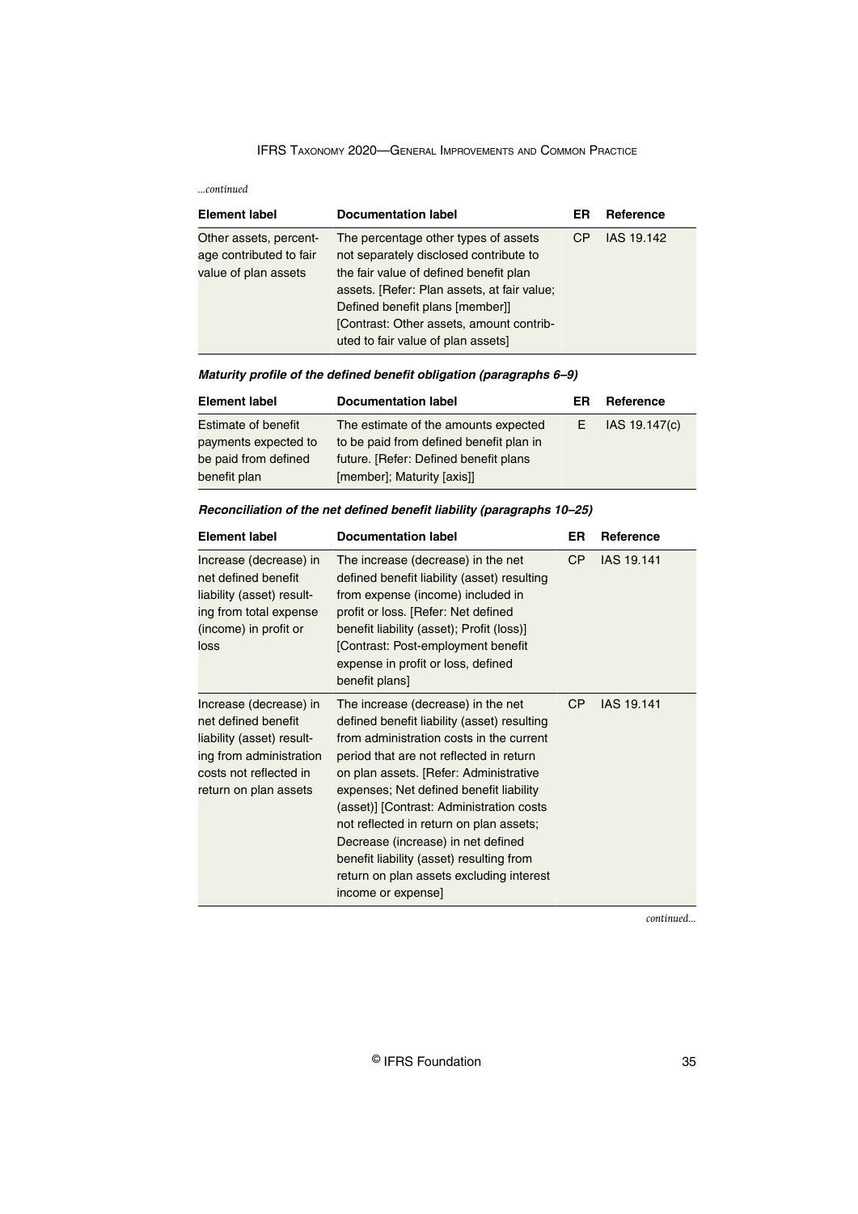*...continued*

| Element label | Documentation label | ER | Reference |
|---|---|---|---|
| Other assets, percentage contributed to fair value of plan assets | The percentage other types of assets not separately disclosed contribute to the fair value of defined benefit plan assets. [Refer: Plan assets, at fair value; Defined benefit plans [member]] [Contrast: Other assets, amount contributed to fair value of plan assets] | CP | IAS 19.142 |

***Maturity profile of the defined benefit obligation (paragraphs 6–9)***

| Element label | Documentation label | ER | Reference |
|---|---|---|---|
| Estimate of benefit payments expected to be paid from defined benefit plan | The estimate of the amounts expected to be paid from defined benefit plan in future. [Refer: Defined benefit plans [member]; Maturity [axis]] | E | IAS 19.147(c) |

***Reconciliation of the net defined benefit liability (paragraphs 10–25)***

| Element label | Documentation label | ER | Reference |
|---|---|---|---|
| Increase (decrease) in net defined benefit liability (asset) resulting from total expense (income) in profit or loss | The increase (decrease) in the net defined benefit liability (asset) resulting from expense (income) included in profit or loss. [Refer: Net defined benefit liability (asset); Profit (loss)] [Contrast: Post-employment benefit expense in profit or loss, defined benefit plans] | CP | IAS 19.141 |
| Increase (decrease) in net defined benefit liability (asset) resulting from administration costs not reflected in return on plan assets | The increase (decrease) in the net defined benefit liability (asset) resulting from administration costs in the current period that are not reflected in return on plan assets. [Refer: Administrative expenses; Net defined benefit liability (asset)] [Contrast: Administration costs not reflected in return on plan assets; Decrease (increase) in net defined benefit liability (asset) resulting from return on plan assets excluding interest income or expense] | CP | IAS 19.141 |

*continued...*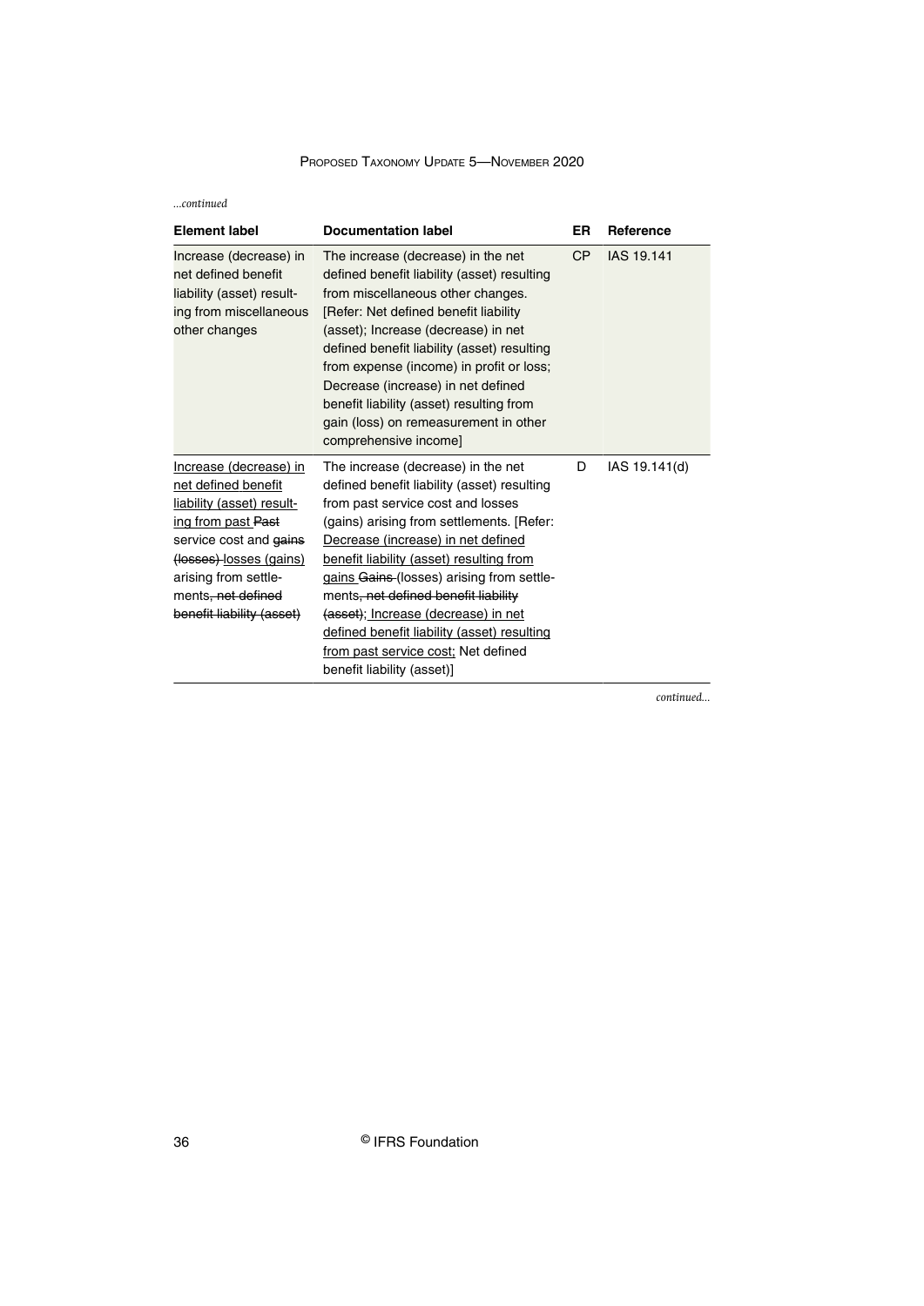*...continued*

| Element label | Documentation label | ER | Reference |
|---|---|---|---|
| Increase (decrease) in net defined benefit liability (asset) resulting from miscellaneous other changes | The increase (decrease) in the net defined benefit liability (asset) resulting from miscellaneous other changes. [Refer: Net defined benefit liability (asset); Increase (decrease) in net defined benefit liability (asset) resulting from expense (income) in profit or loss; Decrease (increase) in net defined benefit liability (asset) resulting from gain (loss) on remeasurement in other comprehensive income] | CP | IAS 19.141 |
| <u>Increase (decrease) in net defined benefit liability (asset) resulting from past</u> ~~Past~~ service cost and ~~gains (losses)~~ <u>losses (gains)</u> arising from settlements~~, net defined benefit liability (asset)~~ | The increase (decrease) in the net defined benefit liability (asset) resulting from past service cost and losses (gains) arising from settlements. [Refer: <u>Decrease (increase) in net defined benefit liability (asset) resulting from gains</u> ~~Gains~~ (losses) arising from settlements~~, net defined benefit liability (asset)~~; <u>Increase (decrease) in net defined benefit liability (asset) resulting from past service cost;</u> Net defined benefit liability (asset)] | D | IAS 19.141(d) |

*continued...*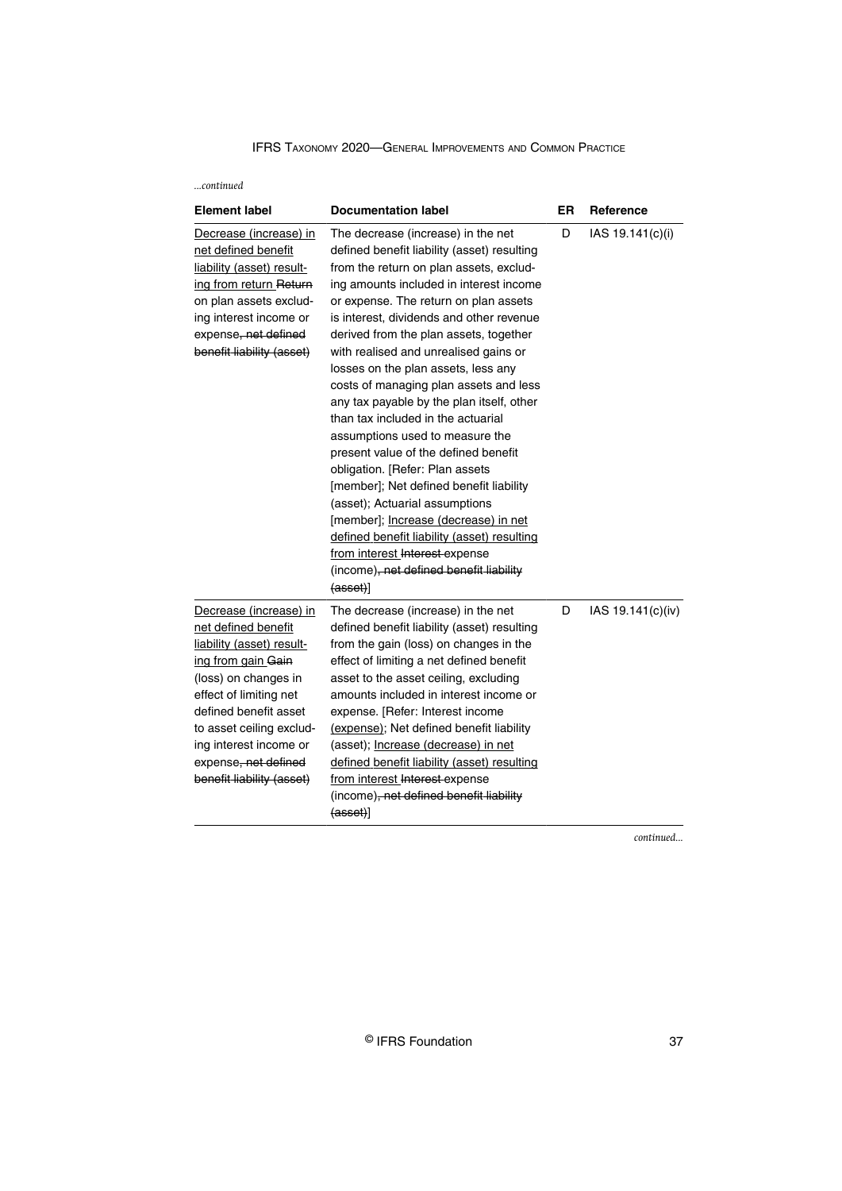*...continued*

| Element label | Documentation label | ER | Reference |
|---|---|---|---|
| <u>Decrease (increase) in net defined benefit liability (asset) resulting from return</u> ~~Return~~ on plan assets excluding interest income or expense~~, net defined benefit liability (asset)~~ | The decrease (increase) in the net defined benefit liability (asset) resulting from the return on plan assets, excluding amounts included in interest income or expense. The return on plan assets is interest, dividends and other revenue derived from the plan assets, together with realised and unrealised gains or losses on the plan assets, less any costs of managing plan assets and less any tax payable by the plan itself, other than tax included in the actuarial assumptions used to measure the present value of the defined benefit obligation. [Refer: Plan assets [member]; Net defined benefit liability (asset); Actuarial assumptions [member]; <u>Increase (decrease) in net defined benefit liability (asset) resulting from interest</u> ~~Interest~~ expense (income)~~, net defined benefit liability (asset)~~] | D | IAS 19.141(c)(i) |
| <u>Decrease (increase) in net defined benefit liability (asset) resulting from gain</u> ~~Gain~~ (loss) on changes in effect of limiting net defined benefit asset to asset ceiling excluding interest income or expense~~, net defined benefit liability (asset)~~ | The decrease (increase) in the net defined benefit liability (asset) resulting from the gain (loss) on changes in the effect of limiting a net defined benefit asset to the asset ceiling, excluding amounts included in interest income or expense. [Refer: Interest income <u>(expense)</u>; Net defined benefit liability (asset); <u>Increase (decrease) in net defined benefit liability (asset) resulting from interest</u> ~~Interest~~ expense (income)~~, net defined benefit liability (asset)~~] | D | IAS 19.141(c)(iv) |

*continued...*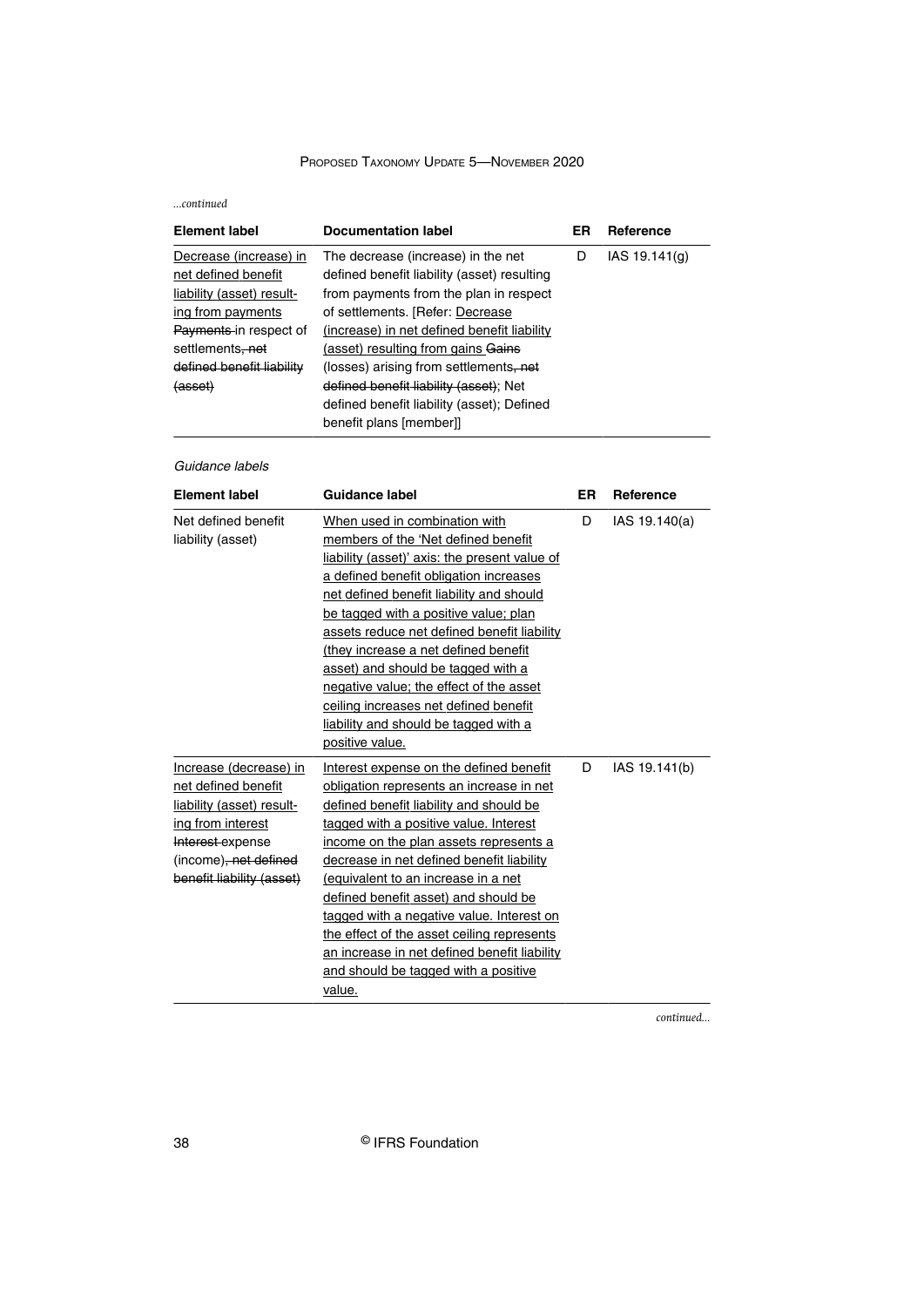*...continued*

| Element label | Documentation label | ER | Reference |
|---|---|---|---|
| Decrease (increase) in net defined benefit liability (asset) resulting from payments ~~Payments~~ in respect of settlements~~, net defined benefit liability (asset)~~ | The decrease (increase) in the net defined benefit liability (asset) resulting from payments from the plan in respect of settlements. [Refer: Decrease (increase) in net defined benefit liability (asset) resulting from gains ~~Gains~~ (losses) arising from settlements~~, net defined benefit liability (asset)~~; Net defined benefit liability (asset); Defined benefit plans [member]] | D | IAS 19.141(g) |

*Guidance labels*

| Element label | Guidance label | ER | Reference |
|---|---|---|---|
| Net defined benefit liability (asset) | When used in combination with members of the 'Net defined benefit liability (asset)' axis: the present value of a defined benefit obligation increases net defined benefit liability and should be tagged with a positive value; plan assets reduce net defined benefit liability (they increase a net defined benefit asset) and should be tagged with a negative value; the effect of the asset ceiling increases net defined benefit liability and should be tagged with a positive value. | D | IAS 19.140(a) |
| Increase (decrease) in net defined benefit liability (asset) resulting from interest ~~Interest~~ expense (income)~~, net defined benefit liability (asset)~~ | Interest expense on the defined benefit obligation represents an increase in net defined benefit liability and should be tagged with a positive value. Interest income on the plan assets represents a decrease in net defined benefit liability (equivalent to an increase in a net defined benefit asset) and should be tagged with a negative value. Interest on the effect of the asset ceiling represents an increase in net defined benefit liability and should be tagged with a positive value. | D | IAS 19.141(b) |

*continued...*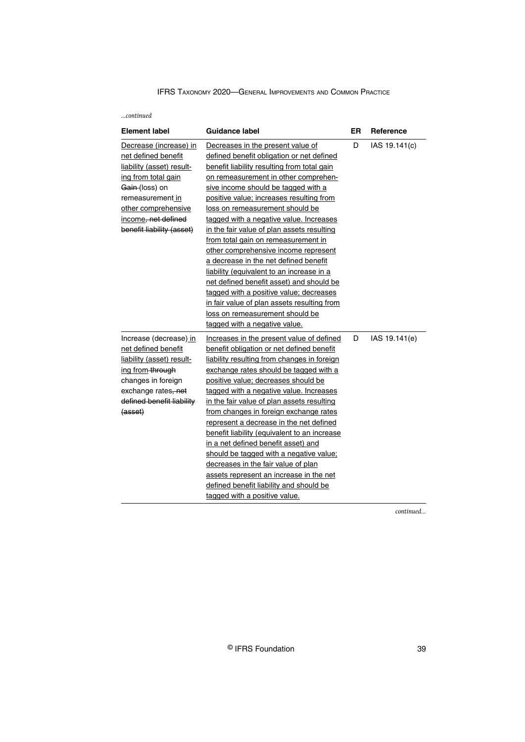*...continued*

| Element label | Guidance label | ER | Reference |
|---|---|---|---|
| Decrease (increase) in net defined benefit liability (asset) resulting from total gain ~~Gain~~ (loss) on remeasurement in other comprehensive income~~, net defined benefit liability (asset)~~ | Decreases in the present value of defined benefit obligation or net defined benefit liability resulting from total gain on remeasurement in other comprehensive income should be tagged with a positive value; increases resulting from loss on remeasurement should be tagged with a negative value. Increases in the fair value of plan assets resulting from total gain on remeasurement in other comprehensive income represent a decrease in the net defined benefit liability (equivalent to an increase in a net defined benefit asset) and should be tagged with a positive value; decreases in fair value of plan assets resulting from loss on remeasurement should be tagged with a negative value. | D | IAS 19.141(c) |
| Increase (decrease) in net defined benefit liability (asset) resulting from ~~through~~ changes in foreign exchange rates~~, net defined benefit liability (asset)~~ | Increases in the present value of defined benefit obligation or net defined benefit liability resulting from changes in foreign exchange rates should be tagged with a positive value; decreases should be tagged with a negative value. Increases in the fair value of plan assets resulting from changes in foreign exchange rates represent a decrease in the net defined benefit liability (equivalent to an increase in a net defined benefit asset) and should be tagged with a negative value; decreases in the fair value of plan assets represent an increase in the net defined benefit liability and should be tagged with a positive value. | D | IAS 19.141(e) |

*continued...*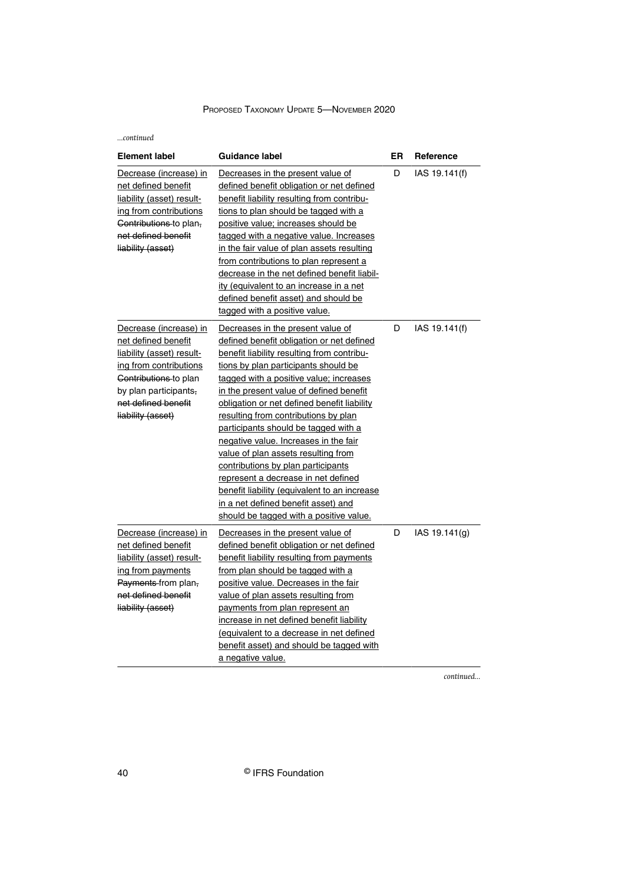*...continued*

| Element label | Guidance label | ER | Reference |
|---|---|---|---|
| Decrease (increase) in net defined benefit liability (asset) resulting from contributions ~~Contributions~~ to plan~~, net defined benefit liability (asset)~~ | Decreases in the present value of defined benefit obligation or net defined benefit liability resulting from contributions to plan should be tagged with a positive value; increases should be tagged with a negative value. Increases in the fair value of plan assets resulting from contributions to plan represent a decrease in the net defined benefit liability (equivalent to an increase in a net defined benefit asset) and should be tagged with a positive value. | D | IAS 19.141(f) |
| Decrease (increase) in net defined benefit liability (asset) resulting from contributions ~~Contributions~~ to plan by plan participants~~, net defined benefit liability (asset)~~ | Decreases in the present value of defined benefit obligation or net defined benefit liability resulting from contributions by plan participants should be tagged with a positive value; increases in the present value of defined benefit obligation or net defined benefit liability resulting from contributions by plan participants should be tagged with a negative value. Increases in the fair value of plan assets resulting from contributions by plan participants represent a decrease in net defined benefit liability (equivalent to an increase in a net defined benefit asset) and should be tagged with a positive value. | D | IAS 19.141(f) |
| Decrease (increase) in net defined benefit liability (asset) resulting from payments ~~Payments~~ from plan~~, net defined benefit liability (asset)~~ | Decreases in the present value of defined benefit obligation or net defined benefit liability resulting from payments from plan should be tagged with a positive value. Decreases in the fair value of plan assets resulting from payments from plan represent an increase in net defined benefit liability (equivalent to a decrease in net defined benefit asset) and should be tagged with a negative value. | D | IAS 19.141(g) |

*continued...*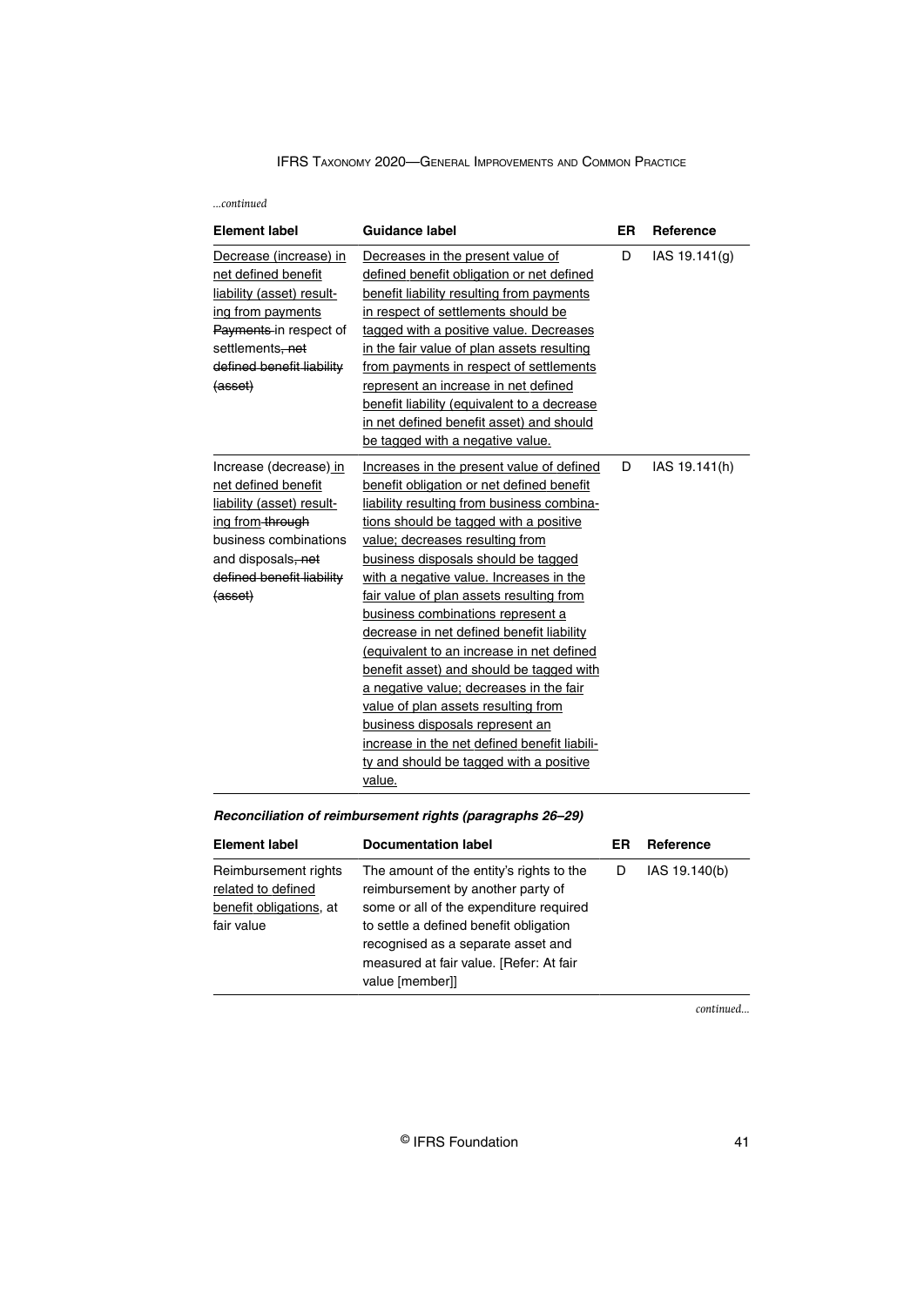*...continued*

| Element label | Guidance label | ER | Reference |
|---|---|---|---|
| Decrease (increase) in net defined benefit liability (asset) resulting from payments ~~Payments~~ in respect of settlements~~, net defined benefit liability (asset)~~ | Decreases in the present value of defined benefit obligation or net defined benefit liability resulting from payments in respect of settlements should be tagged with a positive value. Decreases in the fair value of plan assets resulting from payments in respect of settlements represent an increase in net defined benefit liability (equivalent to a decrease in net defined benefit asset) and should be tagged with a negative value. | D | IAS 19.141(g) |
| Increase (decrease) in net defined benefit liability (asset) resulting from ~~through~~ business combinations and disposals~~, net defined benefit liability (asset)~~ | Increases in the present value of defined benefit obligation or net defined benefit liability resulting from business combinations should be tagged with a positive value; decreases resulting from business disposals should be tagged with a negative value. Increases in the fair value of plan assets resulting from business combinations represent a decrease in net defined benefit liability (equivalent to an increase in net defined benefit asset) and should be tagged with a negative value; decreases in the fair value of plan assets resulting from business disposals represent an increase in the net defined benefit liability and should be tagged with a positive value. | D | IAS 19.141(h) |

***Reconciliation of reimbursement rights (paragraphs 26–29)***

| Element label | Documentation label | ER | Reference |
|---|---|---|---|
| Reimbursement rights related to defined benefit obligations, at fair value | The amount of the entity's rights to the reimbursement by another party of some or all of the expenditure required to settle a defined benefit obligation recognised as a separate asset and measured at fair value. [Refer: At fair value [member]] | D | IAS 19.140(b) |

*continued...*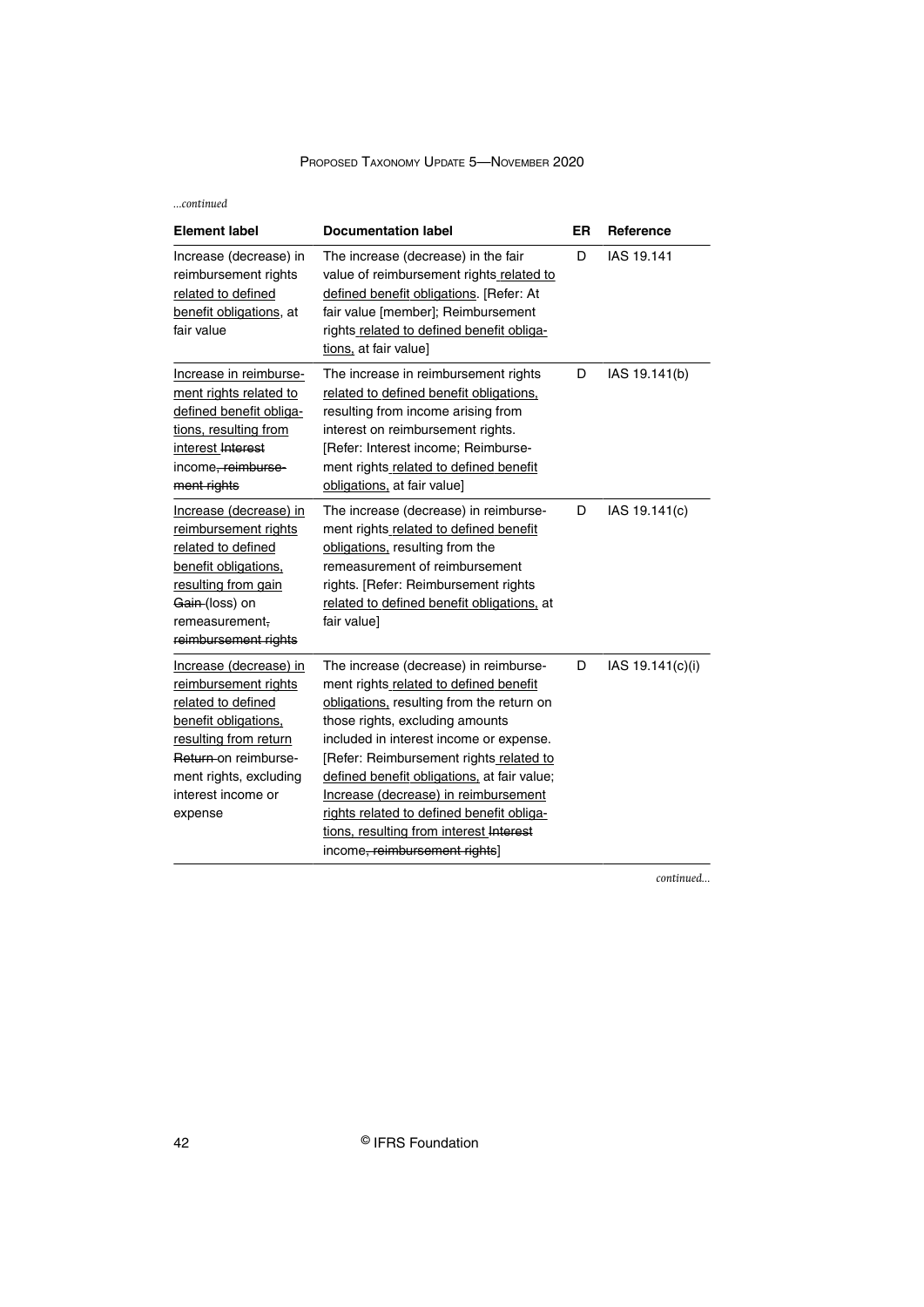*...continued*

| Element label | Documentation label | ER | Reference |
|---|---|---|---|
| Increase (decrease) in reimbursement rights <u>related to defined benefit obligations</u>, at fair value | The increase (decrease) in the fair value of reimbursement rights<u> related to defined benefit obligations</u>. [Refer: At fair value [member]; Reimbursement rights<u> related to defined benefit obligations,</u> at fair value] | D | IAS 19.141 |
| <u>Increase in reimbursement rights related to defined benefit obligations, resulting from interest</u> ~~Interest~~ income~~, reimbursement rights~~ | The increase in reimbursement rights <u>related to defined benefit obligations,</u> resulting from income arising from interest on reimbursement rights. [Refer: Interest income; Reimbursement rights<u> related to defined benefit obligations,</u> at fair value] | D | IAS 19.141(b) |
| <u>Increase (decrease) in reimbursement rights related to defined benefit obligations, resulting from gain</u> ~~Gain~~ (loss) on remeasurement~~, reimbursement rights~~ | The increase (decrease) in reimbursement rights<u> related to defined benefit obligations,</u> resulting from the remeasurement of reimbursement rights. [Refer: Reimbursement rights <u>related to defined benefit obligations,</u> at fair value] | D | IAS 19.141(c) |
| <u>Increase (decrease) in reimbursement rights related to defined benefit obligations, resulting from return</u> ~~Return~~ on reimbursement rights, excluding interest income or expense | The increase (decrease) in reimbursement rights<u> related to defined benefit obligations,</u> resulting from the return on those rights, excluding amounts included in interest income or expense. [Refer: Reimbursement rights<u> related to defined benefit obligations,</u> at fair value; <u>Increase (decrease) in reimbursement rights related to defined benefit obligations, resulting from interest</u> ~~Interest~~ income~~, reimbursement rights~~] | D | IAS 19.141(c)(i) |

*continued...*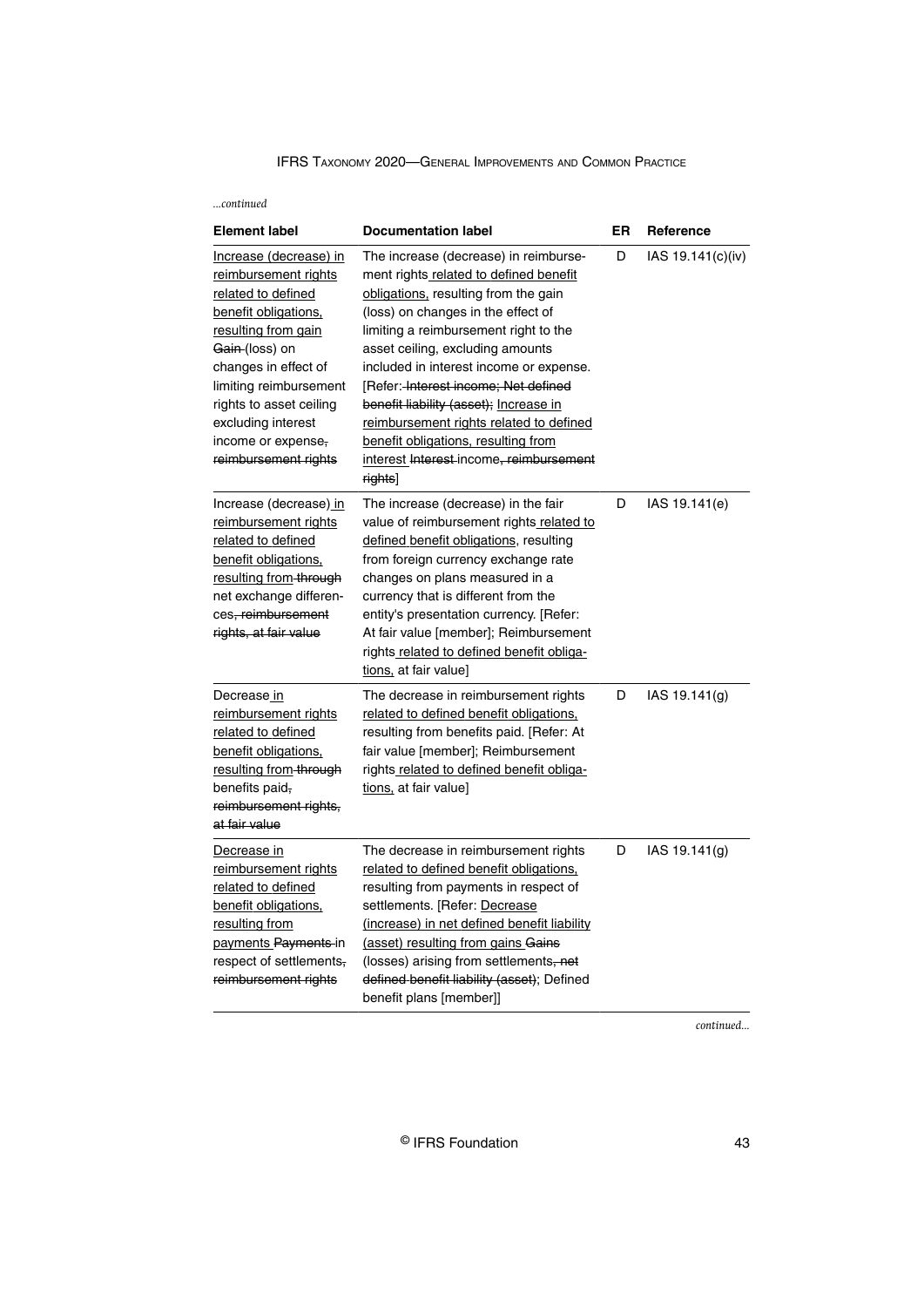*...continued*

| Element label | Documentation label | ER | Reference |
|---|---|---|---|
| <u>Increase (decrease) in reimbursement rights related to defined benefit obligations, resulting from gain</u> ~~Gain~~ (loss) on changes in effect of limiting reimbursement rights to asset ceiling excluding interest income or expense~~, reimbursement rights~~ | The increase (decrease) in reimbursement rights<u> related to defined benefit obligations,</u> resulting from the gain (loss) on changes in the effect of limiting a reimbursement right to the asset ceiling, excluding amounts included in interest income or expense. [Refer: ~~Interest income; Net defined benefit liability (asset);~~ <u>Increase in reimbursement rights related to defined benefit obligations, resulting from interest</u> ~~Interest~~ income~~, reimbursement rights~~] | D | IAS 19.141(c)(iv) |
| Increase (decrease)<u> in reimbursement rights related to defined benefit obligations, resulting from</u> ~~through~~ net exchange differences~~, reimbursement rights, at fair value~~ | The increase (decrease) in the fair value of reimbursement rights<u> related to defined benefit obligations</u>, resulting from foreign currency exchange rate changes on plans measured in a currency that is different from the entity's presentation currency. [Refer: At fair value [member]; Reimbursement rights<u> related to defined benefit obligations,</u> at fair value] | D | IAS 19.141(e) |
| Decrease<u> in reimbursement rights related to defined benefit obligations, resulting from</u> ~~through~~ benefits paid~~, reimbursement rights, at fair value~~ | The decrease in reimbursement rights <u>related to defined benefit obligations,</u> resulting from benefits paid. [Refer: At fair value [member]; Reimbursement rights<u> related to defined benefit obligations,</u> at fair value] | D | IAS 19.141(g) |
| <u>Decrease in reimbursement rights related to defined benefit obligations, resulting from payments</u> ~~Payments~~ in respect of settlements~~, reimbursement rights~~ | The decrease in reimbursement rights <u>related to defined benefit obligations,</u> resulting from payments in respect of settlements. [Refer: <u>Decrease (increase) in net defined benefit liability (asset) resulting from gains</u> ~~Gains~~ (losses) arising from settlements~~, net defined benefit liability (asset)~~; Defined benefit plans [member]] | D | IAS 19.141(g) |

*continued...*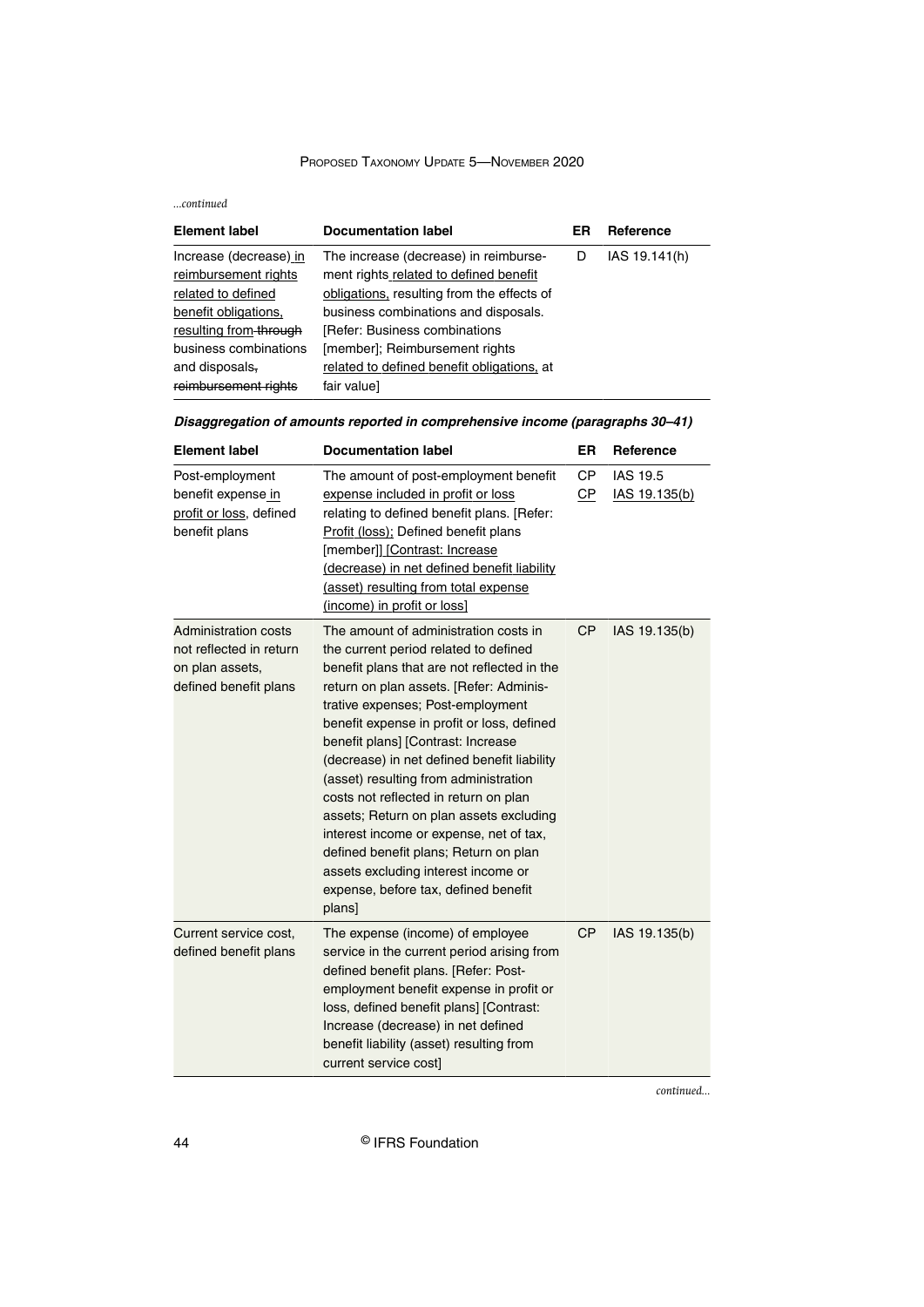*...continued*

| Element label | Documentation label | ER | Reference |
|---|---|---|---|
| Increase (decrease) in reimbursement rights related to defined benefit obligations, resulting from ~~through~~ business combinations and disposals~~, reimbursement rights~~ | The increase (decrease) in reimbursement rights related to defined benefit obligations, resulting from the effects of business combinations and disposals. [Refer: Business combinations [member]; Reimbursement rights related to defined benefit obligations, at fair value] | D | IAS 19.141(h) |

***Disaggregation of amounts reported in comprehensive income (paragraphs 30–41)***

| Element label | Documentation label | ER | Reference |
|---|---|---|---|
| Post-employment benefit expense in profit or loss, defined benefit plans | The amount of post-employment benefit expense included in profit or loss relating to defined benefit plans. [Refer: Profit (loss); Defined benefit plans [member]] [Contrast: Increase (decrease) in net defined benefit liability (asset) resulting from total expense (income) in profit or loss] | CP<br>CP | IAS 19.5<br>IAS 19.135(b) |
| Administration costs not reflected in return on plan assets, defined benefit plans | The amount of administration costs in the current period related to defined benefit plans that are not reflected in the return on plan assets. [Refer: Administrative expenses; Post-employment benefit expense in profit or loss, defined benefit plans] [Contrast: Increase (decrease) in net defined benefit liability (asset) resulting from administration costs not reflected in return on plan assets; Return on plan assets excluding interest income or expense, net of tax, defined benefit plans; Return on plan assets excluding interest income or expense, before tax, defined benefit plans] | CP | IAS 19.135(b) |
| Current service cost, defined benefit plans | The expense (income) of employee service in the current period arising from defined benefit plans. [Refer: Post-employment benefit expense in profit or loss, defined benefit plans] [Contrast: Increase (decrease) in net defined benefit liability (asset) resulting from current service cost] | CP | IAS 19.135(b) |

*continued...*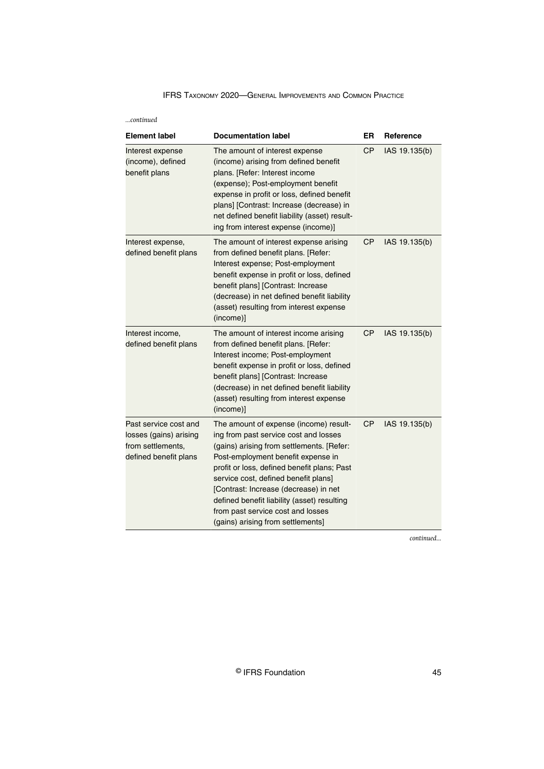*...continued*

| Element label | Documentation label | ER | Reference |
|---|---|---|---|
| Interest expense (income), defined benefit plans | The amount of interest expense (income) arising from defined benefit plans. [Refer: Interest income (expense); Post-employment benefit expense in profit or loss, defined benefit plans] [Contrast: Increase (decrease) in net defined benefit liability (asset) resulting from interest expense (income)] | CP | IAS 19.135(b) |
| Interest expense, defined benefit plans | The amount of interest expense arising from defined benefit plans. [Refer: Interest expense; Post-employment benefit expense in profit or loss, defined benefit plans] [Contrast: Increase (decrease) in net defined benefit liability (asset) resulting from interest expense (income)] | CP | IAS 19.135(b) |
| Interest income, defined benefit plans | The amount of interest income arising from defined benefit plans. [Refer: Interest income; Post-employment benefit expense in profit or loss, defined benefit plans] [Contrast: Increase (decrease) in net defined benefit liability (asset) resulting from interest expense (income)] | CP | IAS 19.135(b) |
| Past service cost and losses (gains) arising from settlements, defined benefit plans | The amount of expense (income) resulting from past service cost and losses (gains) arising from settlements. [Refer: Post-employment benefit expense in profit or loss, defined benefit plans; Past service cost, defined benefit plans] [Contrast: Increase (decrease) in net defined benefit liability (asset) resulting from past service cost and losses (gains) arising from settlements] | CP | IAS 19.135(b) |

*continued...*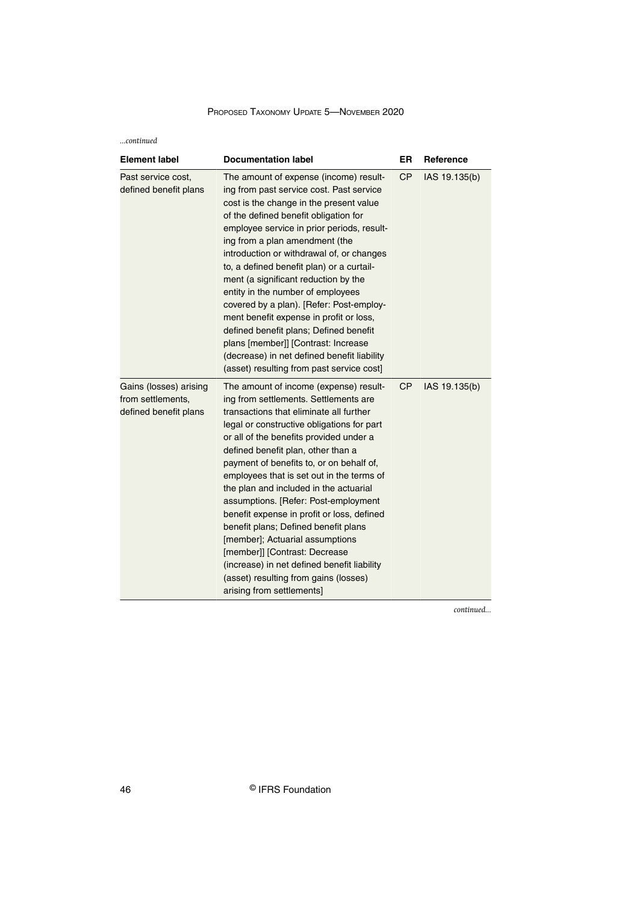*...continued*

| Element label | Documentation label | ER | Reference |
|---|---|---|---|
| Past service cost, defined benefit plans | The amount of expense (income) resulting from past service cost. Past service cost is the change in the present value of the defined benefit obligation for employee service in prior periods, resulting from a plan amendment (the introduction or withdrawal of, or changes to, a defined benefit plan) or a curtailment (a significant reduction by the entity in the number of employees covered by a plan). [Refer: Post-employment benefit expense in profit or loss, defined benefit plans; Defined benefit plans [member]] [Contrast: Increase (decrease) in net defined benefit liability (asset) resulting from past service cost] | CP | IAS 19.135(b) |
| Gains (losses) arising from settlements, defined benefit plans | The amount of income (expense) resulting from settlements. Settlements are transactions that eliminate all further legal or constructive obligations for part or all of the benefits provided under a defined benefit plan, other than a payment of benefits to, or on behalf of, employees that is set out in the terms of the plan and included in the actuarial assumptions. [Refer: Post-employment benefit expense in profit or loss, defined benefit plans; Defined benefit plans [member]; Actuarial assumptions [member]] [Contrast: Decrease (increase) in net defined benefit liability (asset) resulting from gains (losses) arising from settlements] | CP | IAS 19.135(b) |

*continued...*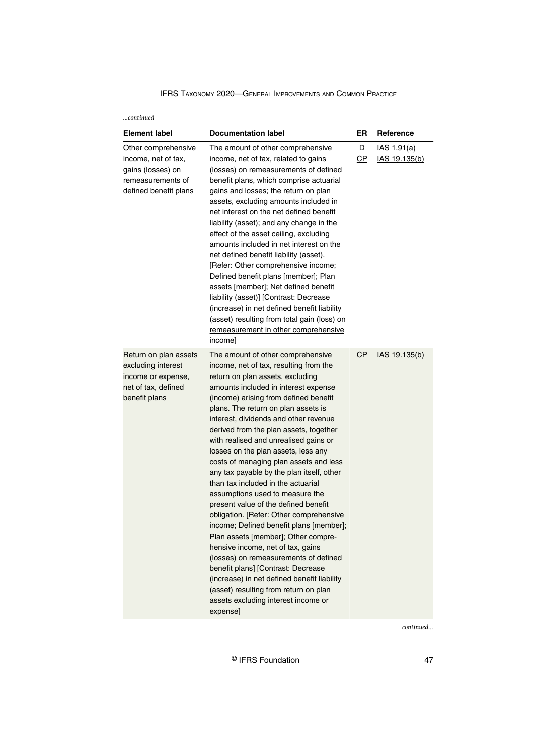*...continued*

| Element label | Documentation label | ER | Reference |
|---|---|---|---|
| Other comprehensive income, net of tax, gains (losses) on remeasurements of defined benefit plans | The amount of other comprehensive income, net of tax, related to gains (losses) on remeasurements of defined benefit plans, which comprise actuarial gains and losses; the return on plan assets, excluding amounts included in net interest on the net defined benefit liability (asset); and any change in the effect of the asset ceiling, excluding amounts included in net interest on the net defined benefit liability (asset). [Refer: Other comprehensive income; Defined benefit plans [member]; Plan assets [member]; Net defined benefit liability (asset)] [Contrast: Decrease (increase) in net defined benefit liability (asset) resulting from total gain (loss) on remeasurement in other comprehensive income] | D<br>CP | IAS 1.91(a)<br>IAS 19.135(b) |
| Return on plan assets excluding interest income or expense, net of tax, defined benefit plans | The amount of other comprehensive income, net of tax, resulting from the return on plan assets, excluding amounts included in interest expense (income) arising from defined benefit plans. The return on plan assets is interest, dividends and other revenue derived from the plan assets, together with realised and unrealised gains or losses on the plan assets, less any costs of managing plan assets and less any tax payable by the plan itself, other than tax included in the actuarial assumptions used to measure the present value of the defined benefit obligation. [Refer: Other comprehensive income; Defined benefit plans [member]; Plan assets [member]; Other comprehensive income, net of tax, gains (losses) on remeasurements of defined benefit plans] [Contrast: Decrease (increase) in net defined benefit liability (asset) resulting from return on plan assets excluding interest income or expense] | CP | IAS 19.135(b) |

*continued...*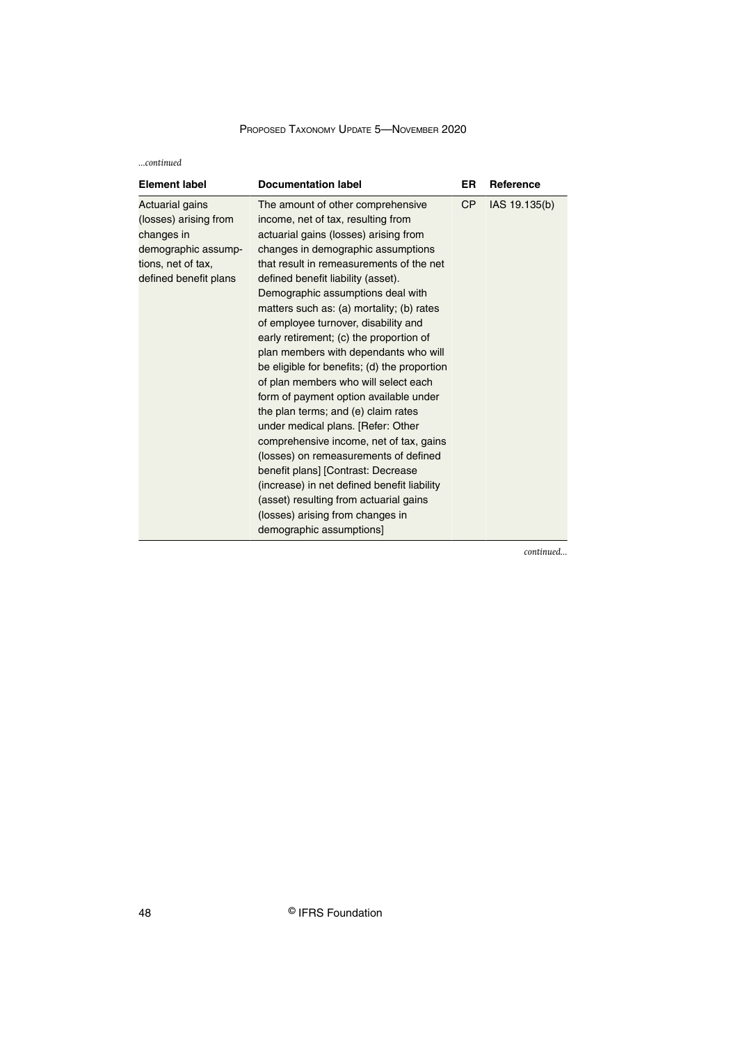*...continued*

| Element label | Documentation label | ER | Reference |
|---|---|---|---|
| Actuarial gains (losses) arising from changes in demographic assumptions, net of tax, defined benefit plans | The amount of other comprehensive income, net of tax, resulting from actuarial gains (losses) arising from changes in demographic assumptions that result in remeasurements of the net defined benefit liability (asset). Demographic assumptions deal with matters such as: (a) mortality; (b) rates of employee turnover, disability and early retirement; (c) the proportion of plan members with dependants who will be eligible for benefits; (d) the proportion of plan members who will select each form of payment option available under the plan terms; and (e) claim rates under medical plans. [Refer: Other comprehensive income, net of tax, gains (losses) on remeasurements of defined benefit plans] [Contrast: Decrease (increase) in net defined benefit liability (asset) resulting from actuarial gains (losses) arising from changes in demographic assumptions] | CP | IAS 19.135(b) |

*continued...*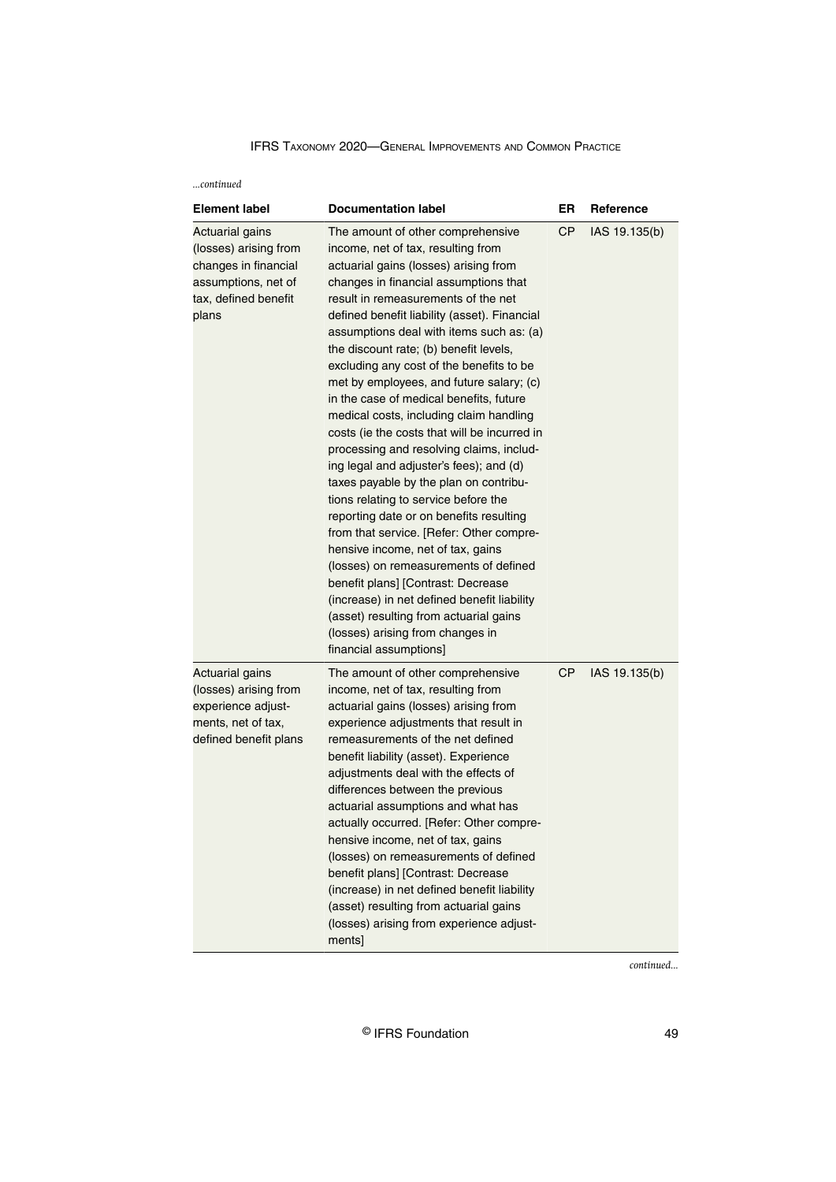*...continued*

| Element label | Documentation label | ER | Reference |
|---|---|---|---|
| Actuarial gains (losses) arising from changes in financial assumptions, net of tax, defined benefit plans | The amount of other comprehensive income, net of tax, resulting from actuarial gains (losses) arising from changes in financial assumptions that result in remeasurements of the net defined benefit liability (asset). Financial assumptions deal with items such as: (a) the discount rate; (b) benefit levels, excluding any cost of the benefits to be met by employees, and future salary; (c) in the case of medical benefits, future medical costs, including claim handling costs (ie the costs that will be incurred in processing and resolving claims, including legal and adjuster's fees); and (d) taxes payable by the plan on contributions relating to service before the reporting date or on benefits resulting from that service. [Refer: Other comprehensive income, net of tax, gains (losses) on remeasurements of defined benefit plans] [Contrast: Decrease (increase) in net defined benefit liability (asset) resulting from actuarial gains (losses) arising from changes in financial assumptions] | CP | IAS 19.135(b) |
| Actuarial gains (losses) arising from experience adjustments, net of tax, defined benefit plans | The amount of other comprehensive income, net of tax, resulting from actuarial gains (losses) arising from experience adjustments that result in remeasurements of the net defined benefit liability (asset). Experience adjustments deal with the effects of differences between the previous actuarial assumptions and what has actually occurred. [Refer: Other comprehensive income, net of tax, gains (losses) on remeasurements of defined benefit plans] [Contrast: Decrease (increase) in net defined benefit liability (asset) resulting from actuarial gains (losses) arising from experience adjustments] | CP | IAS 19.135(b) |

*continued...*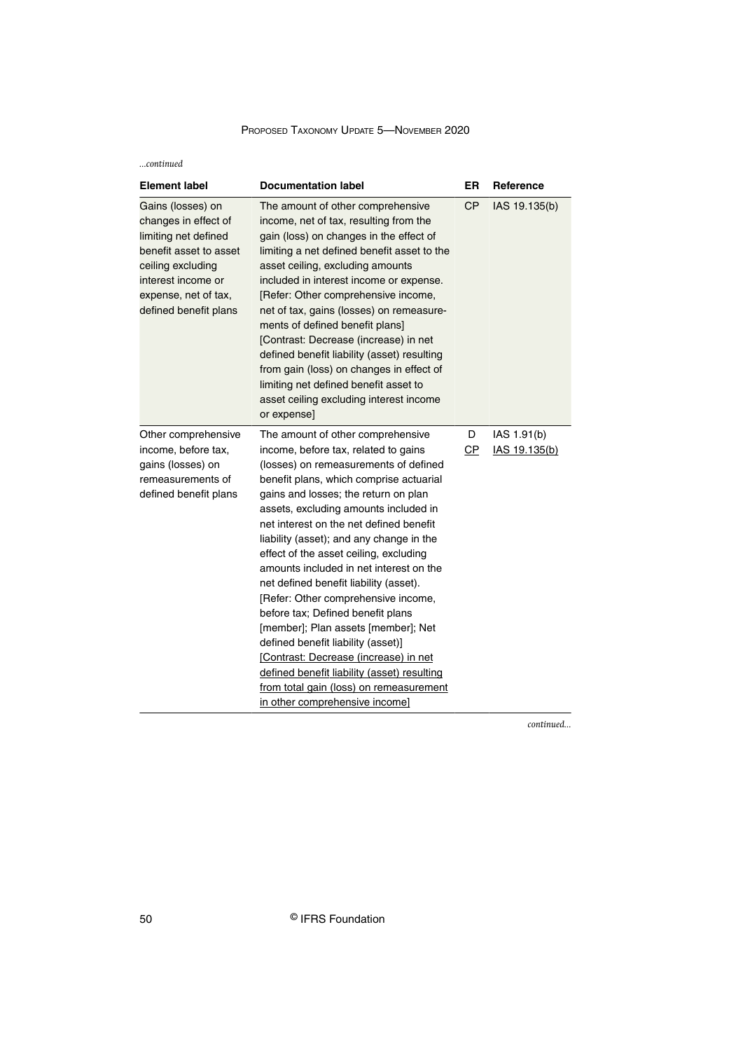*...continued*

| Element label | Documentation label | ER | Reference |
|---|---|---|---|
| Gains (losses) on changes in effect of limiting net defined benefit asset to asset ceiling excluding interest income or expense, net of tax, defined benefit plans | The amount of other comprehensive income, net of tax, resulting from the gain (loss) on changes in the effect of limiting a net defined benefit asset to the asset ceiling, excluding amounts included in interest income or expense. [Refer: Other comprehensive income, net of tax, gains (losses) on remeasurements of defined benefit plans] [Contrast: Decrease (increase) in net defined benefit liability (asset) resulting from gain (loss) on changes in effect of limiting net defined benefit asset to asset ceiling excluding interest income or expense] | CP | IAS 19.135(b) |
| Other comprehensive income, before tax, gains (losses) on remeasurements of defined benefit plans | The amount of other comprehensive income, before tax, related to gains (losses) on remeasurements of defined benefit plans, which comprise actuarial gains and losses; the return on plan assets, excluding amounts included in net interest on the net defined benefit liability (asset); and any change in the effect of the asset ceiling, excluding amounts included in net interest on the net defined benefit liability (asset). [Refer: Other comprehensive income, before tax; Defined benefit plans [member]; Plan assets [member]; Net defined benefit liability (asset)] <u>[Contrast: Decrease (increase) in net defined benefit liability (asset) resulting from total gain (loss) on remeasurement in other comprehensive income]</u> | D <u>CP</u> | IAS 1.91(b) <u>IAS 19.135(b)</u> |

*continued...*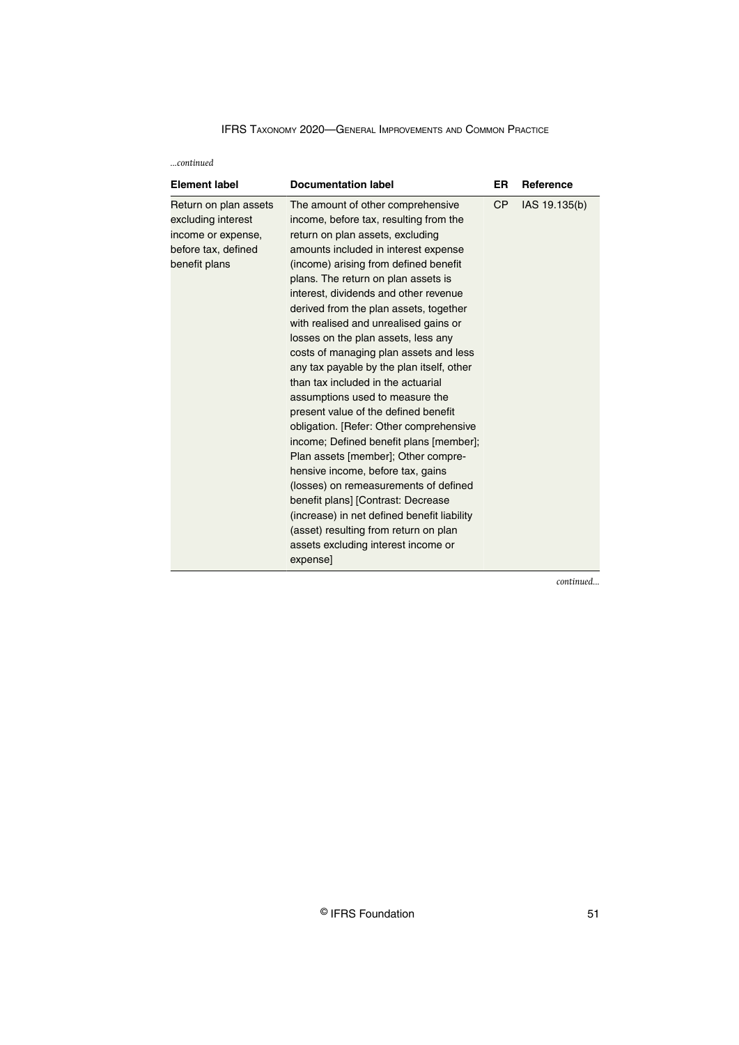*...continued*

| Element label | Documentation label | ER | Reference |
|---|---|---|---|
| Return on plan assets excluding interest income or expense, before tax, defined benefit plans | The amount of other comprehensive income, before tax, resulting from the return on plan assets, excluding amounts included in interest expense (income) arising from defined benefit plans. The return on plan assets is interest, dividends and other revenue derived from the plan assets, together with realised and unrealised gains or losses on the plan assets, less any costs of managing plan assets and less any tax payable by the plan itself, other than tax included in the actuarial assumptions used to measure the present value of the defined benefit obligation. [Refer: Other comprehensive income; Defined benefit plans [member]; Plan assets [member]; Other comprehensive income, before tax, gains (losses) on remeasurements of defined benefit plans] [Contrast: Decrease (increase) in net defined benefit liability (asset) resulting from return on plan assets excluding interest income or expense] | CP | IAS 19.135(b) |

*continued...*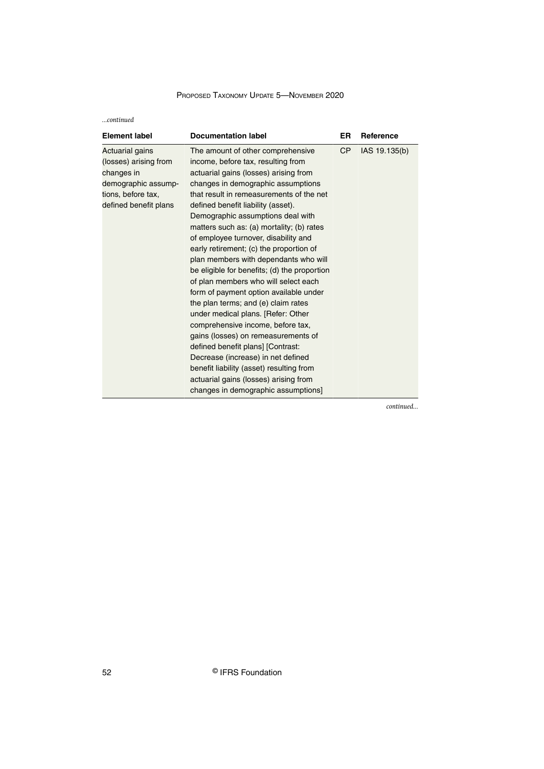*...continued*

| Element label | Documentation label | ER | Reference |
|---|---|---|---|
| Actuarial gains (losses) arising from changes in demographic assumptions, before tax, defined benefit plans | The amount of other comprehensive income, before tax, resulting from actuarial gains (losses) arising from changes in demographic assumptions that result in remeasurements of the net defined benefit liability (asset). Demographic assumptions deal with matters such as: (a) mortality; (b) rates of employee turnover, disability and early retirement; (c) the proportion of plan members with dependants who will be eligible for benefits; (d) the proportion of plan members who will select each form of payment option available under the plan terms; and (e) claim rates under medical plans. [Refer: Other comprehensive income, before tax, gains (losses) on remeasurements of defined benefit plans] [Contrast: Decrease (increase) in net defined benefit liability (asset) resulting from actuarial gains (losses) arising from changes in demographic assumptions] | CP | IAS 19.135(b) |

*continued...*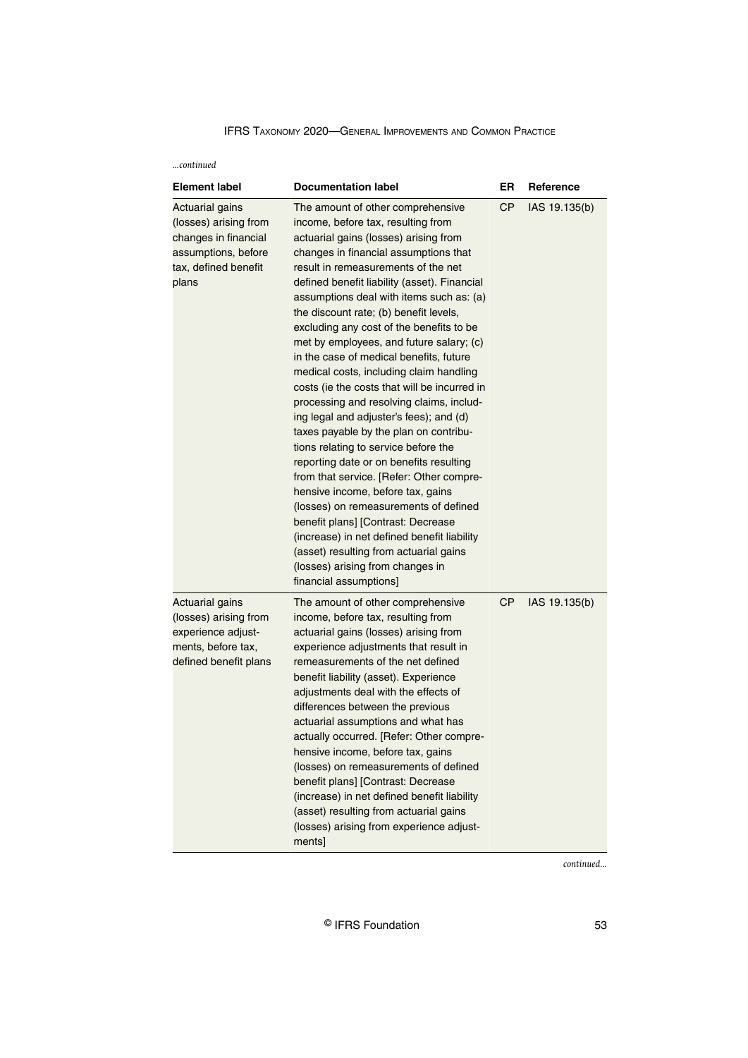*...continued*

| Element label | Documentation label | ER | Reference |
|---|---|---|---|
| Actuarial gains (losses) arising from changes in financial assumptions, before tax, defined benefit plans | The amount of other comprehensive income, before tax, resulting from actuarial gains (losses) arising from changes in financial assumptions that result in remeasurements of the net defined benefit liability (asset). Financial assumptions deal with items such as: (a) the discount rate; (b) benefit levels, excluding any cost of the benefits to be met by employees, and future salary; (c) in the case of medical benefits, future medical costs, including claim handling costs (ie the costs that will be incurred in processing and resolving claims, including legal and adjuster's fees); and (d) taxes payable by the plan on contributions relating to service before the reporting date or on benefits resulting from that service. [Refer: Other comprehensive income, before tax, gains (losses) on remeasurements of defined benefit plans] [Contrast: Decrease (increase) in net defined benefit liability (asset) resulting from actuarial gains (losses) arising from changes in financial assumptions] | CP | IAS 19.135(b) |
| Actuarial gains (losses) arising from experience adjustments, before tax, defined benefit plans | The amount of other comprehensive income, before tax, resulting from actuarial gains (losses) arising from experience adjustments that result in remeasurements of the net defined benefit liability (asset). Experience adjustments deal with the effects of differences between the previous actuarial assumptions and what has actually occurred. [Refer: Other comprehensive income, before tax, gains (losses) on remeasurements of defined benefit plans] [Contrast: Decrease (increase) in net defined benefit liability (asset) resulting from actuarial gains (losses) arising from experience adjustments] | CP | IAS 19.135(b) |

*continued...*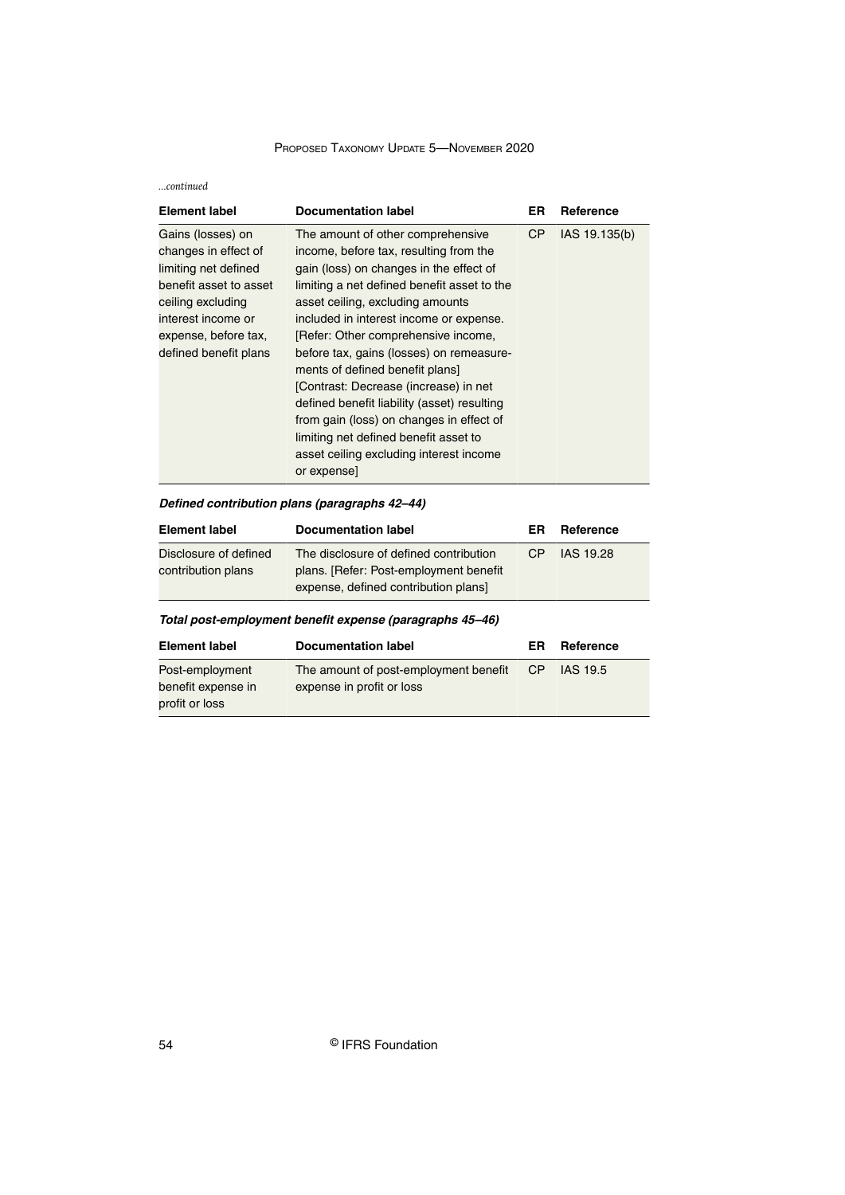*...continued*

| Element label | Documentation label | ER | Reference |
| --- | --- | --- | --- |
| Gains (losses) on changes in effect of limiting net defined benefit asset to asset ceiling excluding interest income or expense, before tax, defined benefit plans | The amount of other comprehensive income, before tax, resulting from the gain (loss) on changes in the effect of limiting a net defined benefit asset to the asset ceiling, excluding amounts included in interest income or expense. [Refer: Other comprehensive income, before tax, gains (losses) on remeasurements of defined benefit plans] [Contrast: Decrease (increase) in net defined benefit liability (asset) resulting from gain (loss) on changes in effect of limiting net defined benefit asset to asset ceiling excluding interest income or expense] | CP | IAS 19.135(b) |

***Defined contribution plans (paragraphs 42–44)***

| Element label | Documentation label | ER | Reference |
| --- | --- | --- | --- |
| Disclosure of defined contribution plans | The disclosure of defined contribution plans. [Refer: Post-employment benefit expense, defined contribution plans] | CP | IAS 19.28 |

***Total post-employment benefit expense (paragraphs 45–46)***

| Element label | Documentation label | ER | Reference |
| --- | --- | --- | --- |
| Post-employment benefit expense in profit or loss | The amount of post-employment benefit expense in profit or loss | CP | IAS 19.5 |